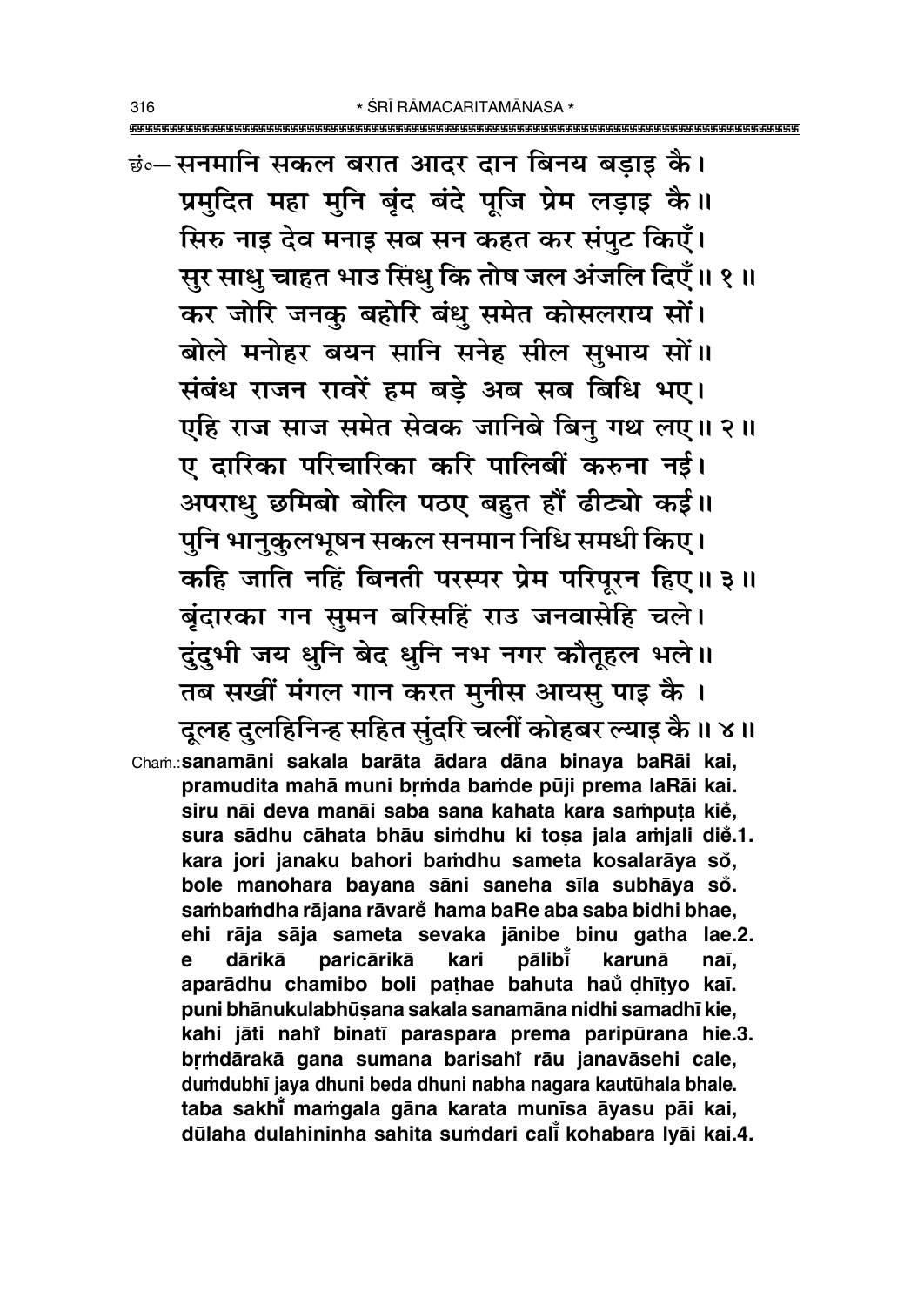छं०— सनमानि सकल बरात आदर दान बिनय बड़ाइ कै।
प्रमुदित महा मुनि बृंद बंदे पूजि प्रेम लड़ाइ कै॥
सिरु नाइ देव मनाइ सब सन कहत कर संपुट किएँ।
सुर साधु चाहत भाउ सिंधु कि तोष जल अंजलि दिएँ॥ १॥
कर जोरि जनकु बहोरि बंधु समेत कोसलराय सों।
बोले मनोहर बयन सानि सनेह सील सुभाय सों॥
संबंध राजन रावरें हम बड़े अब सब बिधि भए।
एहि राज साज समेत सेवक जानिबे बिनु गथ लए॥ २॥
ए दारिका परिचारिका करि पालिबीं करुना नई।
अपराधु छमिबो बोलि पठए बहुत हौं ढीट्यो कई॥
पुनि भानुकुलभूषन सकल सनमान निधि समधी किए।
कहि जाति नहिं बिनती परस्पर प्रेम परिपूरन हिए॥ ३॥
बृंदारका गन सुमन बरिसहिं राउ जनवासेहि चले।
दुंदुभी जय धुनि बेद धुनि नभ नगर कौतूहल भले॥
तब सखीं मंगल गान करत मुनीस आयसु पाइ कै।
दूलह दुलहिनिन्ह सहित सुंदरि चलीं कोहबर ल्याइ कै॥ ४॥

**Chaṁ.: sanamāni sakala barāta ādara dāna binaya baRāi kai,**
**pramudita mahā muni bṛṁda baṁde pūji prema laRāi kai.**
**siru nāi deva manāi saba sana kahata kara saṁpuṭa kiĕ,**
**sura sādhu cāhata bhāu siṁdhu ki toṣa jala aṁjali diĕ.1.**
**kara jori janaku bahori baṁdhu sameta kosalarāya sŏ,**
**bole manohara bayana sāni saneha sīla subhāya sŏ.**
**saṁbaṁdha rājana rāvarĕ hama baRe aba saba bidhi bhae,**
**ehi rāja sāja sameta sevaka jānibe binu gatha lae.2.**
**e dārikā paricārikā kari pālibĭ karunā naī,**
**aparādhu chamibo boli paṭhae bahuta haŭ ḍhīṭyo kaī.**
**puni bhānukulabhūṣana sakala sanamāna nidhi samadhī kie,**
**kahi jāti nahĭ binatī paraspara prema paripūrana hie.3.**
**bṛṁdārakā gana sumana barisahĭ rāu janavāsehi cale,**
**duṁdubhī jaya dhuni beda dhuni nabha nagara kautūhala bhale.**
**taba sakhĭ maṁgala gāna karata munīsa āyasu pāi kai,**
**dūlaha dulahininha sahita suṁdari calĭ kohabara lyāi kai.4.**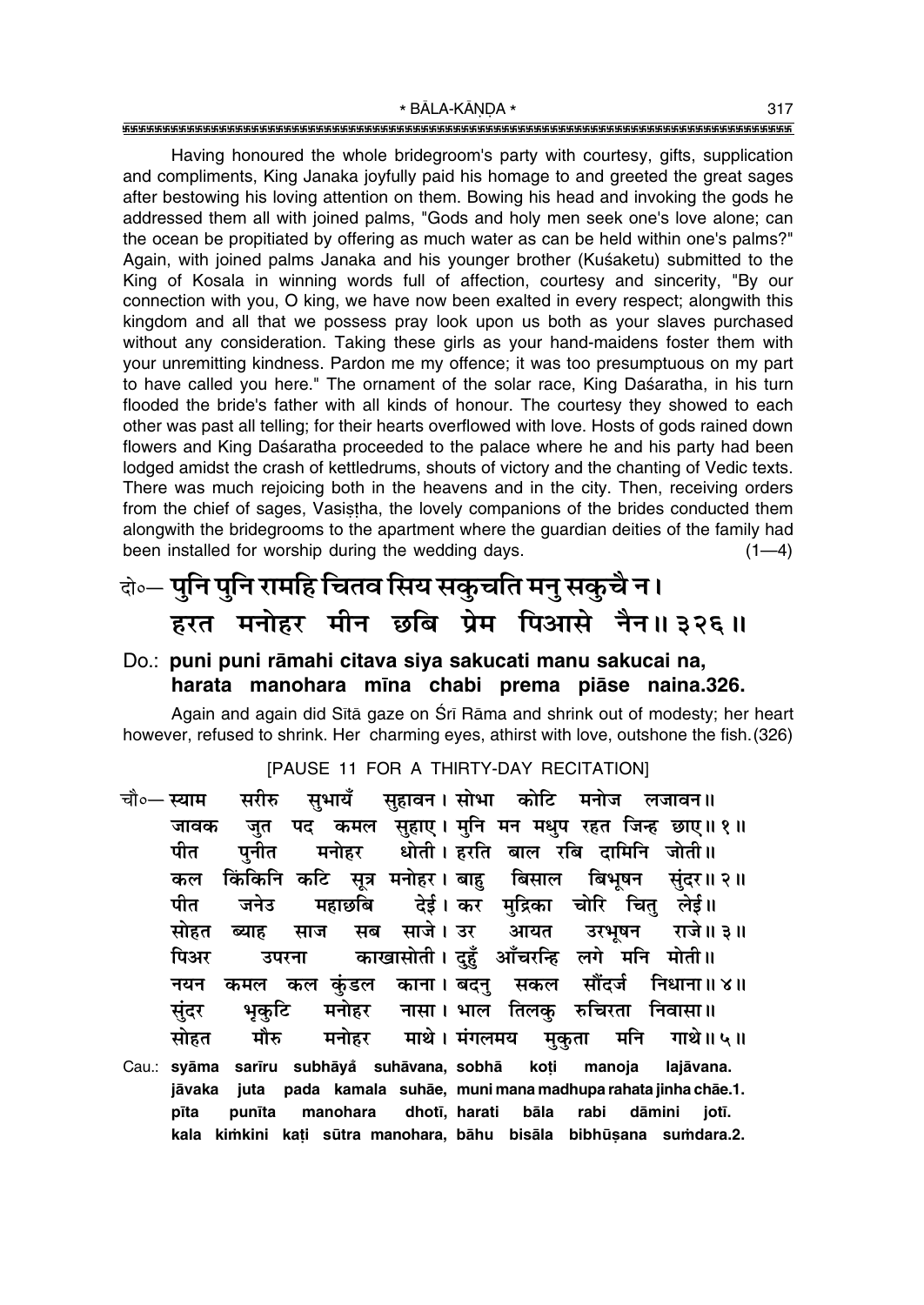Having honoured the whole bridegroom's party with courtesy, gifts, supplication and compliments, King Janaka joyfully paid his homage to and greeted the great sages after bestowing his loving attention on them. Bowing his head and invoking the gods he addressed them all with joined palms, "Gods and holy men seek one's love alone; can the ocean be propitiated by offering as much water as can be held within one's palms?" Again, with joined palms Janaka and his younger brother (Kuśaketu) submitted to the King of Kosala in winning words full of affection, courtesy and sincerity, "By our connection with you, O king, we have now been exalted in every respect; alongwith this kingdom and all that we possess pray look upon us both as your slaves purchased without any consideration. Taking these girls as your hand-maidens foster them with your unremitting kindness. Pardon me my offence; it was too presumptuous on my part to have called you here." The ornament of the solar race, King Daśaratha, in his turn flooded the bride's father with all kinds of honour. The courtesy they showed to each other was past all telling; for their hearts overflowed with love. Hosts of gods rained down flowers and King Daśaratha proceeded to the palace where he and his party had been lodged amidst the crash of kettledrums, shouts of victory and the chanting of Vedic texts. There was much rejoicing both in the heavens and in the city. Then, receiving orders from the chief of sages, Vasiṣṭha, the lovely companions of the brides conducted them alongwith the bridegrooms to the apartment where the guardian deities of the family had been installed for worship during the wedding days. (1—4)

## दो०— पुनि पुनि रामहि चितव सिय सकुचति मनु सकुचै न। हरत मनोहर मीन छबि प्रेम पिआसे नैन॥ ३२६॥

**Do.: puni puni rāmahi citava siya sakucati manu sakucai na, harata manohara mīna chabi prema piāse naina.326.**

Again and again did Sītā gaze on Śrī Rāma and shrink out of modesty; her heart however, refused to shrink. Her charming eyes, athirst with love, outshone the fish. (326)

[PAUSE 11 FOR A THIRTY-DAY RECITATION]

चौ०— स्याम सरीरु सुभायँ सुहावन। सोभा कोटि मनोज लजावन॥
जावक जुत पद कमल सुहाए। मुनि मन मधुप रहत जिन्ह छाए॥ १॥
पीत पुनीत मनोहर धोती। हरति बाल रबि दामिनि जोती॥
कल किंकिनि कटि सूत्र मनोहर। बाहु बिसाल बिभूषन सुंदर॥ २॥
पीत जनेउ महाछबि देई। कर मुद्रिका चोरि चितु लेई॥
सोहत ब्याह साज सब साजे। उर आयत उरभूषन राजे॥ ३॥
पिअर उपरना काखासोती। दुहुँ आँचरन्हि लगे मनि मोती॥
नयन कमल कल कुंडल काना। बदनु सकल सौंदर्ज निधाना॥ ४॥
सुंदर भृकुटि मनोहर नासा। भाल तिलकु रुचिरता निवासा॥
सोहत मौरु मनोहर माथे। मंगलमय मुकुता मनि गाथे॥ ५॥

**Cau.: syāma sarīru subhāyå̐ suhāvana, sobhā koṭi manoja lajāvana. jāvaka juta pada kamala suhāe, muni mana madhupa rahata jinha chāe.1. pīta punīta manohara dhotī, harati bāla rabi dāmini jotī. kala kiṁkini kaṭi sūtra manohara, bāhu bisāla bibhūṣana suṁdara.2.**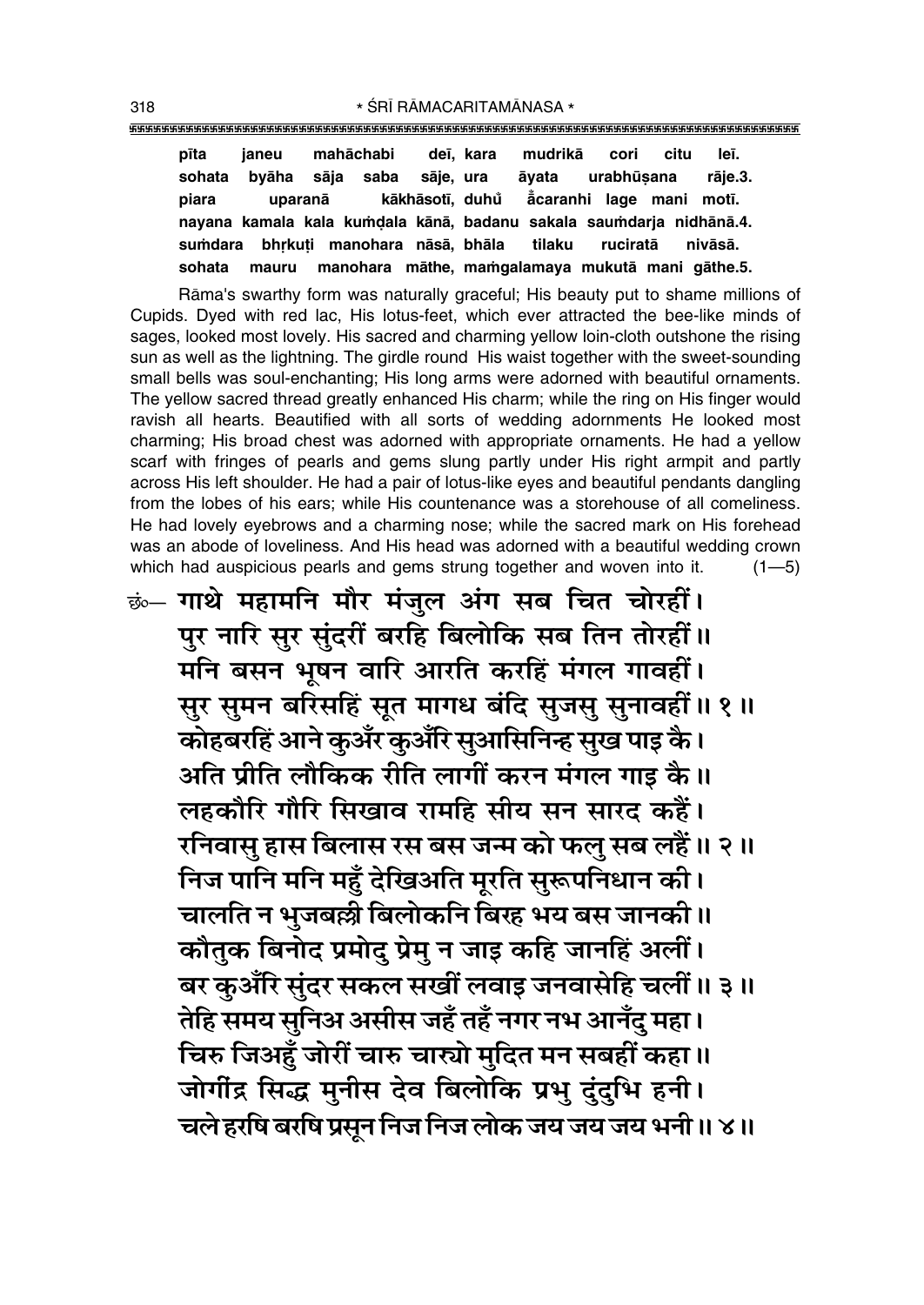pīta janeu mahāchabi deī, kara mudrikā cori citu leī.
sohata byāha sāja saba sāje, ura āyata urabhūṣana rāje.3.
piara uparanā kākhāsotī, duhů ằcaranhi lage mani motī.
nayana kamala kala kumḍala kānā, badanu sakala saumḍarja nidhānā.4.
suṁdara bhṛkuṭi manohara nāsā, bhāla tilaku ruciratā nivāsā.
sohata mauru manohara māthe, maṁgalamaya mukutā mani gāthe.5.

Rāma's swarthy form was naturally graceful; His beauty put to shame millions of Cupids. Dyed with red lac, His lotus-feet, which ever attracted the bee-like minds of sages, looked most lovely. His sacred and charming yellow loin-cloth outshone the rising sun as well as the lightning. The girdle round His waist together with the sweet-sounding small bells was soul-enchanting; His long arms were adorned with beautiful ornaments. The yellow sacred thread greatly enhanced His charm; while the ring on His finger would ravish all hearts. Beautified with all sorts of wedding adornments He looked most charming; His broad chest was adorned with appropriate ornaments. He had a yellow scarf with fringes of pearls and gems slung partly under His right armpit and partly across His left shoulder. He had a pair of lotus-like eyes and beautiful pendants dangling from the lobes of his ears; while His countenance was a storehouse of all comeliness. He had lovely eyebrows and a charming nose; while the sacred mark on His forehead was an abode of loveliness. And His head was adorned with a beautiful wedding crown which had auspicious pearls and gems strung together and woven into it. (1—5)

छं०— गाथे महामनि मौर मंजुल अंग सब चित चोरहीं।
पुर नारि सुर सुंदरीं बरहि बिलोकि सब तिन तोरहीं॥
मनि बसन भूषन वारि आरति करहिं मंगल गावहीं।
सुर सुमन बरिसहिं सूत मागध बंदि सुजसु सुनावहीं॥ १ ॥
कोहबरहिं आने कुअँर कुअँरि सुआसिनिन्ह सुख पाइ कै।
अति प्रीति लौकिक रीति लागीं करन मंगल गाइ कै॥
लहकौरि गौरि सिखाव रामहि सीय सन सारद कहैं।
रनिवासु हास बिलास रस बस जन्म को फलु सब लहैं॥ २ ॥
निज पानि मनि महुँ देखिअति मूरति सुरूपनिधान की।
चालति न भुजबल्ली बिलोकनि बिरह भय बस जानकी॥
कौतुक बिनोद प्रमोदु प्रेमु न जाइ कहि जानहिं अलीं।
बर कुअँरि सुंदर सकल सखीं लवाइ जनवासेहि चलीं॥ ३ ॥
तेहि समय सुनिअ असीस जहँ तहँ नगर नभ आनँदु महा।
चिरु जिअहुँ जोरीं चारु चार्‌यो मुदित मन सबहीं कहा॥
जोगींद्र सिद्ध मुनीस देव बिलोकि प्रभु दुंदुभि हनी।
चले हरषि बरषि प्रसून निज निज लोक जय जय जय भनी॥ ४ ॥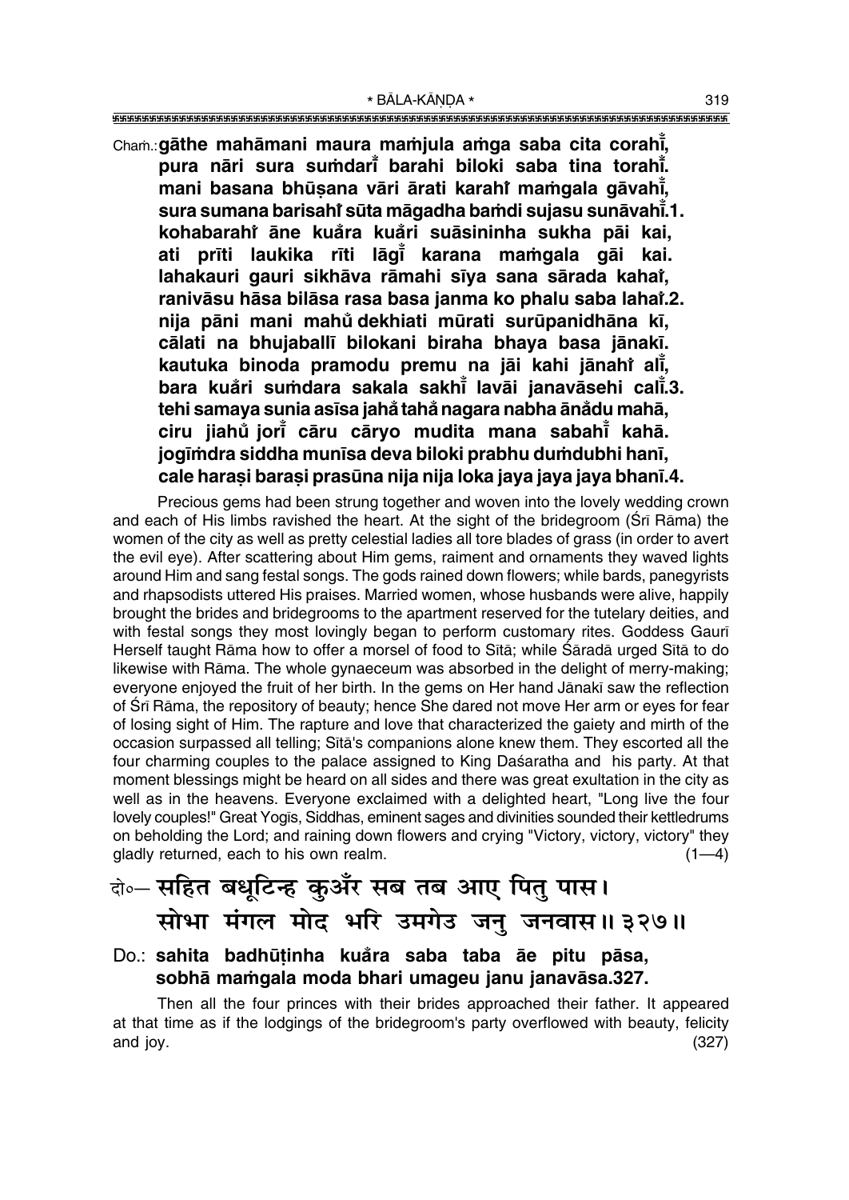Chaṁ.: **gāthe mahāmani maura maṁjula aṁga saba cita corahī̐,**
**pura nāri sura suṁdarī̐ barahi biloki saba tina torahī̐.**
**mani basana bhūṣana vāri ārati karahi̐ maṁgala gāvahī̐,**
**sura sumana barisahi̐ sūta māgadha baṁdi sujasu sunāvahī̐.1.**
**kohabarahi̐ āne kuā̐ra kuā̐ri suāsininha sukha pāi kai,**
**ati prīti laukika rīti lāgī̐ karana maṁgala gāi kai.**
**lahakauri gauri sikhāva rāmahi sīya sana sārada kahai̐,**
**ranivāsu hāsa bilāsa rasa basa janma ko phalu saba lahai̐.2.**
**nija pāni mani mahu̐ dekhiati mūrati surūpanidhāna kī,**
**cālati na bhujaballī bilokani biraha bhaya basa jānakī.**
**kautuka binoda pramodu premu na jāi kahi jānahi̐ alī̐,**
**bara kuā̐ri suṁdara sakala sakhī̐ lavāi janavāsehi calī̐.3.**
**tehi samaya sunia asīsa jahā̐ tahā̐ nagara nabha ānā̐du mahā,**
**ciru jiahu̐ jorī̐ cāru cāryo mudita mana sabahī̐ kahā.**
**jogīṁdra siddha munīsa deva biloki prabhu duṁdubhi hanī,**
**cale haraṣi baraṣi prasūna nija nija loka jaya jaya jaya bhanī.4.**

Precious gems had been strung together and woven into the lovely wedding crown and each of His limbs ravished the heart. At the sight of the bridegroom (Śrī Rāma) the women of the city as well as pretty celestial ladies all tore blades of grass (in order to avert the evil eye). After scattering about Him gems, raiment and ornaments they waved lights around Him and sang festal songs. The gods rained down flowers; while bards, panegyrists and rhapsodists uttered His praises. Married women, whose husbands were alive, happily brought the brides and bridegrooms to the apartment reserved for the tutelary deities, and with festal songs they most lovingly began to perform customary rites. Goddess Gaurī Herself taught Rāma how to offer a morsel of food to Sītā; while Śāradā urged Sītā to do likewise with Rāma. The whole gynaeceum was absorbed in the delight of merry-making; everyone enjoyed the fruit of her birth. In the gems on Her hand Jānakī saw the reflection of Śrī Rāma, the repository of beauty; hence She dared not move Her arm or eyes for fear of losing sight of Him. The rapture and love that characterized the gaiety and mirth of the occasion surpassed all telling; Sītā's companions alone knew them. They escorted all the four charming couples to the palace assigned to King Daśaratha and his party. At that moment blessings might be heard on all sides and there was great exultation in the city as well as in the heavens. Everyone exclaimed with a delighted heart, "Long live the four lovely couples!" Great Yogīs, Siddhas, eminent sages and divinities sounded their kettledrums on beholding the Lord; and raining down flowers and crying "Victory, victory, victory" they gladly returned, each to his own realm. (1—4)

दो०— **सहित बधूटिन्ह कुअँर सब तब आए पितु पास।**
**सोभा मंगल मोद भरि उमगेउ जनु जनवास॥ ३२७॥**

Do.: **sahita badhūṭinha kuā̐ra saba taba āe pitu pāsa,**
**sobhā maṁgala moda bhari umageu janu janavāsa.327.**

Then all the four princes with their brides approached their father. It appeared at that time as if the lodgings of the bridegroom's party overflowed with beauty, felicity and joy. (327)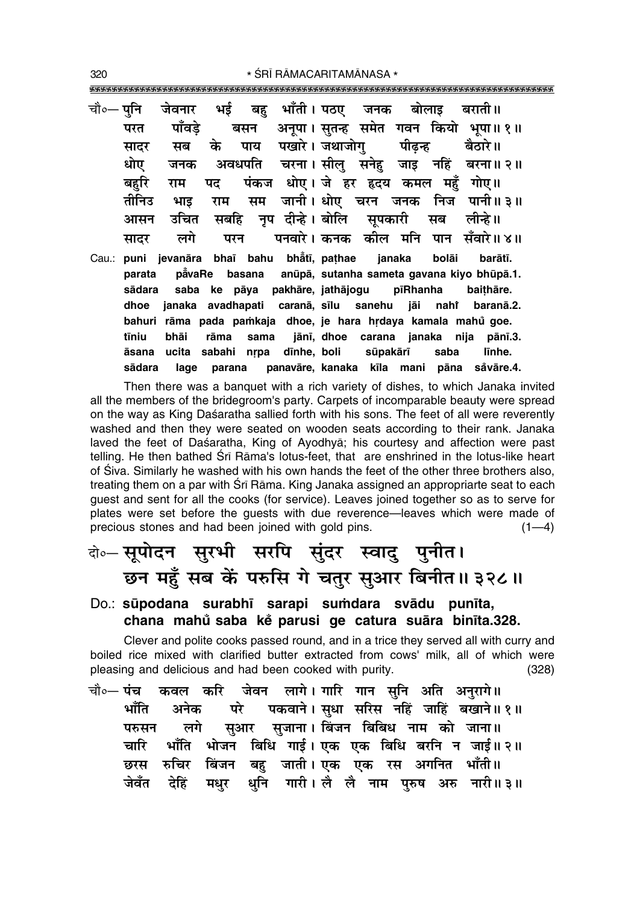चौ०— पुनि जेवनार भई बहु भाँती। पठए जनक बोलाइ बराती॥
परत पाँवड़े बसन अनूपा। सुतन्ह समेत गवन कियो भूपा॥ १॥
सादर सब के पाय पखारे। जथाजोगु पीढ़न्ह बैठारे॥
धोए जनक अवधपति चरना। सीलु सनेहु जाइ नहिं बरना॥ २॥
बहुरि राम पद पंकज धोए। जे हर हृदय कमल महुँ गोए॥
तीनिउ भाइ राम सम जानी। धोए चरन जनक निज पानी॥ ३॥
आसन उचित सबहि नृप दीन्हे। बोलि सूपकारी सब लीन्हे॥
सादर लगे परन पनवारे। कनक कील मनि पान सँवारे॥ ४॥

Cau.: puni jevanāra bhaī bahu bhā̃tī, paṭhae janaka bolāi barātī.
parata pā̃vaRe basana anūpā, sutanha sameta gavana kiyo bhūpā.1.
sādara saba ke pāya pakhāre, jathājogu pīRhanha baiṭhāre.
dhoe janaka avadhapati caranā, sīlu sanehu jāi nahiṁ baranā.2.
bahuri rāma pada paṁkaja dhoe, je hara hṛdaya kamala mahũ goe.
tīniu bhāi rāma sama jānī, dhoe carana janaka nija pānī.3.
āsana ucita sabahi nṛpa dīnhe, boli sūpakārī saba līnhe.
sādara lage parana panavāre, kanaka kīla mani pāna sãvāre.4.

Then there was a banquet with a rich variety of dishes, to which Janaka invited all the members of the bridegroom's party. Carpets of incomparable beauty were spread on the way as King Daśaratha sallied forth with his sons. The feet of all were reverently washed and then they were seated on wooden seats according to their rank. Janaka laved the feet of Daśaratha, King of Ayodhyā; his courtesy and affection were past telling. He then bathed Śrī Rāma's lotus-feet, that are enshrined in the lotus-like heart of Śiva. Similarly he washed with his own hands the feet of the other three brothers also, treating them on a par with Śrī Rāma. King Janaka assigned an appropriarte seat to each guest and sent for all the cooks (for service). Leaves joined together so as to serve for plates were set before the guests with due reverence—leaves which were made of precious stones and had been joined with gold pins. (1—4)

## दो०— सूपोदन सुरभी सरपि सुंदर स्वादु पुनीत।
## छन महुँ सब कें परुसि गे चतुर सुआर बिनीत॥ ३२८॥

**Do.: sūpodana surabhī sarapi suṁdara svādu punīta,**
**chana mahũ saba kẽ parusi ge catura suāra binīta.328.**

Clever and polite cooks passed round, and in a trice they served all with curry and boiled rice mixed with clarified butter extracted from cows' milk, all of which were pleasing and delicious and had been cooked with purity. (328)

चौ०— पंच कवल करि जेवन लागे। गारि गान सुनि अति अनुरागे॥
भाँति अनेक परे पकवाने। सुधा सरिस नहिं जाहिं बखाने॥ १॥
परुसन लगे सुआर सुजाना। बिंजन बिबिध नाम को जाना॥
चारि भाँति भोजन बिधि गाई। एक एक बिधि बरनि न जाई॥ २॥
छरस रुचिर बिंजन बहु जाती। एक एक रस अगनित भाँती॥
जेवँत देहिं मधुर धुनि गारी। लै लै नाम पुरुष अरु नारी॥ ३॥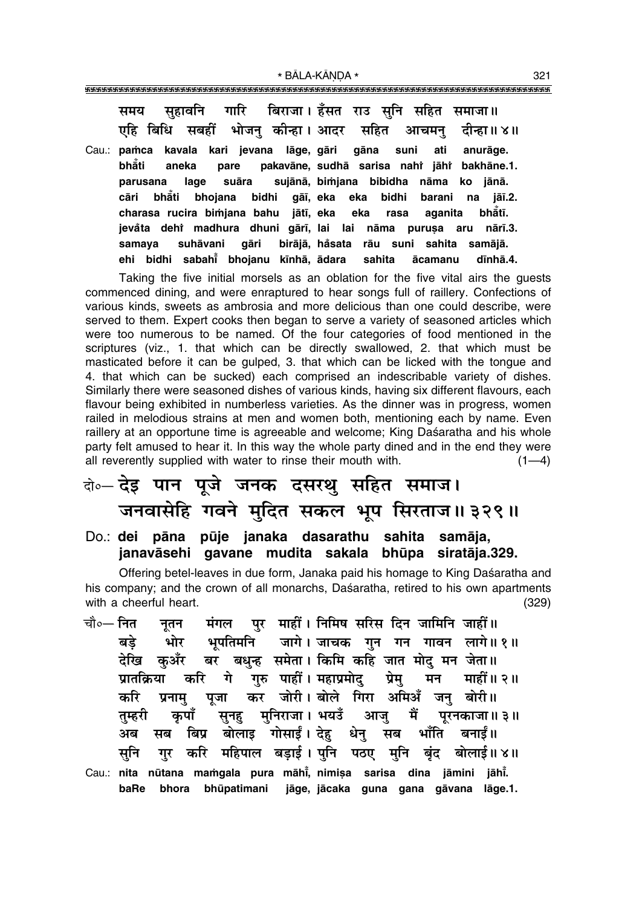समय सुहावनि गारि बिराजा। हँसत राउ सुनि सहित समाजा॥
एहि बिधि सबहीं भोजनु कीन्हा। आदर सहित आचमनु दीन्हा॥ ४॥

Cau.: pamca kavala kari jevana lāge, gāri gāna suni ati anurāge.
bhām̐ti aneka pare pakavāne, sudhā sarisa nahiṁ jāhiṁ bakhāne.1.
parusana lage suāra sujānā, bim̐jana bibidha nāma ko jānā.
cāri bhām̐ti bhojana bidhi gāī, eka eka bidhi barani na jāī.2.
charasa rucira bim̐jana bahu jātī, eka eka rasa aganita bhām̐tī.
jevam̐ta dehiṁ madhura dhuni gārī, lai lai nāma puruṣa aru nārī.3.
samaya suhāvani gāri birājā, ham̐sata rāu suni sahita samājā.
ehi bidhi sabahīm̐ bhojanu kīnhā, ādara sahita ācamanu dīnhā.4.

Taking the five initial morsels as an oblation for the five vital airs the guests commenced dining, and were enraptured to hear songs full of raillery. Confections of various kinds, sweets as ambrosia and more delicious than one could describe, were served to them. Expert cooks then began to serve a variety of seasoned articles which were too numerous to be named. Of the four categories of food mentioned in the scriptures (viz., 1. that which can be directly swallowed, 2. that which must be masticated before it can be gulped, 3. that which can be licked with the tongue and 4. that which can be sucked) each comprised an indescribable variety of dishes. Similarly there were seasoned dishes of various kinds, having six different flavours, each flavour being exhibited in numberless varieties. As the dinner was in progress, women railed in melodious strains at men and women both, mentioning each by name. Even raillery at an opportune time is agreeable and welcome; King Daśaratha and his whole party felt amused to hear it. In this way the whole party dined and in the end they were all reverently supplied with water to rinse their mouth with. (1—4)

## दो०— देइ पान पूजे जनक दसरथु सहित समाज। जनवासेहि गवने मुदित सकल भूप सिरताज॥ ३२९॥

**Do.: dei pāna pūje janaka dasarathu sahita samāja, janavāsehi gavane mudita sakala bhūpa siratāja.329.**

Offering betel-leaves in due form, Janaka paid his homage to King Daśaratha and his company; and the crown of all monarchs, Daśaratha, retired to his own apartments with a cheerful heart. (329)

चौ०— नित नूतन मंगल पुर माहीं। निमिष सरिस दिन जामिनि जाहीं॥
बड़े भोर भूपतिमनि जागे। जाचक गुन गन गावन लागे॥ १॥
देखि कुअँर बर बधुन्ह समेता। किमि कहि जात मोदु मन जेता॥
प्रातक्रिया करि गे गुरु पाहीं। महाप्रमोदु प्रेमु मन माहीं॥ २॥
करि प्रनामु पूजा कर जोरी। बोले गिरा अमिअँ जनु बोरी॥
तुम्हरी कृपाँ सुनहु मुनिराजा। भयउँ आजु मैं पूरनकाजा॥ ३॥
अब सब बिप्र बोलाइ गोसाईं। देहु धेनु सब भाँति बनाईं॥
सुनि गुर करि महिपाल बड़ाई। पुनि पठए मुनि बृंद बोलाई॥ ४॥

Cau.: nita nūtana maṁgala pura māhīm̐, nimiṣa sarisa dina jāmini jāhīm̐.
baRe bhora bhūpatimani jāge, jācaka guna gana gāvana lāge.1.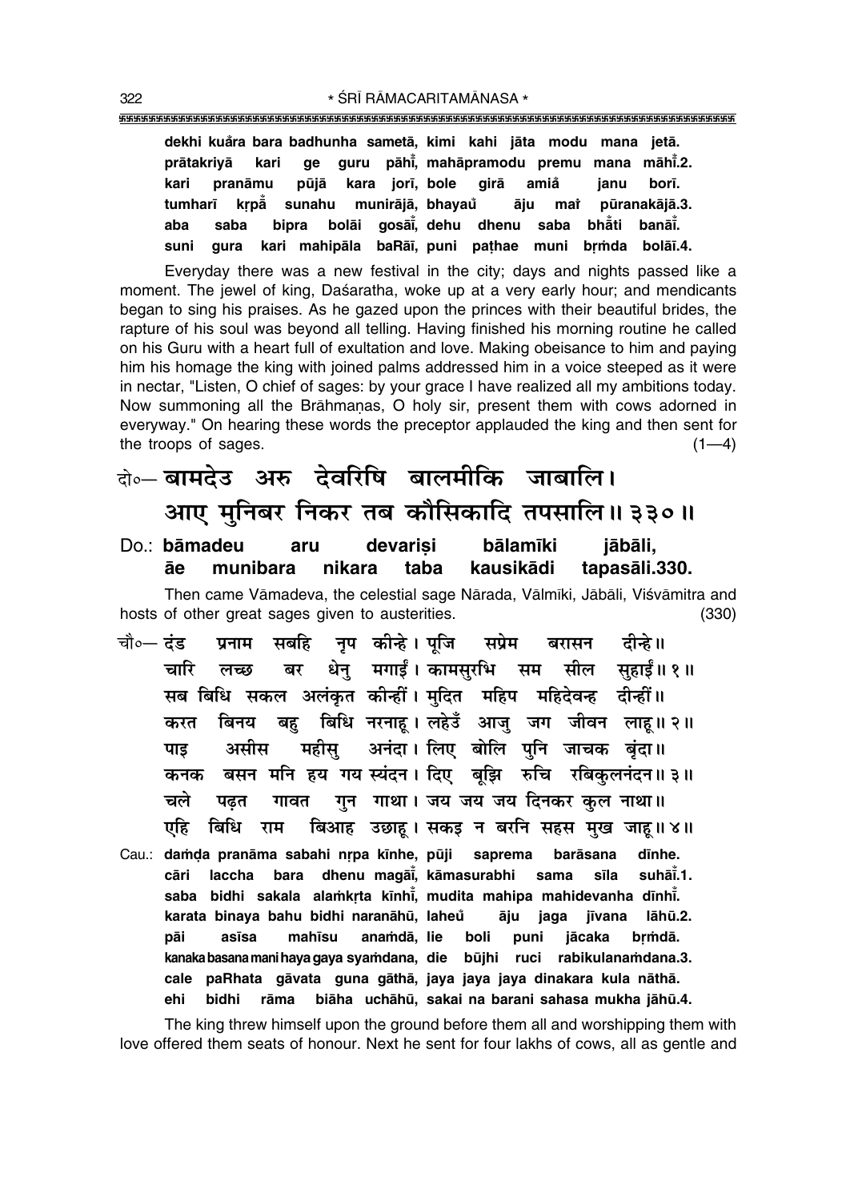**dekhi kua̐ra bara badhunha sametā, kimi kahi jāta modu mana jetā.**
**prātakriyā kari ge guru pāhī̐, mahāpramodu premu mana māhī̐.2.**
**kari pranāmu pūjā kara jorī, bole girā amia̐ janu borī.**
**tumharī kṛpā̐ sunahu munirājā, bhayau̐ āju maiṁ pūranakājā.3.**
**aba saba bipra bolāi gosāī̐, dehu dhenu saba bhā̐ti banāī̐.**
**suni gura kari mahipāla baRāī, puni paṭhae muni bṛṁda bolāī.4.**

Everyday there was a new festival in the city; days and nights passed like a moment. The jewel of king, Daśaratha, woke up at a very early hour; and mendicants began to sing his praises. As he gazed upon the princes with their beautiful brides, the rapture of his soul was beyond all telling. Having finished his morning routine he called on his Guru with a heart full of exultation and love. Making obeisance to him and paying him his homage the king with joined palms addressed him in a voice steeped as it were in nectar, "Listen, O chief of sages: by your grace I have realized all my ambitions today. Now summoning all the Brāhmaṇas, O holy sir, present them with cows adorned in everyway." On hearing these words the preceptor applauded the king and then sent for the troops of sages. (1—4)

दो०— बामदेउ अरु देवरिषि बालमीकि जाबालि।
आए मुनिबर निकर तब कौसिकादि तपसालि॥ ३३०॥

Do.: **bāmadeu aru devariṣi bālamīki jābāli,**
**āe munibara nikara taba kausikādi tapasāli.330.**

Then came Vāmadeva, the celestial sage Nārada, Vālmīki, Jābāli, Viśvāmitra and hosts of other great sages given to austerities. (330)

चौ०— दंड प्रनाम सबहि नृप कीन्हे। पूजि सप्रेम बरासन दीन्हे॥
चारि लच्छ बर धेनु मगाईं। कामसुरभि सम सील सुहाईं॥ १॥
सब बिधि सकल अलंकृत कीन्हीं। मुदित महिप महिदेवन्ह दीन्हीं॥
करत बिनय बहु बिधि नरनाहू। लहेउँ आजु जग जीवन लाहू॥ २॥
पाइ असीस महीसु अनंदा। लिए बोलि पुनि जाचक बृंदा॥
कनक बसन मनि हय गय स्यंदन। दिए बूझि रुचि रबिकुलनंदन॥ ३॥
चले पढ़त गावत गुन गाथा। जय जय जय दिनकर कुल नाथा॥
एहि बिधि राम बिआह उछाहू। सकइ न बरनि सहस मुख जाहू॥ ४॥

Cau.: **daṁḍa pranāma sabahi nṛpa kīnhe, pūji saprema barāsana dīnhe.**
**cāri laccha bara dhenu magāī̐, kāmasurabhi sama sīla suhāī̐.1.**
**saba bidhi sakala alaṁkṛta kīnhī̐, mudita mahipa mahidevanha dīnhī̐.**
**karata binaya bahu bidhi naranāhū, laheu̐ āju jaga jīvana lāhū.2.**
**pāi asīsa mahīsu anaṁdā, lie boli puni jācaka bṛṁdā.**
**kanaka basana mani haya gaya syaṁdana, die būjhi ruci rabikulanaṁdana.3.**
**cale paRhata gāvata guna gāthā, jaya jaya jaya dinakara kula nāthā.**
**ehi bidhi rāma biāha uchāhū, sakai na barani sahasa mukha jāhū.4.**

The king threw himself upon the ground before them all and worshipping them with love offered them seats of honour. Next he sent for four lakhs of cows, all as gentle and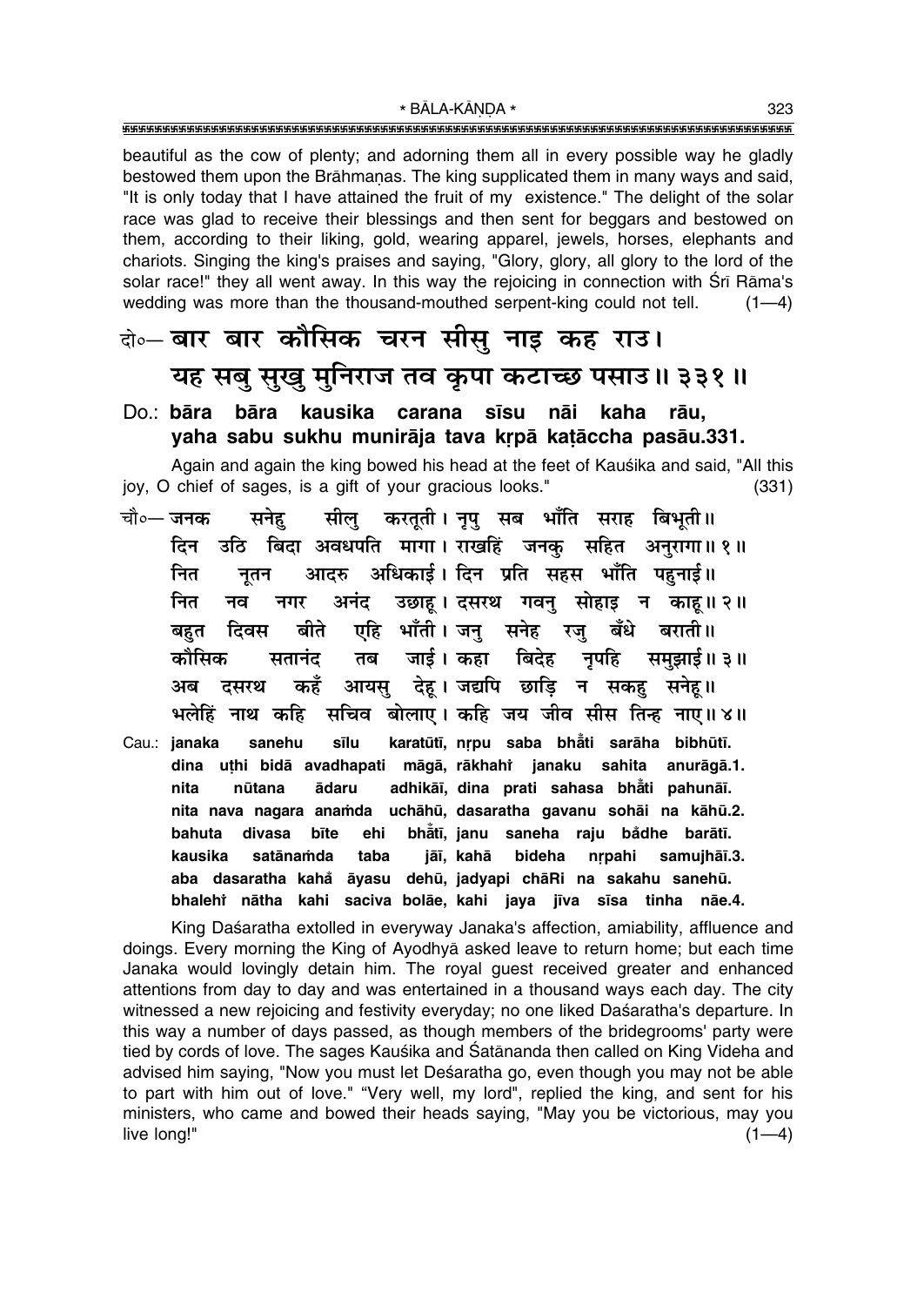beautiful as the cow of plenty; and adorning them all in every possible way he gladly bestowed them upon the Brāhmaṇas. The king supplicated them in many ways and said, "It is only today that I have attained the fruit of my existence." The delight of the solar race was glad to receive their blessings and then sent for beggars and bestowed on them, according to their liking, gold, wearing apparel, jewels, horses, elephants and chariots. Singing the king's praises and saying, "Glory, glory, all glory to the lord of the solar race!" they all went away. In this way the rejoicing in connection with Śrī Rāma's wedding was more than the thousand-mouthed serpent-king could not tell. (1—4)

**दो०— बार बार कौसिक चरन सीसु नाइ कह राउ।**
**यह सबु सुखु मुनिराज तव कृपा कटाच्छ पसाउ॥ ३३१॥**

**Do.: bāra bāra kausika carana sīsu nāi kaha rāu,**
**yaha sabu sukhu munirāja tava kṛpā kaṭāccha pasāu.331.**

Again and again the king bowed his head at the feet of Kauśika and said, "All this joy, O chief of sages, is a gift of your gracious looks." (331)

चौ०— जनक सनेहु सीलु करतूती। नृपु सब भाँति सराह बिभूती॥
दिन उठि बिदा अवधपति मागा। राखहिं जनकु सहित अनुरागा॥ १॥
नित नूतन आदरु अधिकाई। दिन प्रति सहस भाँति पहुनाई॥
नित नव नगर अनंद उछाहू। दसरथ गवनु सोहाइ न काहू॥ २॥
बहुत दिवस बीते एहि भाँती। जनु सनेह रजु बँधे बराती॥
कौसिक सतानंद तब जाई। कहा बिदेह नृपहि समुझाई॥ ३॥
अब दसरथ कहँ आयसु देहू। जद्यपि छाड़ि न सकहु सनेहू॥
भलेहिं नाथ कहि सचिव बोलाए। कहि जय जीव सीस तिन्ह नाए॥ ४॥

Cau.: janaka sanehu sīlu karatūtī, nṛpu saba bhāँti sarāha bibhūtī.
dina uṭhi bidā avadhapati māgā, rākhahiṁ janaku sahita anurāgā.1.
nita nūtana ādaru adhikāī, dina prati sahasa bhāँti pahunāī.
nita nava nagara anaṁda uchāhū, dasaratha gavanu sohāi na kāhū.2.
bahuta divasa bīte ehi bhāँtī, janu saneha raju bāँdhe barātī.
kausika satānaṁda taba jāī, kahā bideha nṛpahi samujhāī.3.
aba dasaratha kahaँ āyasu dehū, jadyapi chāRi na sakahu sanehū.
bhalehiṁ nātha kahi saciva bolāe, kahi jaya jīva sīsa tinha nāe.4.

King Daśaratha extolled in everyway Janaka's affection, amiability, affluence and doings. Every morning the King of Ayodhyā asked leave to return home; but each time Janaka would lovingly detain him. The royal guest received greater and enhanced attentions from day to day and was entertained in a thousand ways each day. The city witnessed a new rejoicing and festivity everyday; no one liked Daśaratha's departure. In this way a number of days passed, as though members of the bridegrooms' party were tied by cords of love. The sages Kauśika and Śatānanda then called on King Videha and advised him saying, "Now you must let Deśaratha go, even though you may not be able to part with him out of love." "Very well, my lord", replied the king, and sent for his ministers, who came and bowed their heads saying, "May you be victorious, may you live long!" (1—4)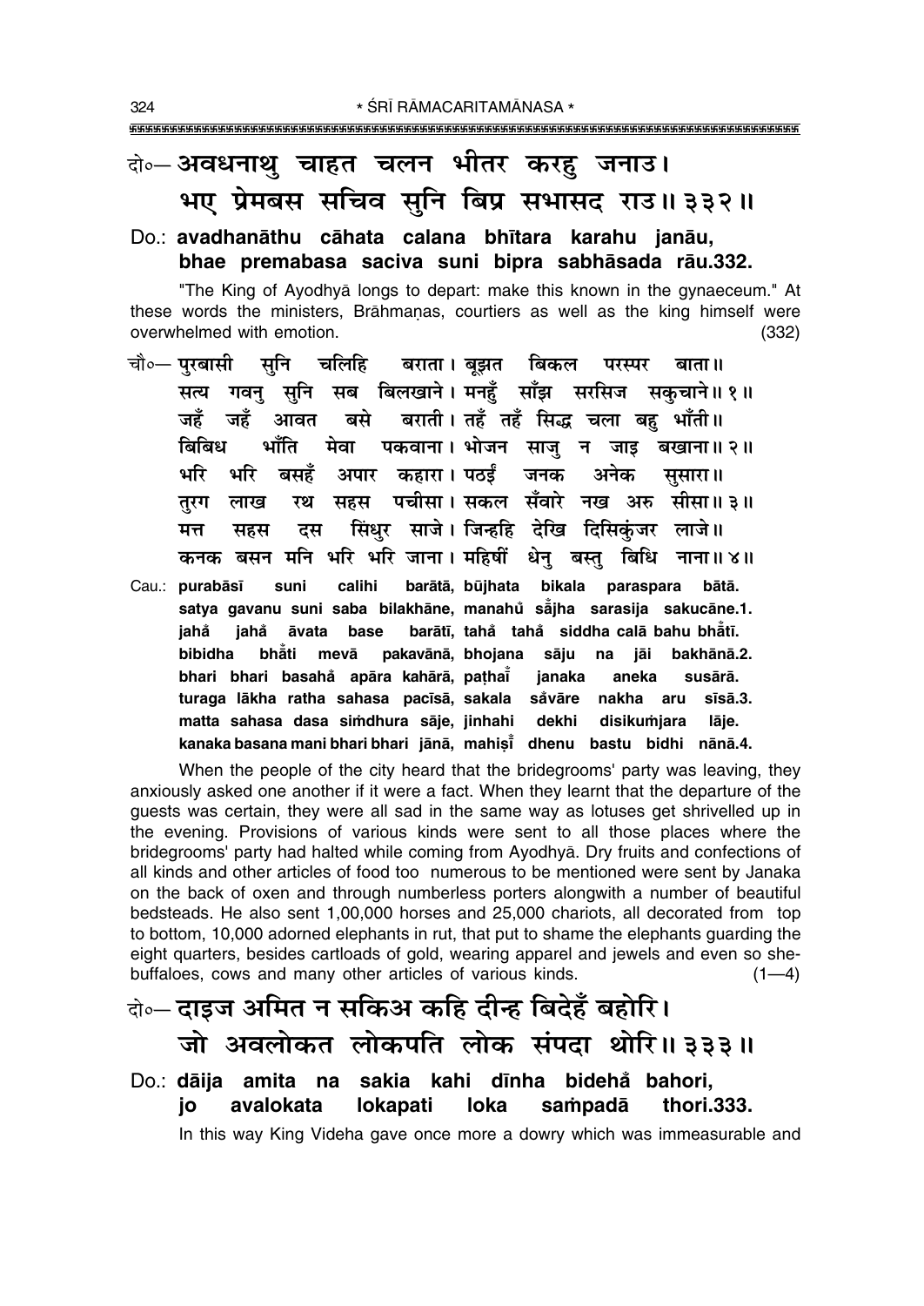दो०— अवधनाथु चाहत चलन भीतर करहु जनाउ।
भए प्रेमबस सचिव सुनि बिप्र सभासद राउ॥ ३३२॥

Do.: **avadhanāthu cāhata calana bhītara karahu janāu,**
**bhae premabasa saciva suni bipra sabhāsada rāu.332.**

"The King of Ayodhyā longs to depart: make this known in the gynaeceum." At these words the ministers, Brāhmaṇas, courtiers as well as the king himself were overwhelmed with emotion. (332)

चौ०— पुरबासी सुनि चलिहि बराता। बूझत बिकल परस्पर बाता॥
सत्य गवनु सुनि सब बिलखाने। मनहुँ साँझ सरसिज सकुचाने॥ १॥
जहँ जहँ आवत बसे बराती। तहँ तहँ सिद्ध चला बहु भाँती॥
बिबिध भाँति मेवा पकवाना। भोजन साजु न जाइ बखाना॥ २॥
भरि भरि बसहँ अपार कहारा। पठईं जनक अनेक सुसारा॥
तुरग लाख रथ सहस पचीसा। सकल सँवारे नख अरु सीसा॥ ३॥
मत्त सहस दस सिंधुर साजे। जिन्हहि देखि दिसिकुंजर लाजे॥
कनक बसन मनि भरि भरि जाना। महिषीं धेनु बस्तु बिधि नाना॥ ४॥

Cau.: **purabāsī suni calihi barātā, būjhata bikala paraspara bātā.**
**satya gavanu suni saba bilakhāne, manahů såjha sarasija sakucāne.1.**
**jahå jahå āvata base barātī, tahå tahå siddha calā bahu bhåtī.**
**bibidha bhåti mevā pakavānā, bhojana sāju na jāi bakhānā.2.**
**bhari bhari basahå apāra kahārā, paṭhaī̆ janaka aneka susārā.**
**turaga lākha ratha sahasa pacīsā, sakala såvāre nakha aru sīsā.3.**
**matta sahasa dasa siṁdhura sāje, jinhahi dekhi disikuṁjara lāje.**
**kanaka basana mani bhari bhari jānā, mahiṣī̆ dhenu bastu bidhi nānā.4.**

When the people of the city heard that the bridegrooms' party was leaving, they anxiously asked one another if it were a fact. When they learnt that the departure of the guests was certain, they were all sad in the same way as lotuses get shrivelled up in the evening. Provisions of various kinds were sent to all those places where the bridegrooms' party had halted while coming from Ayodhyā. Dry fruits and confections of all kinds and other articles of food too numerous to be mentioned were sent by Janaka on the back of oxen and through numberless porters alongwith a number of beautiful bedsteads. He also sent 1,00,000 horses and 25,000 chariots, all decorated from top to bottom, 10,000 adorned elephants in rut, that put to shame the elephants guarding the eight quarters, besides cartloads of gold, wearing apparel and jewels and even so she-buffaloes, cows and many other articles of various kinds. (1—4)

दो०— दाइज अमित न सकिअ कहि दीन्ह बिदेहँ बहोरि।
जो अवलोकत लोकपति लोक संपदा थोरि॥ ३३३॥

Do.: **dāija amita na sakia kahi dīnha bidehå bahori,**
**jo avalokata lokapati loka saṁpadā thori.333.**

In this way King Videha gave once more a dowry which was immeasurable and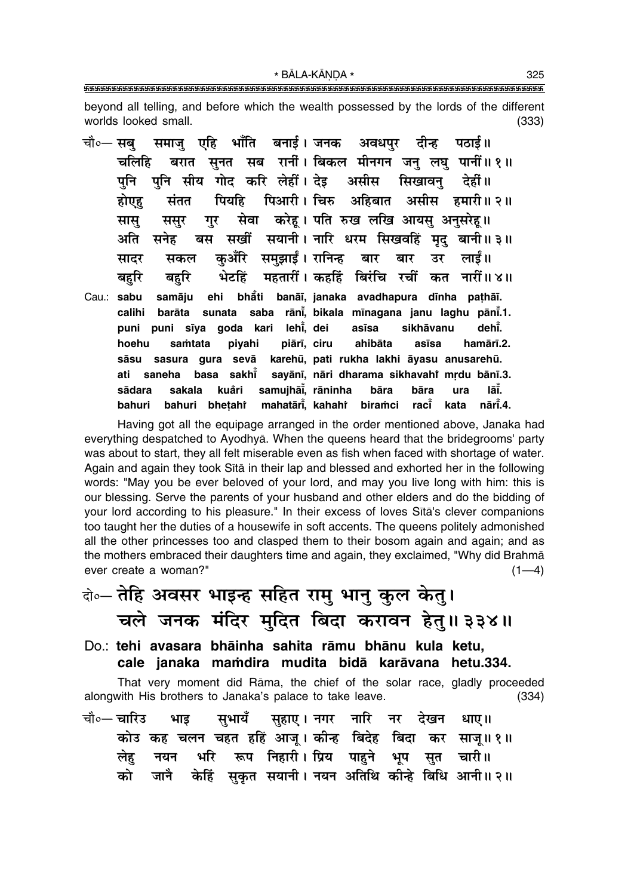beyond all telling, and before which the wealth possessed by the lords of the different worlds looked small. (333)

चौ०— सबु समाजु एहि भाँति बनाई। जनक अवधपुर दीन्ह पठाई॥
चलिहि बरात सुनत सब रानीं। बिकल मीनगन जनु लघु पानीं॥ १॥
पुनि पुनि सीय गोद करि लेहीं। देइ असीस सिखावनु देहीं॥
होएहु संतत पियहि पिआरी। चिरु अहिबात असीस हमारी॥ २॥
सासु ससुर गुर सेवा करेहू। पति रुख लखि आयसु अनुसरेहू॥
अति सनेह बस सखीं सयानी। नारि धरम सिखवहिं मृदु बानी॥ ३॥
सादर सकल कुअँरि समुझाईं। रानिन्ह बार बार उर लाईं॥
बहुरि बहुरि भेटहिं महतारीं। कहहिं बिरंचि रचीं कत नारीं॥ ४॥

Cau.: sabu samāju ehi bhā̐ti banāī, janaka avadhapura dīnha paṭhāī.
calihi barāta sunata saba rānī̐, bikala mīnagana janu laghu pānī̐.1.
puni puni sīya goda kari lehī̐, dei asīsa sikhāvanu dehī̐.
hoehu saṁtata piyahi piārī, ciru ahibāta asīsa hamārī.2.
sāsu sasura gura sevā karehū, pati rukha lakhi āyasu anusarehū.
ati saneha basa sakhī̐ sayānī, nāri dharama sikhavahi̐ mṛdu bānī.3.
sādara sakala kuā̐ri samujhāī̐, rāninha bāra bāra ura lāī̐.
bahuri bahuri bheṭahi̐ mahatārī̐, kahahi̐ biraṁci racī̐ kata nārī̐.4.

Having got all the equipage arranged in the order mentioned above, Janaka had everything despatched to Ayodhyā. When the queens heard that the bridegrooms' party was about to start, they all felt miserable even as fish when faced with shortage of water. Again and again they took Sītā in their lap and blessed and exhorted her in the following words: "May you be ever beloved of your lord, and may you live long with him: this is our blessing. Serve the parents of your husband and other elders and do the bidding of your lord according to his pleasure." In their excess of loves Sītā's clever companions too taught her the duties of a housewife in soft accents. The queens politely admonished all the other princesses too and clasped them to their bosom again and again; and as the mothers embraced their daughters time and again, they exclaimed, "Why did Brahmā ever create a woman?" (1—4)

## दो०— तेहि अवसर भाइन्ह सहित रामु भानु कुल केतु। चले जनक मंदिर मुदित बिदा करावन हेतु॥ ३३४॥

**Do.: tehi avasara bhāinha sahita rāmu bhānu kula ketu, cale janaka maṁdira mudita bidā karāvana hetu.334.**

That very moment did Rāma, the chief of the solar race, gladly proceeded alongwith His brothers to Janaka's palace to take leave. (334)

चौ०— चारिउ भाइ सुभायँ सुहाए। नगर नारि नर देखन धाए॥
कोउ कह चलन चहत हहिं आजू। कीन्ह बिदेह बिदा कर साजू॥ १॥
लेहु नयन भरि रूप निहारी। प्रिय पाहुने भूप सुत चारी॥
को जानै केहिं सुकृत सयानी। नयन अतिथि कीन्हे बिधि आनी॥ २॥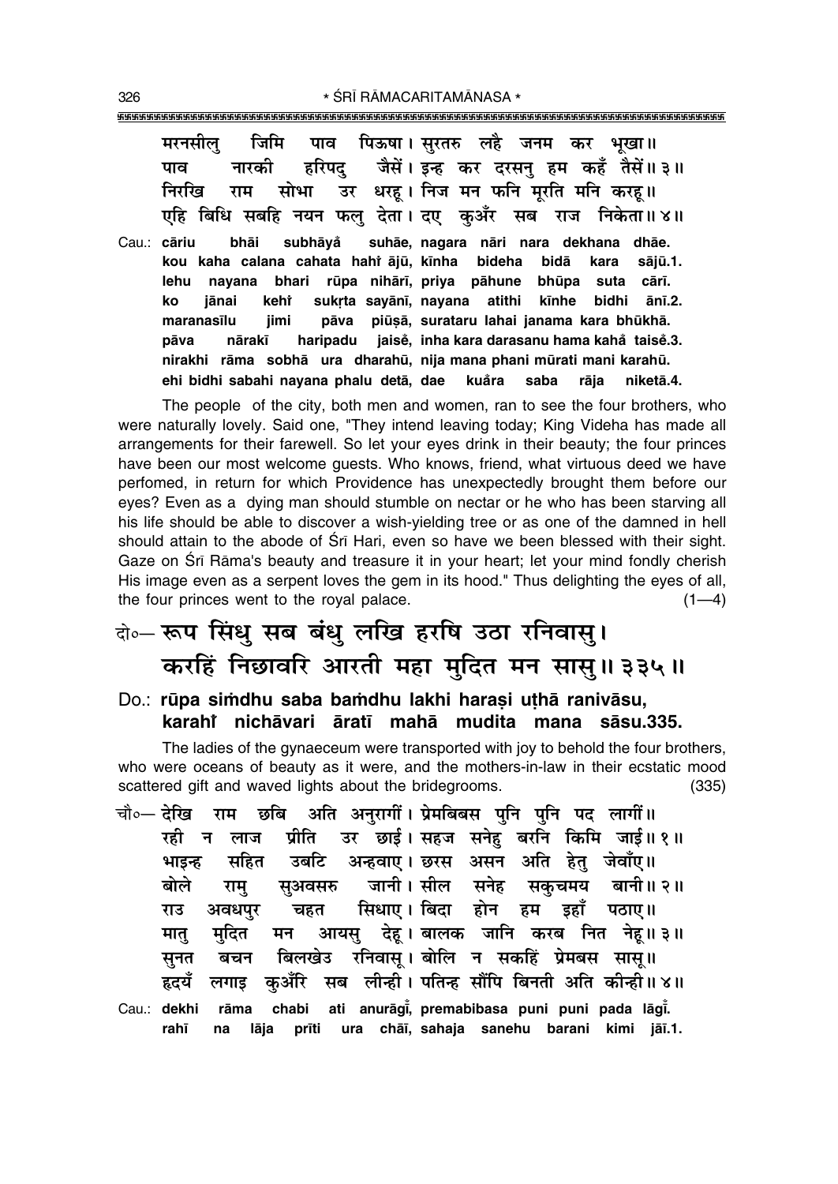मरनसीलु जिमि पाव पिऊषा। सुरतरु लहै जनम कर भूखा॥
पाव नारकी हरिपदु जैसें। इन्ह कर दरसनु हम कहँ तैसें॥ ३॥
निरखि राम सोभा उर धरहू। निज मन फनि मूरति मनि करहू॥
एहि बिधि सबहि नयन फलु देता। दए कुअँर सब राज निकेता॥ ४॥

Cau.: **cāriu bhāi subhāyå suhāe, nagara nāri nara dekhana dhāe.**
**kou kaha calana cahata hahî ājū, kīnha bideha bidā kara sājū.1.**
**lehu nayana bhari rūpa nihārī, priya pāhune bhūpa suta cārī.**
**ko jānai kehî sukṛta sayānī, nayana atithi kīnhe bidhi ānī.2.**
**maranasīlu jimi pāva piūṣā, surataru lahai janama kara bhūkhā.**
**pāva nārakī haripadu jaisẽ, inha kara darasanu hama kahå taisẽ.3.**
**nirakhi rāma sobhā ura dharahū, nija mana phani mūrati mani karahū.**
**ehi bidhi sabahi nayana phalu detā, dae kuåra saba rāja niketā.4.**

The people of the city, both men and women, ran to see the four brothers, who were naturally lovely. Said one, "They intend leaving today; King Videha has made all arrangements for their farewell. So let your eyes drink in their beauty; the four princes have been our most welcome guests. Who knows, friend, what virtuous deed we have perfomed, in return for which Providence has unexpectedly brought them before our eyes? Even as a dying man should stumble on nectar or he who has been starving all his life should be able to discover a wish-yielding tree or as one of the damned in hell should attain to the abode of Śrī Hari, even so have we been blessed with their sight. Gaze on Śrī Rāma's beauty and treasure it in your heart; let your mind fondly cherish His image even as a serpent loves the gem in its hood." Thus delighting the eyes of all, the four princes went to the royal palace. (1—4)

## दो०— रूप सिंधु सब बंधु लखि हरषि उठा रनिवासु। करहिं निछावरि आरती महा मुदित मन सासु॥ ३३५॥

Do.: **rūpa siṁdhu saba baṁdhu lakhi haraṣi uṭhā ranivāsu,**
**karahî nichāvari āratī mahā mudita mana sāsu.335.**

The ladies of the gynaeceum were transported with joy to behold the four brothers, who were oceans of beauty as it were, and the mothers-in-law in their ecstatic mood scattered gift and waved lights about the bridegrooms. (335)

चौ०— देखि राम छबि अति अनुरागीं। प्रेमबिबस पुनि पुनि पद लागीं॥
रही न लाज प्रीति उर छाई। सहज सनेहु बरनि किमि जाई॥ १॥
भाइन्ह सहित उबटि अन्हवाए। छरस असन अति हेतु जेवाँए॥
बोले रामु सुअवसरु जानी। सील सनेह सकुचमय बानी॥ २॥
राउ अवधपुर चहत सिधाए। बिदा होन हम इहाँ पठाए॥
मातु मुदित मन आयसु देहू। बालक जानि करब नित नेहू॥ ३॥
सुनत बचन बिलखेउ रनिवासू। बोलि न सकहिं प्रेमबस सासू॥
हृदयँ लगाइ कुअँरि सब लीन्ही। पतिन्ह सौंपि बिनती अति कीन्ही॥ ४॥

Cau.: **dekhi rāma chabi ati anurāgī̃, premabibasa puni puni pada lāgī̃.**
**rahī na lāja prīti ura chāī, sahaja sanehu barani kimi jāī.1.**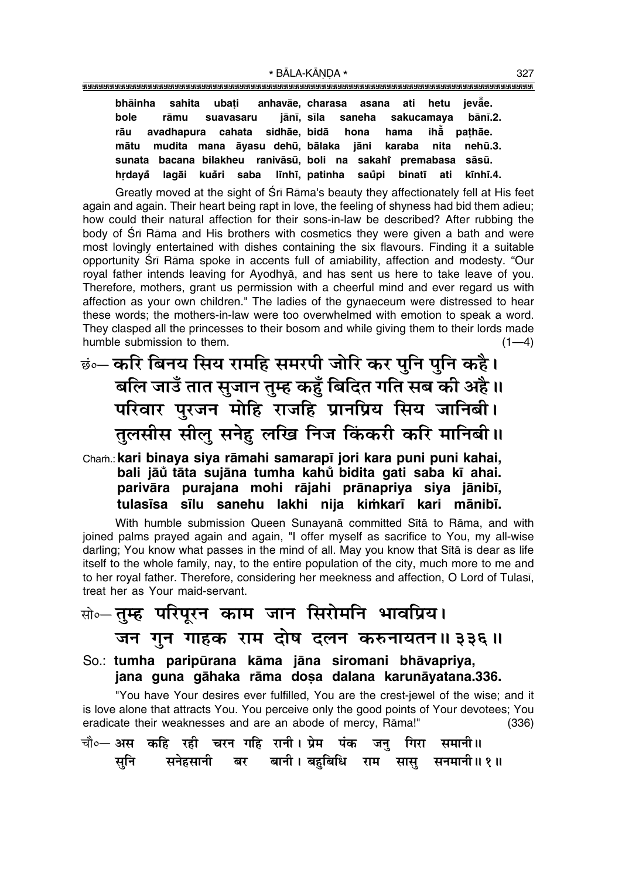**bhāinha sahita ubaṭi anhavāe, charasa asana ati hetu jevåe.**
**bole rāmu suavasaru jānī, sīla saneha sakucamaya bānī.2.**
**rāu avadhapura cahata sidhāe, bidā hona hama ihå paṭhāe.**
**mātu mudita mana āyasu dehū, bālaka jāni karaba nita nehū.3.**
**sunata bacana bilakheu ranivāsū, boli na sakahiÚ premabasa sāsū.**
**hṛdayå lagāi kuåri saba līnhī, patinha saůpi binatī ati kīnhī.4.**

Greatly moved at the sight of Śrī Rāma's beauty they affectionately fell at His feet again and again. Their heart being rapt in love, the feeling of shyness had bid them adieu; how could their natural affection for their sons-in-law be described? After rubbing the body of Śrī Rāma and His brothers with cosmetics they were given a bath and were most lovingly entertained with dishes containing the six flavours. Finding it a suitable opportunity Śrī Rāma spoke in accents full of amiability, affection and modesty. "Our royal father intends leaving for Ayodhyā, and has sent us here to take leave of you. Therefore, mothers, grant us permission with a cheerful mind and ever regard us with affection as your own children." The ladies of the gynaeceum were distressed to hear these words; the mothers-in-law were too overwhelmed with emotion to speak a word. They clasped all the princesses to their bosom and while giving them to their lords made humble submission to them. (1—4)

छं०— करि बिनय सिय रामहि समरपी जोरि कर पुनि पुनि कहै।
बलि जाउँ तात सुजान तुम्ह कहुँ बिदित गति सब की अहै॥
परिवार पुरजन मोहि राजहि प्रानप्रिय सिय जानिबी।
तुलसीस सीलु सनेहु लखि निज किंकरी करि मानिबी॥

Chaṁ.: **kari binaya siya rāmahi samarapī jori kara puni puni kahai,**
**bali jāů tāta sujāna tumha kahů bidita gati saba kī ahai.**
**parivāra purajana mohi rājahi prānapriya siya jānibī,**
**tulasīsa sīlu sanehu lakhi nija kiṁkarī kari mānibī.**

With humble submission Queen Sunayanā committed Sītā to Rāma, and with joined palms prayed again and again, "I offer myself as sacrifice to You, my all-wise darling; You know what passes in the mind of all. May you know that Sītā is dear as life itself to the whole family, nay, to the entire population of the city, much more to me and to her royal father. Therefore, considering her meekness and affection, O Lord of Tulasī, treat her as Your maid-servant.

सो०— तुम्ह परिपूरन काम जान सिरोमनि भावप्रिय।
जन गुन गाहक राम दोष दलन करुनायतन॥ ३३६॥

So.: **tumha paripūrana kāma jāna siromani bhāvapriya,**
**jana guna gāhaka rāma doṣa dalana karunāyatana.336.**

"You have Your desires ever fulfilled, You are the crest-jewel of the wise; and it is love alone that attracts You. You perceive only the good points of Your devotees; You eradicate their weaknesses and are an abode of mercy, Rāma!" (336)

चौ०— अस कहि रही चरन गहि रानी। प्रेम पंक जनु गिरा समानी॥
सुनि सनेहसानी बर बानी। बहुबिधि राम सासु सनमानी॥ १॥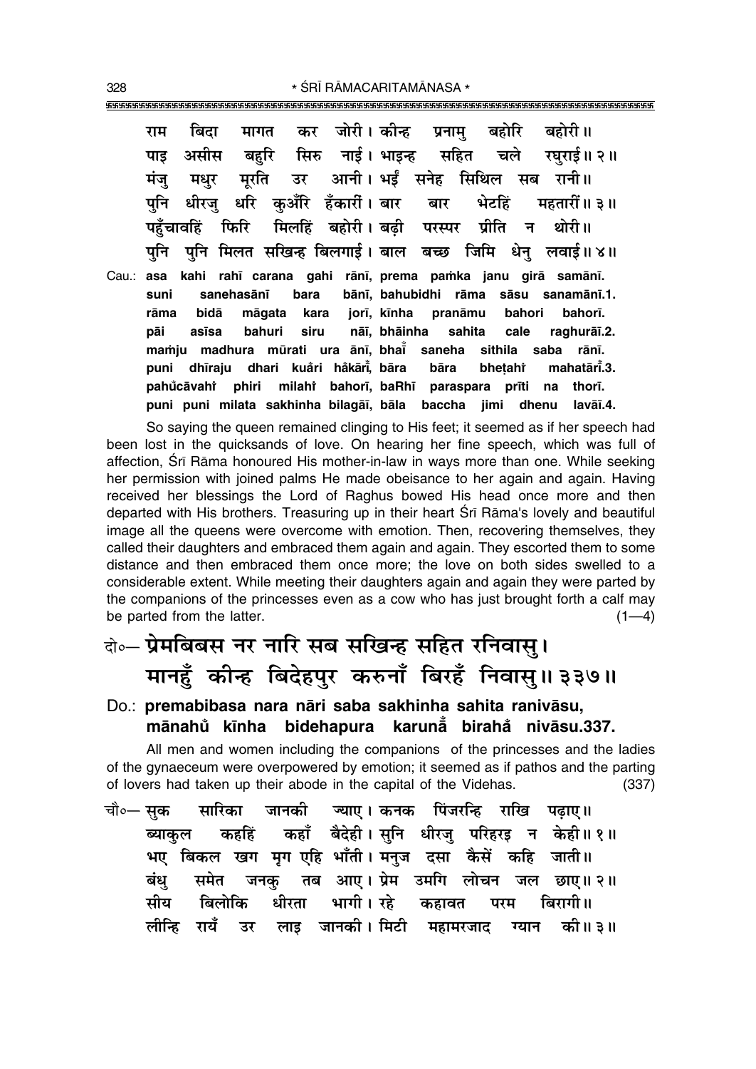राम बिदा मागत कर जोरी। कीन्ह प्रनामु बहोरि बहोरी॥
पाइ असीस बहुरि सिरु नाई। भाइन्ह सहित चले रघुराई॥ २॥
मंजु मधुर मूरति उर आनी। भईं सनेह सिथिल सब रानी॥
पुनि धीरजु धरि कुअँरि हँकारीं। बार बार भेटहिं महतारीं॥ ३॥
पहुँचावहिं फिरि मिलहिं बहोरी। बढ़ी परस्पर प्रीति न थोरी॥
पुनि पुनि मिलत सखिन्ह बिलगाई। बाल बच्छ जिमि धेनु लवाई॥ ४॥

Cau.: **asa kahi rahī carana gahi rānī, prema paṁka janu girā samānī.**
**suni sanehasānī bara bānī, bahubidhi rāma sāsu sanamānī.1.**
**rāma bidā māgata kara jorī, kīnha pranāmu bahori bahorī.**
**pāi asīsa bahuri siru nāī, bhāinha sahita cale raghurāī.2.**
**maṁju madhura mūrati ura ānī, bhaīṁ saneha sithila saba rānī.**
**puni dhīraju dhari kuåri håkārīṁ, bāra bāra bheṭahiṁ mahatārīṁ.3.**
**pahůcāvahiṁ phiri milahiṁ bahorī, baRhī paraspara prīti na thorī.**
**puni puni milata sakhinha bilagāī, bāla baccha jimi dhenu lavāī.4.**

So saying the queen remained clinging to His feet; it seemed as if her speech had been lost in the quicksands of love. On hearing her fine speech, which was full of affection, Śrī Rāma honoured His mother-in-law in ways more than one. While seeking her permission with joined palms He made obeisance to her again and again. Having received her blessings the Lord of Raghus bowed His head once more and then departed with His brothers. Treasuring up in their heart Śrī Rāma's lovely and beautiful image all the queens were overcome with emotion. Then, recovering themselves, they called their daughters and embraced them again and again. They escorted them to some distance and then embraced them once more; the love on both sides swelled to a considerable extent. While meeting their daughters again and again they were parted by the companions of the princesses even as a cow who has just brought forth a calf may be parted from the latter. (1—4)

## दो०— प्रेमबिबस नर नारि सब सखिन्ह सहित रनिवासु। मानहुँ कीन्ह बिदेहपुर करुनाँ बिरहँ निवासु॥ ३३७॥

### Do.: **premabibasa nara nāri saba sakhinha sahita ranivāsu, mānahů kīnha bidehapura karunåँ birahåँ nivāsu.337.**

All men and women including the companions of the princesses and the ladies of the gynaeceum were overpowered by emotion; it seemed as if pathos and the parting of lovers had taken up their abode in the capital of the Videhas. (337)

चौ०— सुक सारिका जानकी ज्याए। कनक पिंजरन्हि राखि पढ़ाए॥
ब्याकुल कहहिं कहाँ बैदेही। सुनि धीरजु परिहरइ न केही॥ १॥
भए बिकल खग मृग एहि भाँती। मनुज दसा कैसें कहि जाती॥
बंधु समेत जनकु तब आए। प्रेम उमगि लोचन जल छाए॥ २॥
सीय बिलोकि धीरता भागी। रहे कहावत परम बिरागी॥
लीन्हि रायँ उर लाइ जानकी। मिटी महामरजाद ग्यान की॥ ३॥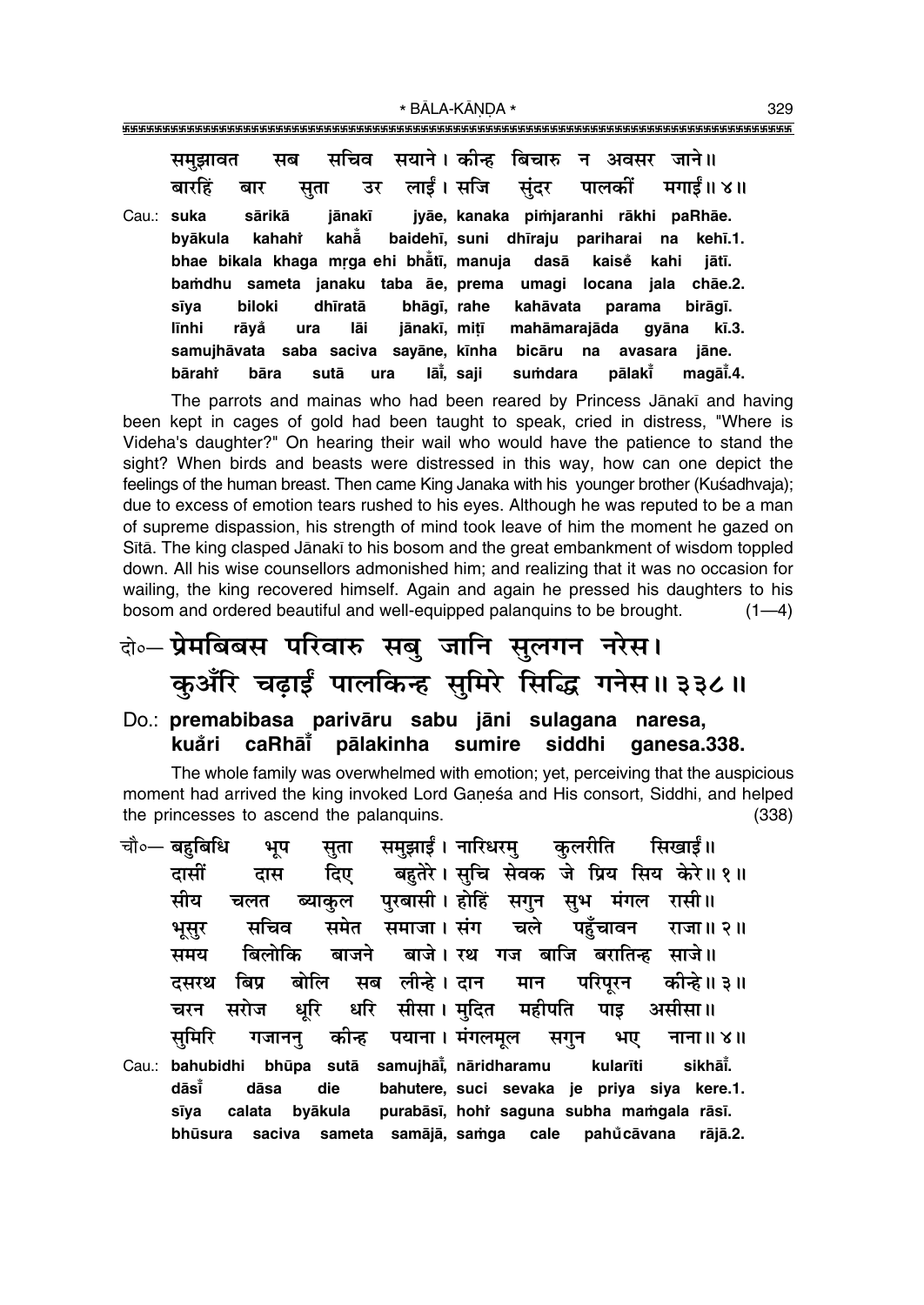समुझावत सब सचिव सयाने। कीन्ह बिचारु न अवसर जाने॥
बारहिं बार सुता उर लाईं। सजि सुंदर पालकीं मगाईं॥ ४॥

Cau.: suka sārikā jānakī jyāe, kanaka piṁjaranhi rākhi paRhāe.
byākula kahahiṁ kahā̐ baidehī, suni dhīraju pariharai na kehī.1.
bhae bikala khaga mṛga ehi bhā̐tī, manuja dasā kaiseṁ kahi jātī.
baṁdhu sameta janaku taba āe, prema umagi locana jala chāe.2.
sīya biloki dhīratā bhāgī, rahe kahāvata parama birāgī.
līnhi rāyaṁ ura lāi jānakī, miṭī mahāmarajāda gyāna kī.3.
samujhāvata saba saciva sayāne, kīnha bicāru na avasara jāne.
bārahiṁ bāra sutā ura lāī̐, saji suṁdara pālakī̐ magāī̐.4.

The parrots and mainas who had been reared by Princess Jānakī and having been kept in cages of gold had been taught to speak, cried in distress, "Where is Videha's daughter?" On hearing their wail who would have the patience to stand the sight? When birds and beasts were distressed in this way, how can one depict the feelings of the human breast. Then came King Janaka with his younger brother (Kuśadhvaja); due to excess of emotion tears rushed to his eyes. Although he was reputed to be a man of supreme dispassion, his strength of mind took leave of him the moment he gazed on Sītā. The king clasped Jānakī to his bosom and the great embankment of wisdom toppled down. All his wise counsellors admonished him; and realizing that it was no occasion for wailing, the king recovered himself. Again and again he pressed his daughters to his bosom and ordered beautiful and well-equipped palanquins to be brought. (1—4)

## दो०— प्रेमबिबस परिवारु सबु जानि सुलगन नरेस। कुअँरि चढ़ाईं पालकिन्ह सुमिरे सिद्धि गनेस॥ ३३८॥

**Do.: premabibasa parivāru sabu jāni sulagana naresa, kuā̐ri caRhāī̐ pālakinha sumire siddhi ganesa.338.**

The whole family was overwhelmed with emotion; yet, perceiving that the auspicious moment had arrived the king invoked Lord Gaṇeśa and His consort, Siddhi, and helped the princesses to ascend the palanquins. (338)

चौ०— बहुबिधि भूप सुता समुझाईं। नारिधरमु कुलरीति सिखाईं॥
दासीं दास दिए बहुतेरे। सुचि सेवक जे प्रिय सिय केरे॥ १॥
सीय चलत ब्याकुल पुरबासी। होहिं सगुन सुभ मंगल रासी॥
भूसुर सचिव समेत समाजा। संग चले पहुँचावन राजा॥ २॥
समय बिलोकि बाजने बाजे। रथ गज बाजि बरातिन्ह साजे॥
दसरथ बिप्र बोलि सब लीन्हे। दान मान परिपूरन कीन्हे॥ ३॥
चरन सरोज धूरि धरि सीसा। मुदित महीपति पाइ असीसा॥
सुमिरि गजाननु कीन्ह पयाना। मंगलमूल सगुन भए नाना॥ ४॥

Cau.: bahubidhi bhūpa sutā samujhāī̐, nāridharamu kularīti sikhāī̐.
dāsī̐ dāsa die bahutere, suci sevaka je priya siya kere.1.
sīya calata byākula purabāsī, hohiṁ saguna subha maṁgala rāsī.
bhūsura saciva sameta samājā, saṁga cale pahu̐cāvana rājā.2.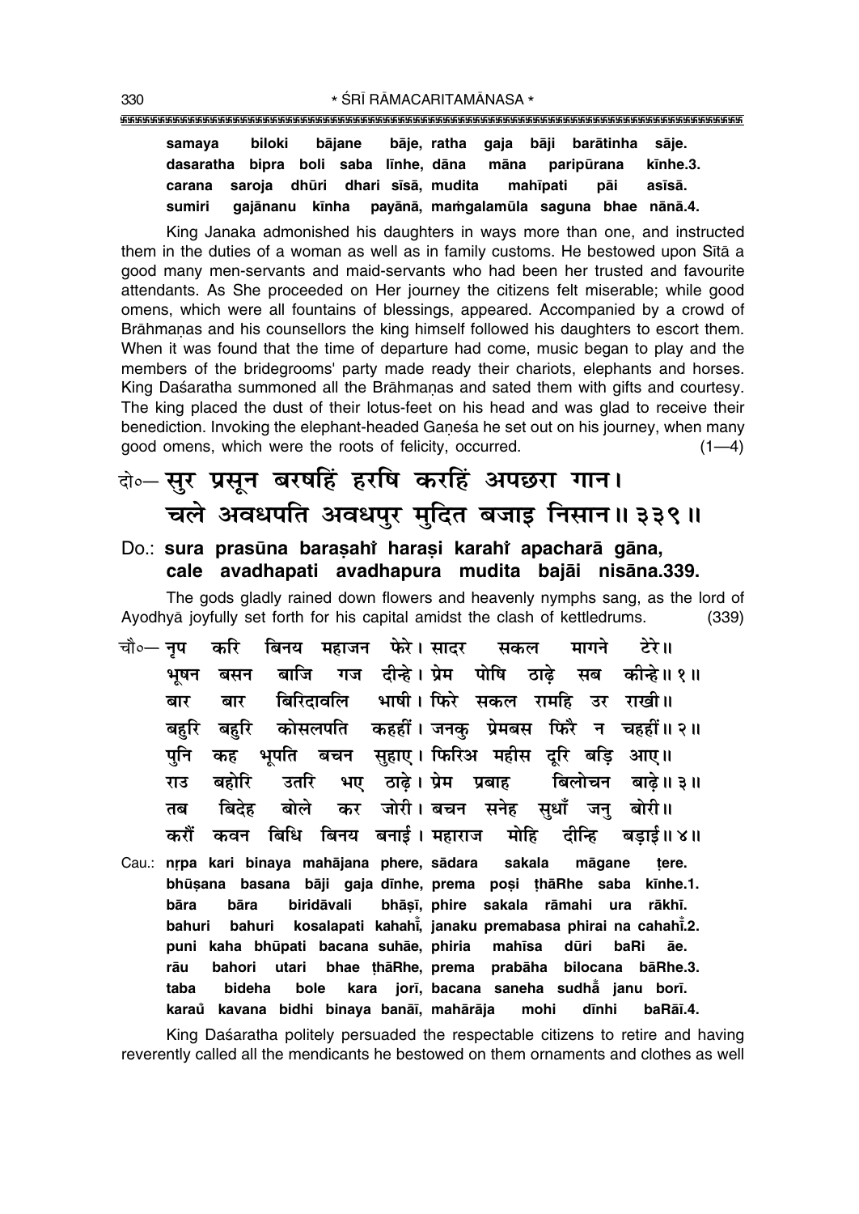samaya biloki bājane bāje, ratha gaja bāji barātinha sāje.
dasaratha bipra boli saba līnhe, dāna māna paripūrana kīnhe.3.
carana saroja dhūri dhari sīsā, mudita mahīpati pāi asīsā.
sumiri gajānanu kīnha payānā, maṁgalamūla saguna bhae nānā.4.

King Janaka admonished his daughters in ways more than one, and instructed them in the duties of a woman as well as in family customs. He bestowed upon Sītā a good many men-servants and maid-servants who had been her trusted and favourite attendants. As She proceeded on Her journey the citizens felt miserable; while good omens, which were all fountains of blessings, appeared. Accompanied by a crowd of Brāhmaṇas and his counsellors the king himself followed his daughters to escort them. When it was found that the time of departure had come, music began to play and the members of the bridegrooms' party made ready their chariots, elephants and horses. King Daśaratha summoned all the Brāhmaṇas and sated them with gifts and courtesy. The king placed the dust of their lotus-feet on his head and was glad to receive their benediction. Invoking the elephant-headed Gaṇeśa he set out on his journey, when many good omens, which were the roots of felicity, occurred. (1—4)

## दो०— सुर प्रसून बरषहिं हरषि करहिं अपछरा गान। चले अवधपति अवधपुर मुदित बजाइ निसान॥ ३३९॥

**Do.: sura prasūna baraṣahiṁ haraṣi karahiṁ apacharā gāna, cale avadhapati avadhapura mudita bajāi nisāna.339.**

The gods gladly rained down flowers and heavenly nymphs sang, as the lord of Ayodhyā joyfully set forth for his capital amidst the clash of kettledrums. (339)

चौ०— नृप करि बिनय महाजन फेरे। सादर सकल मागने टेरे॥
भूषन बसन बाजि गज दीन्हे। प्रेम पोषि ठाढ़े सब कीन्हे॥ १॥
बार बार बिरिदावलि भाषी। फिरे सकल रामहि उर राखी॥
बहुरि बहुरि कोसलपति कहहीं। जनकु प्रेमबस फिरै न चहहीं॥ २॥
पुनि कह भूपति बचन सुहाए। फिरिअ महीस दूरि बड़ि आए॥
राउ बहोरि उतरि भए ठाढ़े। प्रेम प्रबाह बिलोचन बाढ़े॥ ३॥
तब बिदेह बोले कर जोरी। बचन सनेह सुधाँ जनु बोरी॥
करौं कवन बिधि बिनय बनाई। महाराज मोहि दीन्हि बड़ाई॥ ४॥

Cau.: nṛpa kari binaya mahājana phere, sādara sakala māgane ṭere.
bhūṣana basana bāji gaja dīnhe, prema poṣi ṭhāRhe saba kīnhe.1.
bāra bāra biridāvali bhāṣī, phire sakala rāmahi ura rākhī.
bahuri bahuri kosalapati kahahiṁ, janaku premabasa phirai na cahahiṁ.2.
puni kaha bhūpati bacana suhāe, phiria mahīsa dūri baRi āe.
rāu bahori utari bhae ṭhāRhe, prema prabāha bilocana bāRhe.3.
taba bideha bole kara jorī, bacana saneha sudhāँ janu borī.
karauँ kavana bidhi binaya banāī, mahārāja mohi dīnhi baRāī.4.

King Daśaratha politely persuaded the respectable citizens to retire and having reverently called all the mendicants he bestowed on them ornaments and clothes as well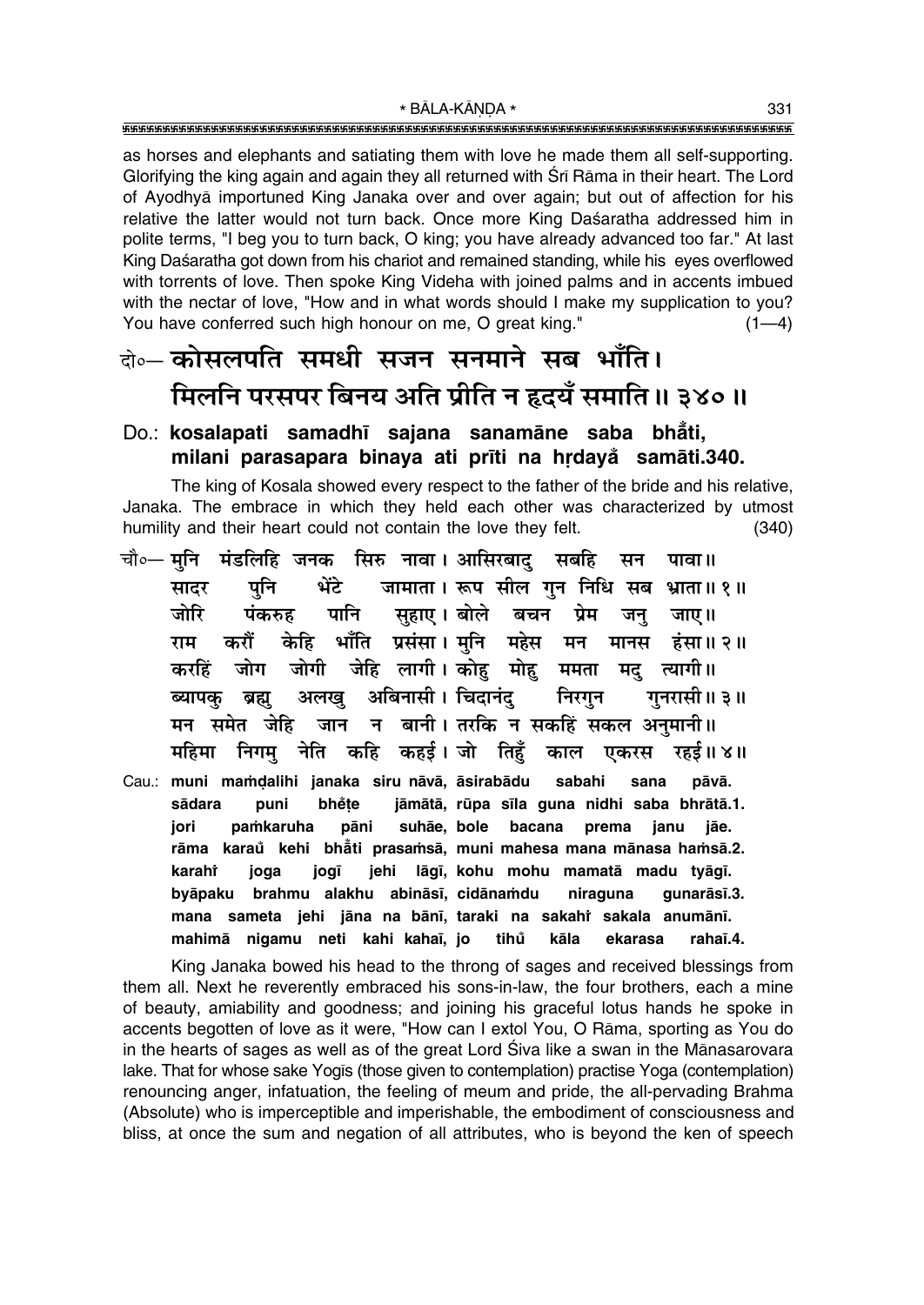as horses and elephants and satiating them with love he made them all self-supporting. Glorifying the king again and again they all returned with Śrī Rāma in their heart. The Lord of Ayodhyā importuned King Janaka over and over again; but out of affection for his relative the latter would not turn back. Once more King Daśaratha addressed him in polite terms, "I beg you to turn back, O king; you have already advanced too far." At last King Daśaratha got down from his chariot and remained standing, while his eyes overflowed with torrents of love. Then spoke King Videha with joined palms and in accents imbued with the nectar of love, "How and in what words should I make my supplication to you? You have conferred such high honour on me, O great king." (1—4)

दो०— **कोसलपति समधी सजन सनमाने सब भाँति।**
**मिलनि परसपर बिनय अति प्रीति न हृदयँ समाति॥ ३४०॥**

Do.: **kosalapati samadhī sajana sanamāne saba bhā̃ti,**
**milani parasapara binaya ati prīti na hṛdayå̃ samāti.340.**

The king of Kosala showed every respect to the father of the bride and his relative, Janaka. The embrace in which they held each other was characterized by utmost humility and their heart could not contain the love they felt. (340)

चौ०— **मुनि मंडलिहि जनक सिरु नावा। आसिरबादु सबहि सन पावा॥**
**सादर पुनि भेंटे जामाता। रूप सील गुन निधि सब भ्राता॥ १॥**
**जोरि पंकरुह पानि सुहाए। बोले बचन प्रेम जनु जाए॥**
**राम करौं केहि भाँति प्रसंसा। मुनि महेस मन मानस हंसा॥ २॥**
**करहिं जोग जोगी जेहि लागी। कोहु मोहु ममता मदु त्यागी॥**
**ब्यापकु ब्रह्मु अलखु अबिनासी। चिदानंदु निरगुन गुनरासी॥ ३॥**
**मन समेत जेहि जान न बानी। तरकि न सकहिं सकल अनुमानी॥**
**महिमा निगमु नेति कहि कहई। जो तिहुँ काल एकरस रहई॥ ४॥**

Cau.: **muni maṁḍalihi janaka siru nāvā, āsirabādu sabahi sana pāvā.**
**sādara puni bhẽṭe jāmātā, rūpa sīla guna nidhi saba bhrātā.1.**
**jori paṁkaruha pāni suhāe, bole bacana prema janu jāe.**
**rāma karaů kehi bhā̃ti prasaṁsā, muni mahesa mana mānasa haṁsā.2.**
**karahi̇̃ joga jogī jehi lāgī, kohu mohu mamatā madu tyāgī.**
**byāpaku brahmu alakhu abināsī, cidānaṁdu niraguna gunarāsī.3.**
**mana sameta jehi jāna na bānī, taraki na sakahi̇̃ sakala anumānī.**
**mahimā nigamu neti kahi kahaī, jo tihů kāla ekarasa rahaī.4.**

King Janaka bowed his head to the throng of sages and received blessings from them all. Next he reverently embraced his sons-in-law, the four brothers, each a mine of beauty, amiability and goodness; and joining his graceful lotus hands he spoke in accents begotten of love as it were, "How can I extol You, O Rāma, sporting as You do in the hearts of sages as well as of the great Lord Śiva like a swan in the Mānasarovara lake. That for whose sake Yogīs (those given to contemplation) practise Yoga (contemplation) renouncing anger, infatuation, the feeling of meum and pride, the all-pervading Brahma (Absolute) who is imperceptible and imperishable, the embodiment of consciousness and bliss, at once the sum and negation of all attributes, who is beyond the ken of speech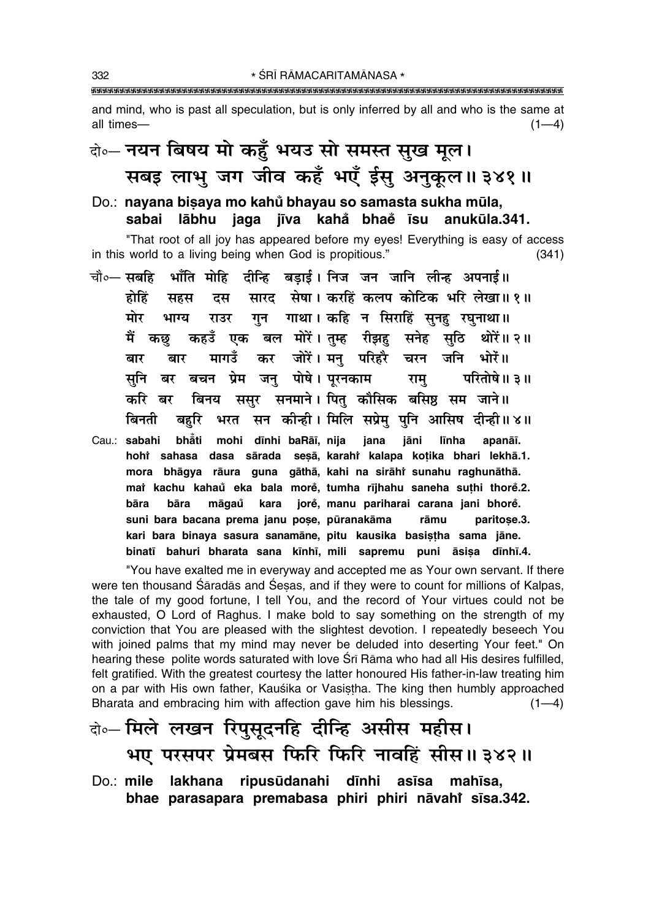and mind, who is past all speculation, but is only inferred by all and who is the same at all times— (1—4)

दो०— नयन बिषय मो कहुँ भयउ सो समस्त सुख मूल।
सबइ लाभु जग जीव कहँ भएँ ईसु अनुकूल॥ ३४१॥

Do.: **nayana biṣaya mo kahů bhayau so samasta sukha mūla,**
**sabai lābhu jaga jīva kahå bhaě īsu anukūla.341.**

"That root of all joy has appeared before my eyes! Everything is easy of access in this world to a living being when God is propitious." (341)

चौ०— सबहि भाँति मोहि दीन्हि बड़ाई। निज जन जानि लीन्ह अपनाई॥
होहिं सहस दस सारद सेषा। करहिं कलप कोटिक भरि लेखा॥ १॥
मोर भाग्य राउर गुन गाथा। कहि न सिराहिं सुनहु रघुनाथा॥
मैं कछु कहउँ एक बल मोरें। तुम्ह रीझहु सनेह सुठि थोरें॥ २॥
बार बार मागउँ कर जोरें। मनु परिहरै चरन जनि भोरें॥
सुनि बर बचन प्रेम जनु पोषे। पूरनकाम रामु परितोषे॥ ३॥
करि बर बिनय ससुर सनमाने। पितु कौसिक बसिष्ठ सम जाने॥
बिनती बहुरि भरत सन कीन्ही। मिलि सप्रेमु पुनि आसिष दीन्ही॥ ४॥

Cau.: **sabahi bhåti mohi dīnhi baRāī, nija jana jāni līnha apanāī.**
**hohî sahasa dasa sārada seṣā, karahî kalapa koṭika bhari lekhā.1.**
**mora bhāgya rāura guna gāthā, kahi na sirāhî sunahu raghunāthā.**
**maî kachu kahaů eka bala morě, tumha rījhahu saneha suṭhi thorě.2.**
**bāra bāra māgaů kara jorě, manu pariharai carana jani bhorě.**
**suni bara bacana prema janu poṣe, pūranakāma rāmu paritoṣe.3.**
**kari bara binaya sasura sanamāne, pitu kausika basiṣṭha sama jāne.**
**binatī bahuri bharata sana kīnhī, mili sapremu puni āsiṣa dīnhī.4.**

"You have exalted me in everyway and accepted me as Your own servant. If there were ten thousand Śāradās and Śeṣas, and if they were to count for millions of Kalpas, the tale of my good fortune, I tell You, and the record of Your virtues could not be exhausted, O Lord of Raghus. I make bold to say something on the strength of my conviction that You are pleased with the slightest devotion. I repeatedly beseech You with joined palms that my mind may never be deluded into deserting Your feet." On hearing these polite words saturated with love Śrī Rāma who had all His desires fulfilled, felt gratified. With the greatest courtesy the latter honoured His father-in-law treating him on a par with His own father, Kauśika or Vasiṣṭha. The king then humbly approached Bharata and embracing him with affection gave him his blessings. (1—4)

दो०— मिले लखन रिपुसूदनहि दीन्हि असीस महीस।
भए परसपर प्रेमबस फिरि फिरि नावहिं सीस॥ ३४२॥

Do.: **mile lakhana ripusūdanahi dīnhi asīsa mahīsa,**
**bhae parasapara premabasa phiri phiri nāvahî sīsa.342.**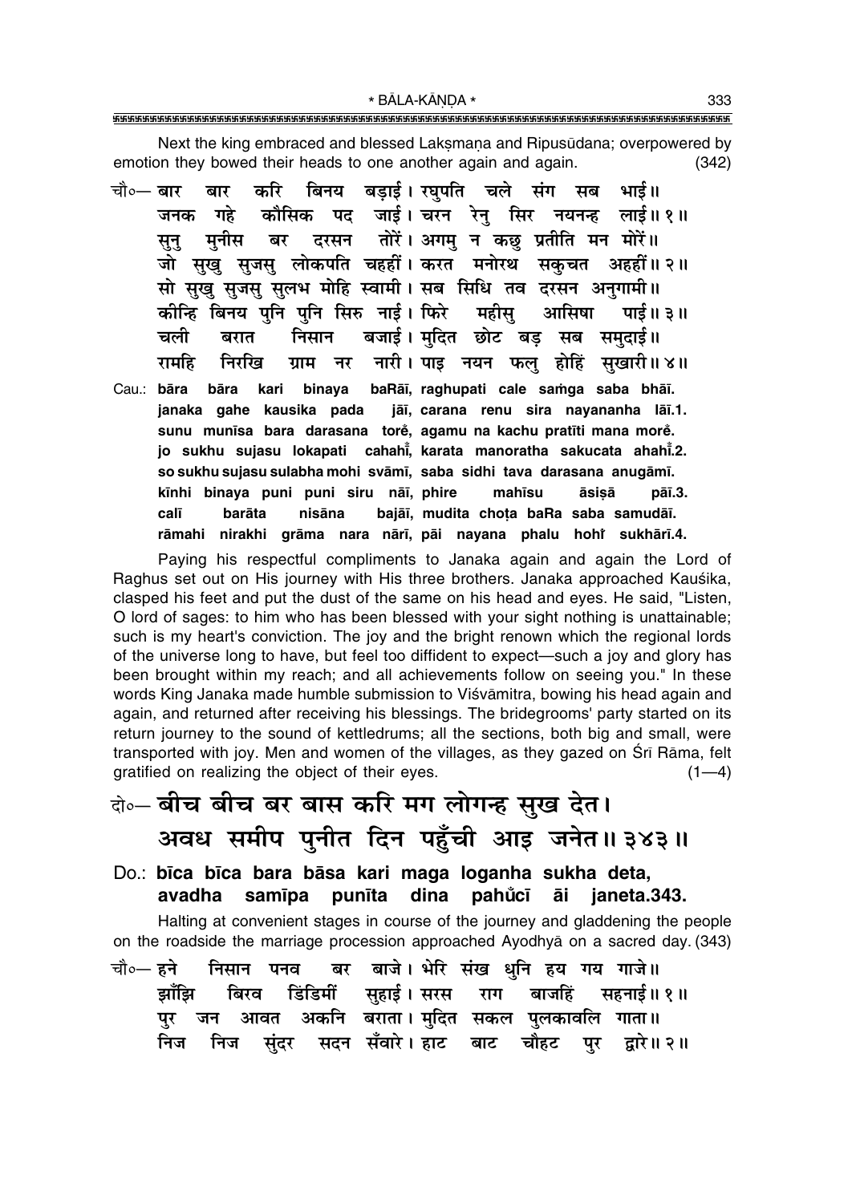Next the king embraced and blessed Lakṣmaṇa and Ripusūdana; overpowered by emotion they bowed their heads to one another again and again. (342)

चौ०— बार बार करि बिनय बड़ाई। रघुपति चले संग सब भाई॥
जनक गहे कौसिक पद जाई। चरन रेनु सिर नयनन्ह लाई॥ १॥
सुनु मुनीस बर दरसन तोरें। अगमु न कछु प्रतीति मन मोरें॥
जो सुखु सुजसु लोकपति चहहीं। करत मनोरथ सकुचत अहहीं॥ २॥
सो सुखु सुजसु सुलभ मोहि स्वामी। सब सिधि तव दरसन अनुगामी॥
कीन्हि बिनय पुनि पुनि सिरु नाई। फिरे महीसु आसिषा पाई॥ ३॥
चली बरात निसान बजाई। मुदित छोट बड़ सब समुदाई॥
रामहि निरखि ग्राम नर नारी। पाइ नयन फलु होहिं सुखारी॥ ४॥

Cau.: **bāra bāra kari binaya baRāī, raghupati cale saṁga saba bhāī.**
**janaka gahe kausika pada jāī, carana renu sira nayananha lāī.1.**
**sunu munīsa bara darasana tore̐, agamu na kachu pratīti mana more̐.**
**jo sukhu sujasu lokapati cahahī̐, karata manoratha sakucata ahahī̐.2.**
**so sukhu sujasu sulabha mohi svāmī, saba sidhi tava darasana anugāmī.**
**kīnhi binaya puni puni siru nāī, phire mahīsu āsiṣā pāī.3.**
**calī barāta nisāna bajāī, mudita choṭa baRa saba samudāī.**
**rāmahi nirakhi grāma nara nārī, pāi nayana phalu hohī̐ sukhārī.4.**

Paying his respectful compliments to Janaka again and again the Lord of Raghus set out on His journey with His three brothers. Janaka approached Kauśika, clasped his feet and put the dust of the same on his head and eyes. He said, "Listen, O lord of sages: to him who has been blessed with your sight nothing is unattainable; such is my heart's conviction. The joy and the bright renown which the regional lords of the universe long to have, but feel too diffident to expect—such a joy and glory has been brought within my reach; and all achievements follow on seeing you." In these words King Janaka made humble submission to Viśvāmitra, bowing his head again and again, and returned after receiving his blessings. The bridegrooms' party started on its return journey to the sound of kettledrums; all the sections, both big and small, were transported with joy. Men and women of the villages, as they gazed on Śrī Rāma, felt gratified on realizing the object of their eyes. (1—4)

**दो०— बीच बीच बर बास करि मग लोगन्ह सुख देत।**
**अवध समीप पुनीत दिन पहुँची आइ जनेत॥ ३४३॥**

Do.: **bīca bīca bara bāsa kari maga loganha sukha deta,**
**avadha samīpa punīta dina pahũcī āi janeta.343.**

Halting at convenient stages in course of the journey and gladdening the people on the roadside the marriage procession approached Ayodhyā on a sacred day. (343)

चौ०— हने निसान पनव बर बाजे। भेरि संख धुनि हय गय गाजे॥
झाँझि बिरव डिंडिमीं सुहाई। सरस राग बाजहिं सहनाई॥ १॥
पुर जन आवत अकनि बराता। मुदित सकल पुलकावलि गाता॥
निज निज सुंदर सदन सँवारे। हाट बाट चौहट पुर द्वारे॥ २॥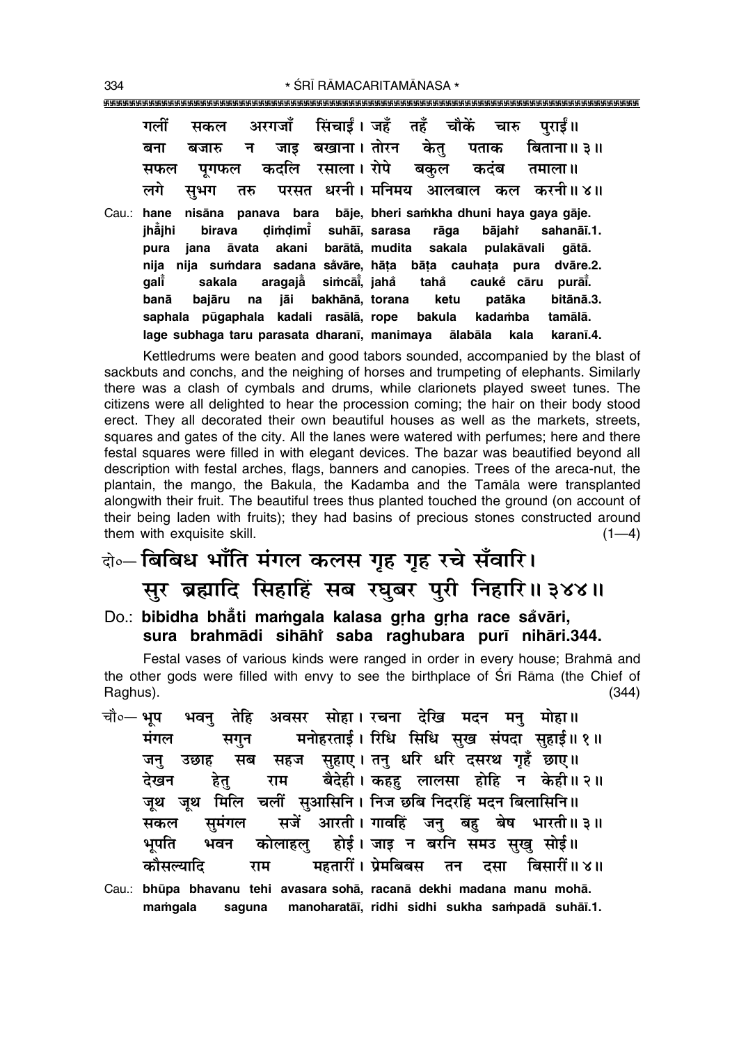गलीं सकल अरगजाँ सिंचाईं। जहँ तहँ चौकें चारु पुराईं॥
बना बजारु न जाइ बखाना। तोरन केतु पताक बिताना॥ ३॥
सफल पूगफल कदलि रसाला। रोपे बकुल कदंब तमाला॥
लगे सुभग तरु परसत धरनी। मनिमय आलबाल कल करनी॥ ४॥

Cau.: **hane nisāna panava bara bāje, bheri saṁkha dhuni haya gaya gāje.**
**jhā̐jhi birava ḍiṁḍimī̐ suhāī, sarasa rāga bājahiṁ sahanāī.1.**
**pura jana āvata akani barātā, mudita sakala pulakāvali gātā.**
**nija nija suṁdara sadana sa̐vāre, hāṭa bāṭa cauhaṭa pura dvāre.2.**
**galī̐ sakala aragajā̐ siṁcāī̐, jaha̐ taha̐ caukeṁ cāru purāī̐.**
**banā bajāru na jāi bakhānā, torana ketu patāka bitānā.3.**
**saphala pūgaphala kadali rasālā, rope bakula kadaṁba tamālā.**
**lage subhaga taru parasata dharanī, manimaya ālabāla kala karanī.4.**

Kettledrums were beaten and good tabors sounded, accompanied by the blast of sackbuts and conchs, and the neighing of horses and trumpeting of elephants. Similarly there was a clash of cymbals and drums, while clarionets played sweet tunes. The citizens were all delighted to hear the procession coming; the hair on their body stood erect. They all decorated their own beautiful houses as well as the markets, streets, squares and gates of the city. All the lanes were watered with perfumes; here and there festal squares were filled in with elegant devices. The bazar was beautified beyond all description with festal arches, flags, banners and canopies. Trees of the areca-nut, the plantain, the mango, the Bakula, the Kadamba and the Tamāla were transplanted alongwith their fruit. The beautiful trees thus planted touched the ground (on account of their being laden with fruits); they had basins of precious stones constructed around them with exquisite skill. (1—4)

दो०— बिबिध भाँति मंगल कलस गृह गृह रचे सँवारि।
सुर ब्रह्मादि सिहाहिं सब रघुबर पुरी निहारि॥ ३४४॥

Do.: **bibidha bhā̐ti maṁgala kalasa gṛha gṛha race sa̐vāri,**
**sura brahmādi sihāhiṁ saba raghubara purī nihāri.344.**

Festal vases of various kinds were ranged in order in every house; Brahmā and the other gods were filled with envy to see the birthplace of Śrī Rāma (the Chief of Raghus). (344)

चौ०— भूप भवनु तेहि अवसर सोहा। रचना देखि मदन मनु मोहा॥
मंगल सगुन मनोहरताई। रिधि सिधि सुख संपदा सुहाई॥ १॥
जनु उछाह सब सहज सुहाए। तनु धरि धरि दसरथ गृहँ छाए॥
देखन हेतु राम बैदेही। कहहु लालसा होहि न केही॥ २॥
जूथ जूथ मिलि चलीं सुआसिनि। निज छबि निदरहिं मदन बिलासिनि॥
सकल सुमंगल सजें आरती। गावहिं जनु बहु बेष भारती॥ ३॥
भूपति भवन कोलाहलु होई। जाइ न बरनि समउ सुखु सोई॥
कौसल्यादि राम महतारीं। प्रेमबिबस तन दसा बिसारीं॥ ४॥

Cau.: **bhūpa bhavanu tehi avasara sohā, racanā dekhi madana manu mohā.**
**maṁgala saguna manoharatāī, ridhi sidhi sukha saṁpadā suhāī.1.**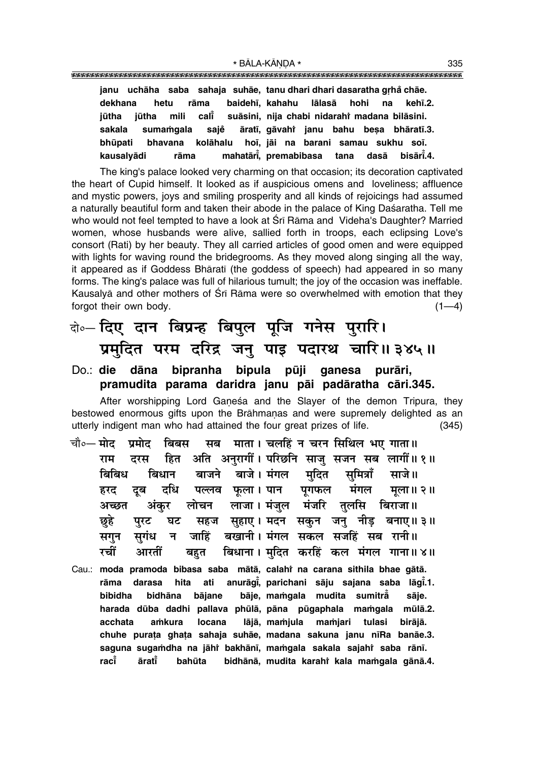**janu uchāha saba sahaja suhāe, tanu dhari dhari dasaratha gṛhå chāe.**
**dekhana hetu rāma baidehī, kahahu lālasā hohi na kehī.2.**
**jūtha jūtha mili calī̃ suāsini, nija chabi nidarahi̐ madana bilāsini.**
**sakala sumaṁgala sajẽ āratī, gāvahi̐ janu bahu beṣa bhāratī.3.**
**bhūpati bhavana kolāhalu hoī, jāi na barani samau sukhu soī.**
**kausalyādi rāma mahatārī̃, premabibasa tana dasā bisārī̃.4.**

The king's palace looked very charming on that occasion; its decoration captivated the heart of Cupid himself. It looked as if auspicious omens and loveliness; affluence and mystic powers, joys and smiling prosperity and all kinds of rejoicings had assumed a naturally beautiful form and taken their abode in the palace of King Daśaratha. Tell me who would not feel tempted to have a look at Śrī Rāma and Videha's Daughter? Married women, whose husbands were alive, sallied forth in troops, each eclipsing Love's consort (Rati) by her beauty. They all carried articles of good omen and were equipped with lights for waving round the bridegrooms. As they moved along singing all the way, it appeared as if Goddess Bhāratī (the goddess of speech) had appeared in so many forms. The king's palace was full of hilarious tumult; the joy of the occasion was ineffable. Kausalyā and other mothers of Śrī Rāma were so overwhelmed with emotion that they forgot their own body. (1—4)

दो०— दिए दान बिप्रन्ह बिपुल पूजि गनेस पुरारि।
प्रमुदित परम दरिद्र जनु पाइ पदारथ चारि॥ ३४५॥

**Do.: die dāna bipranha bipula pūji ganesa purāri,**
**pramudita parama daridra janu pāi padāratha cāri.345.**

After worshipping Lord Gaṇeśa and the Slayer of the demon Tripura, they bestowed enormous gifts upon the Brāhmaṇas and were supremely delighted as an utterly indigent man who had attained the four great prizes of life. (345)

चौ०— मोद प्रमोद बिबस सब माता। चलहिं न चरन सिथिल भए गाता॥
राम दरस हित अति अनुरागीं। परिछनि साजु सजन सब लागीं॥ १॥
बिबिध बिधान बाजने बाजे। मंगल मुदित सुमित्राँ साजे॥
हरद दूब दधि पल्लव फूला। पान पूगफल मंगल मूला॥ २॥
अच्छत अंकुर लोचन लाजा। मंजुल मंजरि तुलसि बिराजा॥
छुहे पुरट घट सहज सुहाए। मदन सकुन जनु नीड़ बनाए॥ ३॥
सगुन सुगंध न जाहिं बखानी। मंगल सकल सजहिं सब रानी॥
रचीं आरतीं बहुत बिधाना। मुदित करहिं कल मंगल गाना॥ ४॥

**Cau.: moda pramoda bibasa saba mātā, calahi̐ na carana sithila bhae gātā.**
**rāma darasa hita ati anurāgī̃, parichani sāju sajana saba lāgī̃.1.**
**bibidha bidhāna bājane bāje, maṁgala mudita sumitrå̃ sāje.**
**harada dūba dadhi pallava phūlā, pāna pūgaphala maṁgala mūlā.2.**
**acchata aṁkura locana lājā, maṁjula maṁjari tulasi birājā.**
**chuhe puraṭa ghaṭa sahaja suhāe, madana sakuna janu nīRa banāe.3.**
**saguna sugaṁdha na jāhi̐ bakhānī, maṁgala sakala sajahi̐ saba rānī.**
**racī̃ āratī̃ bahūta bidhānā, mudita karahi̐ kala maṁgala gānā.4.**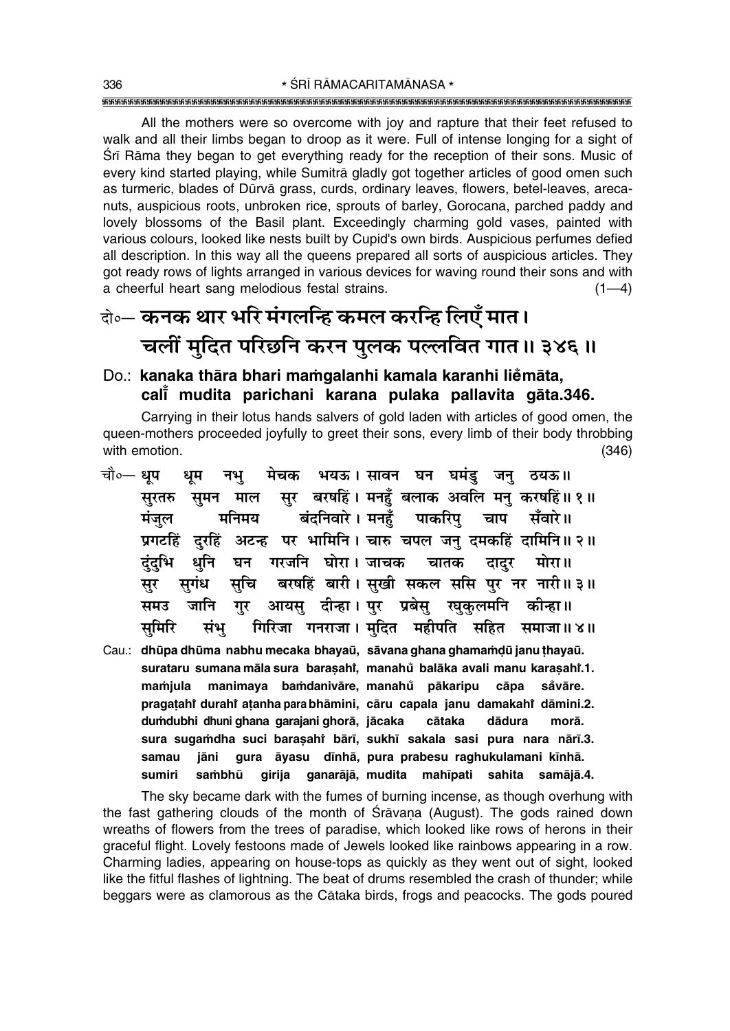All the mothers were so overcome with joy and rapture that their feet refused to walk and all their limbs began to droop as it were. Full of intense longing for a sight of Śrī Rāma they began to get everything ready for the reception of their sons. Music of every kind started playing, while Sumitrā gladly got together articles of good omen such as turmeric, blades of Dūrvā grass, curds, ordinary leaves, flowers, betel-leaves, areca-nuts, auspicious roots, unbroken rice, sprouts of barley, Gorocana, parched paddy and lovely blossoms of the Basil plant. Exceedingly charming gold vases, painted with various colours, looked like nests built by Cupid's own birds. Auspicious perfumes defied all description. In this way all the queens prepared all sorts of auspicious articles. They got ready rows of lights arranged in various devices for waving round their sons and with a cheerful heart sang melodious festal strains. (1—4)

दो०— **कनक थार भरि मंगलन्हि कमल करन्हि लिएँ मात।**
**चलीं मुदित परिछनि करन पुलक पल्लवित गात॥ ३४६॥**

Do.: **kanaka thāra bhari maṁgalanhi kamala karanhi liẽmāta,**
**calī̃ mudita parichani karana pulaka pallavita gāta.346.**

Carrying in their lotus hands salvers of gold laden with articles of good omen, the queen-mothers proceeded joyfully to greet their sons, every limb of their body throbbing with emotion. (346)

चौ०— धूप धूम नभु मेचक भयऊ। सावन घन घमंडु जनु ठयऊ॥
सुरतरु सुमन माल सुर बरषहिं। मनहुँ बलाक अवलि मनु करषहिं॥ १॥
मंजुल मनिमय बंदनिवारे। मनहुँ पाकरिपु चाप सँवारे॥
प्रगटहिं दुरहिं अटन्ह पर भामिनि। चारु चपल जनु दमकहिं दामिनि॥ २॥
दुंदुभि धुनि घन गरजनि घोरा। जाचक चातक दादुर मोरा॥
सुर सुगंध सुचि बरषहिं बारी। सुखी सकल ससि पुर नर नारी॥ ३॥
समउ जानि गुर आयसु दीन्हा। पुर प्रबेसु रघुकुलमनि कीन्हा॥
सुमिरि संभु गिरिजा गनराजा। मुदित महीपति सहित समाजा॥ ४॥

Cau.: **dhūpa dhūma nabhu mecaka bhayaū, sāvana ghana ghamaṁḍū janu ṭhayaū.**
**surataru sumana māla sura baraṣahiṁ, manahũ balāka avali manu karaṣahiṁ.1.**
**maṁjula manimaya baṁdanivāre, manahũ pākaripu cāpa sãvāre.**
**pragaṭahiṁ durahiṁ aṭanha para bhāmini, cāru capala janu damakahiṁ dāmini.2.**
**duṁdubhi dhuni ghana garajani ghorā, jācaka cātaka dādura morā.**
**sura sugaṁdha suci baraṣahiṁ bārī, sukhī sakala sasi pura nara nārī.3.**
**samau jāni gura āyasu dīnhā, pura prabesu raghukulamani kīnhā.**
**sumiri saṁbhū girija ganarājā, mudita mahīpati sahita samājā.4.**

The sky became dark with the fumes of burning incense, as though overhung with the fast gathering clouds of the month of Śrāvaṇa (August). The gods rained down wreaths of flowers from the trees of paradise, which looked like rows of herons in their graceful flight. Lovely festoons made of Jewels looked like rainbows appearing in a row. Charming ladies, appearing on house-tops as quickly as they went out of sight, looked like the fitful flashes of lightning. The beat of drums resembled the crash of thunder; while beggars were as clamorous as the Cātaka birds, frogs and peacocks. The gods poured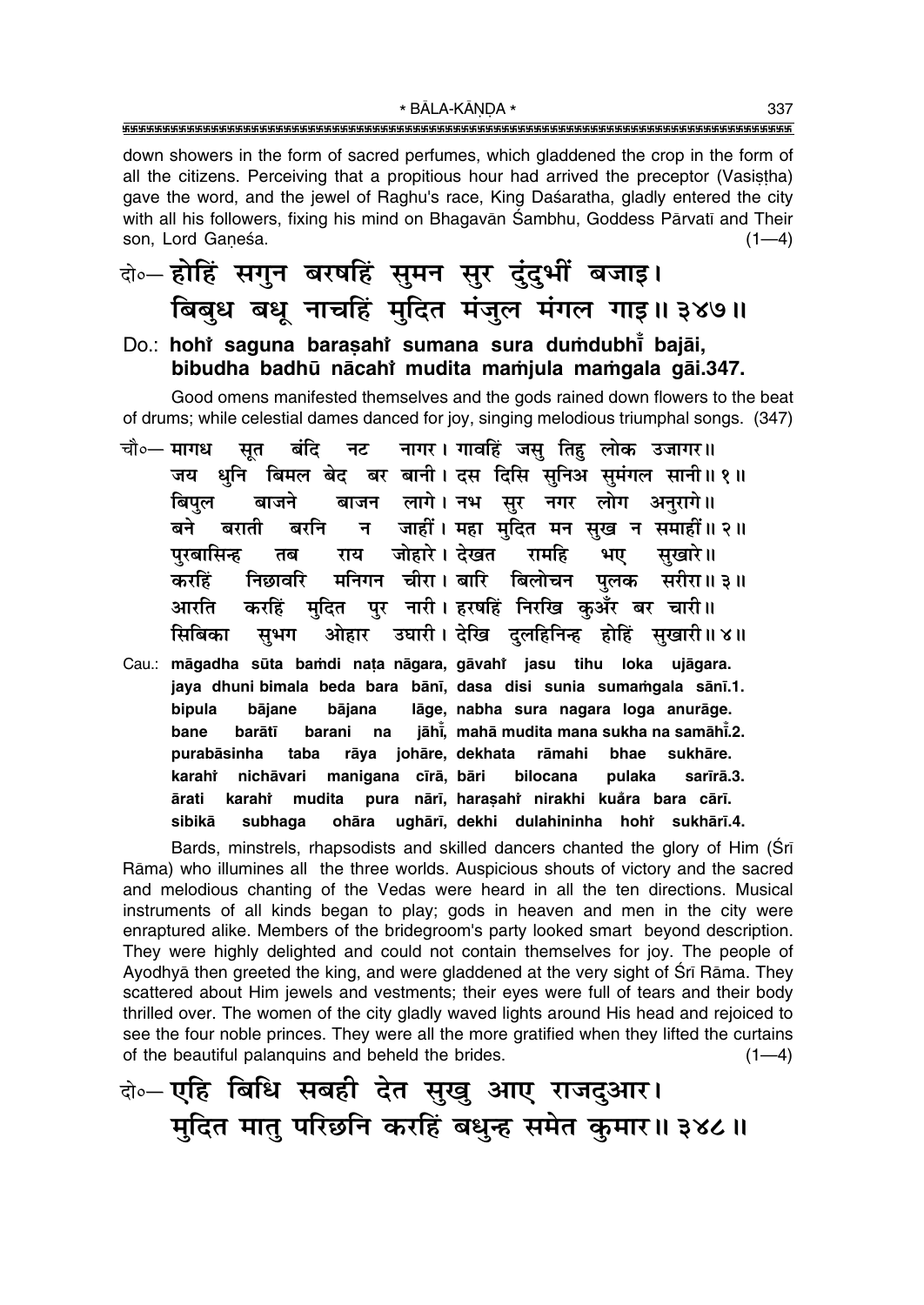down showers in the form of sacred perfumes, which gladdened the crop in the form of all the citizens. Perceiving that a propitious hour had arrived the preceptor (Vasiṣṭha) gave the word, and the jewel of Raghu's race, King Daśaratha, gladly entered the city with all his followers, fixing his mind on Bhagavān Śambhu, Goddess Pārvatī and Their son, Lord Gaṇeśa. (1—4)

दो०— होहिं सगुन बरषहिं सुमन सुर दुंदुभीं बजाइ।
बिबुध बधू नाचहिं मुदित मंजुल मंगल गाइ॥ ३४७॥

Do.: **hohi̐ saguna baraṣahi̐ sumana sura duṁdubhī̐ bajāi,**
**bibudha badhū nācahi̐ mudita maṁjula maṁgala gāi.347.**

Good omens manifested themselves and the gods rained down flowers to the beat of drums; while celestial dames danced for joy, singing melodious triumphal songs. (347)

चौ०— मागध सूत बंदि नट नागर। गावहिं जसु तिहु लोक उजागर॥
जय धुनि बिमल बेद बर बानी। दस दिसि सुनिअ सुमंगल सानी॥ १॥
बिपुल बाजने बाजन लागे। नभ सुर नगर लोग अनुरागे॥
बने बराती बरनि न जाहीं। महा मुदित मन सुख न समाहीं॥ २॥
पुरबासिन्ह तब राय जोहारे। देखत रामहि भए सुखारे॥
करहिं निछावरि मनिगन चीरा। बारि बिलोचन पुलक सरीरा॥ ३॥
आरति करहिं मुदित पुर नारी। हरषहिं निरखि कुअँर बर चारी॥
सिबिका सुभग ओहार उघारी। देखि दुलहिनिन्ह होहिं सुखारी॥ ४॥

Cau.: **māgadha sūta baṁdi naṭa nāgara, gāvahi̐ jasu tihu loka ujāgara.**
**jaya dhuni bimala beda bara bānī, dasa disi sunia sumaṁgala sānī.1.**
**bipula bājane bājana lāge, nabha sura nagara loga anurāge.**
**bane barātī barani na jāhī̐, mahā mudita mana sukha na samāhī̐.2.**
**purabāsinha taba rāya johāre, dekhata rāmahi bhae sukhāre.**
**karahi̐ nichāvari manigana cīrā, bāri bilocana pulaka sarīrā.3.**
**ārati karahi̐ mudita pura nārī, haraṣahi̐ nirakhi kuar̐a bara cārī.**
**sibikā subhaga ohāra ughārī, dekhi dulahininha hohi̐ sukhārī.4.**

Bards, minstrels, rhapsodists and skilled dancers chanted the glory of Him (Śrī Rāma) who illumines all the three worlds. Auspicious shouts of victory and the sacred and melodious chanting of the Vedas were heard in all the ten directions. Musical instruments of all kinds began to play; gods in heaven and men in the city were enraptured alike. Members of the bridegroom's party looked smart beyond description. They were highly delighted and could not contain themselves for joy. The people of Ayodhyā then greeted the king, and were gladdened at the very sight of Śrī Rāma. They scattered about Him jewels and vestments; their eyes were full of tears and their body thrilled over. The women of the city gladly waved lights around His head and rejoiced to see the four noble princes. They were all the more gratified when they lifted the curtains of the beautiful palanquins and beheld the brides. (1—4)

दो०— एहि बिधि सबही देत सुखु आए राजदुआर।
मुदित मातु परिछनि करहिं बधुन्ह समेत कुमार॥ ३४८॥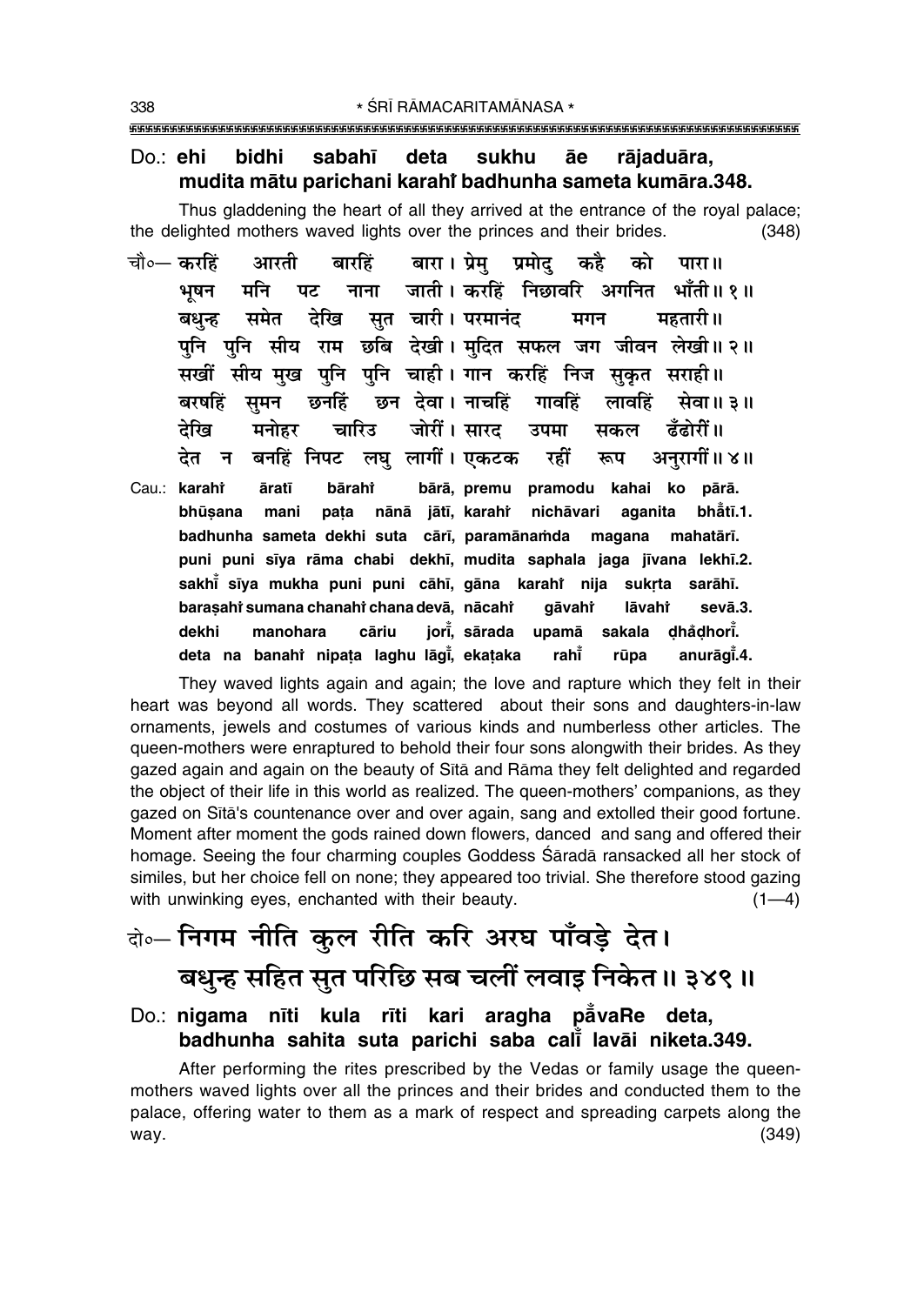Do.: **ehi bidhi sabahī deta sukhu āe rājaduāra,**
**mudita mātu parichani karahiँ badhunha sameta kumāra.348.**

Thus gladdening the heart of all they arrived at the entrance of the royal palace; the delighted mothers waved lights over the princes and their brides. (348)

चौ०— करहिं आरती बारहिं बारा। प्रेमु प्रमोदु कहै को पारा॥
भूषन मनि पट नाना जाती। करहिं निछावरि अगनित भाँती॥ १॥
बधुन्ह समेत देखि सुत चारी। परमानंद मगन महतारी॥
पुनि पुनि सीय राम छबि देखी। मुदित सफल जग जीवन लेखी॥ २॥
सखीं सीय मुख पुनि पुनि चाही। गान करहिं निज सुकृत सराही॥
बरषहिं सुमन छनहिं छन देवा। नाचहिं गावहिं लावहिं सेवा॥ ३॥
देखि मनोहर चारिउ जोरीं। सारद उपमा सकल ढँढोरीं॥
देत न बनहिं निपट लघु लागीं। एकटक रहीं रूप अनुरागीं॥ ४॥

Cau.: **karahiँ āratī bārahiँ bārā, premu pramodu kahai ko pārā.**
**bhūṣana mani paṭa nānā jātī, karahiँ nichāvari aganita bhāँtī.1.**
**badhunha sameta dekhi suta cārī, paramānaṁda magana mahatārī.**
**puni puni sīya rāma chabi dekhī, mudita saphala jaga jīvana lekhī.2.**
**sakhīँ sīya mukha puni puni cāhī, gāna karahiँ nija sukṛta sarāhī.**
**baraṣahiँ sumana chanahiँ chana devā, nācahiँ gāvahiँ lāvahiँ sevā.3.**
**dekhi manohara cāriu jorīँ, sārada upamā sakala ḍhaँḍhorīँ.**
**deta na banahiँ nipaṭa laghu lāgīँ, ekaṭaka rahīँ rūpa anurāgīँ.4.**

They waved lights again and again; the love and rapture which they felt in their heart was beyond all words. They scattered about their sons and daughters-in-law ornaments, jewels and costumes of various kinds and numberless other articles. The queen-mothers were enraptured to behold their four sons alongwith their brides. As they gazed again and again on the beauty of Sītā and Rāma they felt delighted and regarded the object of their life in this world as realized. The queen-mothers' companions, as they gazed on Sītā's countenance over and over again, sang and extolled their good fortune. Moment after moment the gods rained down flowers, danced and sang and offered their homage. Seeing the four charming couples Goddess Śāradā ransacked all her stock of similes, but her choice fell on none; they appeared too trivial. She therefore stood gazing with unwinking eyes, enchanted with their beauty. (1—4)

दो०— निगम नीति कुल रीति करि अरघ पाँवड़े देत।
बधुन्ह सहित सुत परिछि सब चलीं लवाइ निकेत॥ ३४९॥

Do.: **nigama nīti kula rīti kari aragha pāँvaRe deta,**
**badhunha sahita suta parichi saba calīँ lavāi niketa.349.**

After performing the rites prescribed by the Vedas or family usage the queen-mothers waved lights over all the princes and their brides and conducted them to the palace, offering water to them as a mark of respect and spreading carpets along the way. (349)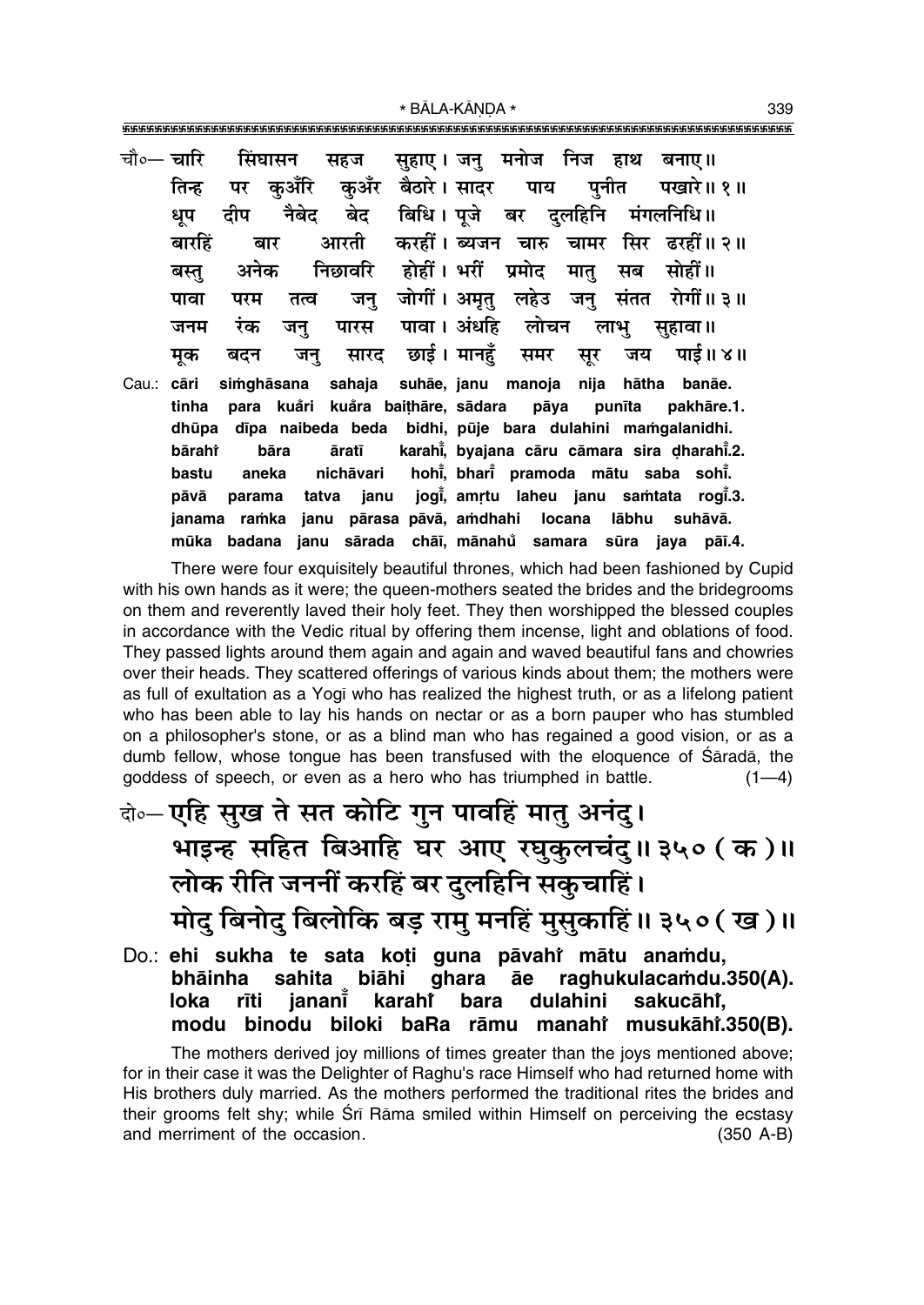चौ०— चारि सिंघासन सहज सुहाए। जनु मनोज निज हाथ बनाए॥
तिन्ह पर कुअँरि कुअँर बैठारे। सादर पाय पुनीत पखारे॥ १॥
धूप दीप नैबेद बेद बिधि। पूजे बर दुलहिनि मंगलनिधि॥
बारहिं बार आरती करहीं। ब्यजन चारु चामर सिर ढरहीं॥ २॥
बस्तु अनेक निछावरि होहीं। भरीं प्रमोद मातु सब सोहीं॥
पावा परम तत्व जनु जोगीं। अमृतु लहेउ जनु संतत रोगीं॥ ३॥
जनम रंक जनु पारस पावा। अंधहि लोचन लाभु सुहावा॥
मूक बदन जनु सारद छाई। मानहुँ समर सूर जय पाई॥ ४॥

Cau.: cāri siṁghāsana sahaja suhāe, janu manoja nija hātha banāe.
tinha para kuåri kuåra baiṭhāre, sādara pāya punīta pakhāre.1.
dhūpa dīpa naibeda beda bidhi, pūje bara dulahini maṁgalanidhi.
bārahiṁ bāra āratī karahīṁ, byajana cāru cāmara sira ḍharahīṁ.2.
bastu aneka nichāvari hohīṁ, bharīṁ pramoda mātu saba sohīṁ.
pāvā parama tatva janu jogīṁ, amṛtu laheu janu saṁtata rogīṁ.3.
janama raṁka janu pārasa pāvā, aṁdhahi locana lābhu suhāvā.
mūka badana janu sārada chāī, mānahuṁ samara sūra jaya pāī.4.

There were four exquisitely beautiful thrones, which had been fashioned by Cupid with his own hands as it were; the queen-mothers seated the brides and the bridegrooms on them and reverently laved their holy feet. They then worshipped the blessed couples in accordance with the Vedic ritual by offering them incense, light and oblations of food. They passed lights around them again and again and waved beautiful fans and chowries over their heads. They scattered offerings of various kinds about them; the mothers were as full of exultation as a Yogī who has realized the highest truth, or as a lifelong patient who has been able to lay his hands on nectar or as a born pauper who has stumbled on a philosopher's stone, or as a blind man who has regained a good vision, or as a dumb fellow, whose tongue has been transfused with the eloquence of Śāradā, the goddess of speech, or even as a hero who has triumphed in battle. (1—4)

दो०— एहि सुख ते सत कोटि गुन पावहिं मातु अनंदु।
भाइन्ह सहित बिआहि घर आए रघुकुलचंदु॥ ३५० (क)॥
लोक रीति जननीं करहिं बर दुलहिनि सकुचाहिं।
मोदु बिनोदु बिलोकि बड़ रामु मनहिं मुसुकाहिं॥ ३५० (ख)॥

Do.: ehi sukha te sata koṭi guna pāvahiṁ mātu anaṁdu,
bhāinha sahita biāhi ghara āe raghukulacaṁdu.350(A).
loka rīti jananīṁ karahiṁ bara dulahini sakucāhiṁ,
modu binodu biloki baRa rāmu manahiṁ musukāhiṁ.350(B).

The mothers derived joy millions of times greater than the joys mentioned above; for in their case it was the Delighter of Raghu's race Himself who had returned home with His brothers duly married. As the mothers performed the traditional rites the brides and their grooms felt shy; while Śrī Rāma smiled within Himself on perceiving the ecstasy and merriment of the occasion. (350 A-B)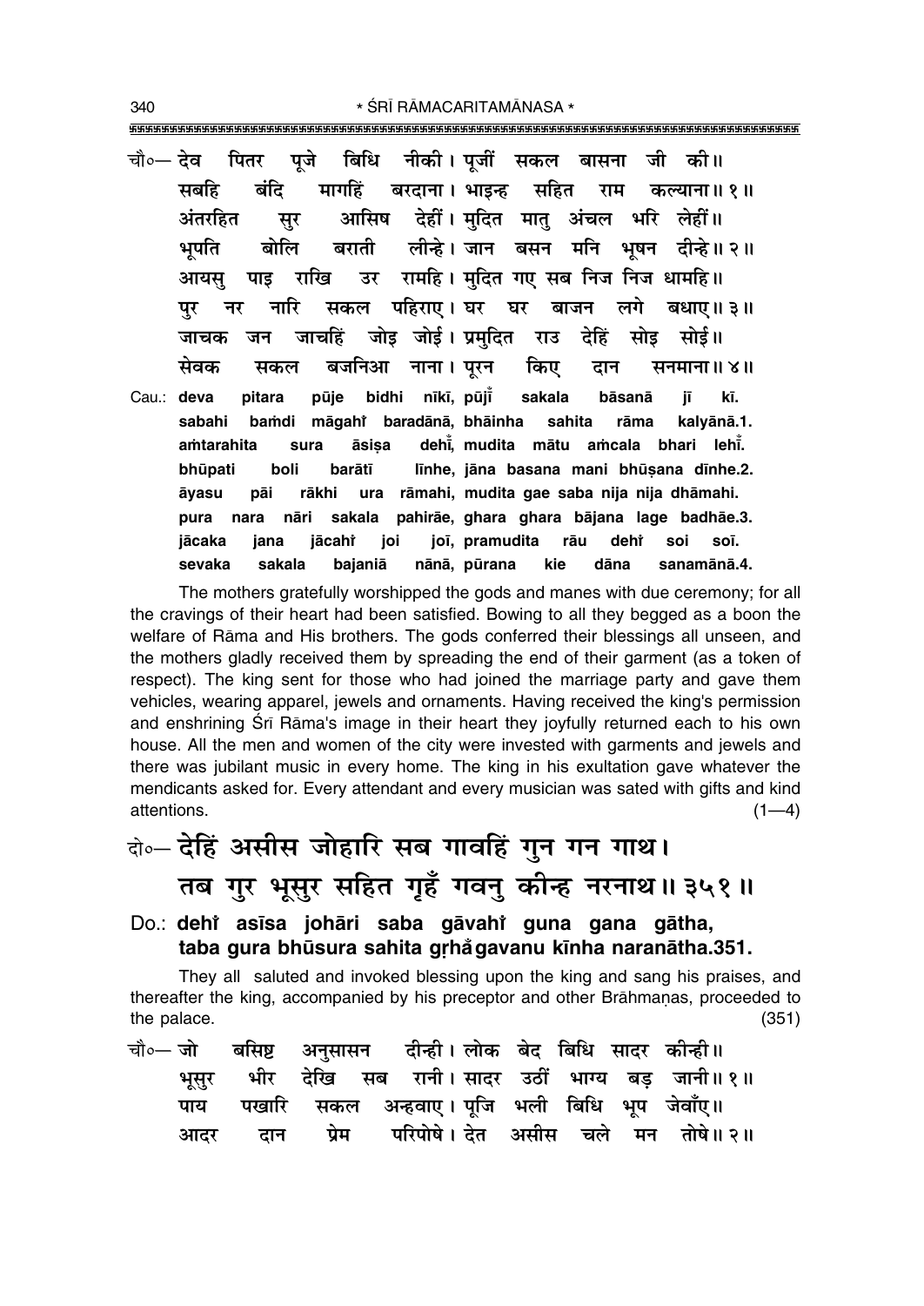चौ०— देव पितर पूजे बिधि नीकी। पूजीं सकल बासना जी की॥
सबहि बंदि मागहिं बरदाना। भाइन्ह सहित राम कल्याना॥ १॥
अंतरहित सुर आसिष देहीं। मुदित मातु अंचल भरि लेहीं॥
भूपति बोलि बराती लीन्हे। जान बसन मनि भूषन दीन्हे॥ २॥
आयसु पाइ राखि उर रामहि। मुदित गए सब निज निज धामहि॥
पुर नर नारि सकल पहिराए। घर घर बाजन लगे बधाए॥ ३॥
जाचक जन जाचहिं जोइ जोई। प्रमुदित राउ देहिं सोइ सोई॥
सेवक सकल बजनिआ नाना। पूरन किए दान सनमाना॥ ४॥

Cau.: **deva pitara pūje bidhi nīkī, pūj̐ī sakala bāsanā jī kī.**
**sabahi ba̐di māgahi̐ baradānā, bhāinha sahita rāma kalyānā.1.**
**a̐tarahita sura āsiṣa dehi̐, mudita mātu a̐cala bhari lehi̐.**
**bhūpati boli barātī līnhe, jāna basana mani bhūṣana dīnhe.2.**
**āyasu pāi rākhi ura rāmahi, mudita gae saba nija nija dhāmahi.**
**pura nara nāri sakala pahirāe, ghara ghara bājana lage badhāe.3.**
**jācaka jana jācahi̐ joi joī, pramudita rāu dehi̐ soi soī.**
**sevaka sakala bajaniā nānā, pūrana kie dāna sanamānā.4.**

The mothers gratefully worshipped the gods and manes with due ceremony; for all the cravings of their heart had been satisfied. Bowing to all they begged as a boon the welfare of Rāma and His brothers. The gods conferred their blessings all unseen, and the mothers gladly received them by spreading the end of their garment (as a token of respect). The king sent for those who had joined the marriage party and gave them vehicles, wearing apparel, jewels and ornaments. Having received the king's permission and enshrining Śrī Rāma's image in their heart they joyfully returned each to his own house. All the men and women of the city were invested with garments and jewels and there was jubilant music in every home. The king in his exultation gave whatever the mendicants asked for. Every attendant and every musician was sated with gifts and kind attentions. (1—4)

## दो०— देहिं असीस जोहारि सब गावहिं गुन गन गाथ। तब गुर भूसुर सहित गृहँ गवनु कीन्ह नरनाथ॥ ३५१॥

Do.: **dehi̐ asīsa johāri saba gāvahi̐ guna gana gātha, taba gura bhūsura sahita gṛha̐ gavanu kīnha naranātha.351.**

They all saluted and invoked blessing upon the king and sang his praises, and thereafter the king, accompanied by his preceptor and other Brāhmaṇas, proceeded to the palace. (351)

चौ०— जो बसिष्ट अनुसासन दीन्ही। लोक बेद बिधि सादर कीन्ही॥
भूसुर भीर देखि सब रानी। सादर उठीं भाग्य बड़ जानी॥ १॥
पाय पखारि सकल अन्हवाए। पूजि भली बिधि भूप जेवाँए॥
आदर दान प्रेम परिपोषे। देत असीस चले मन तोषे॥ २॥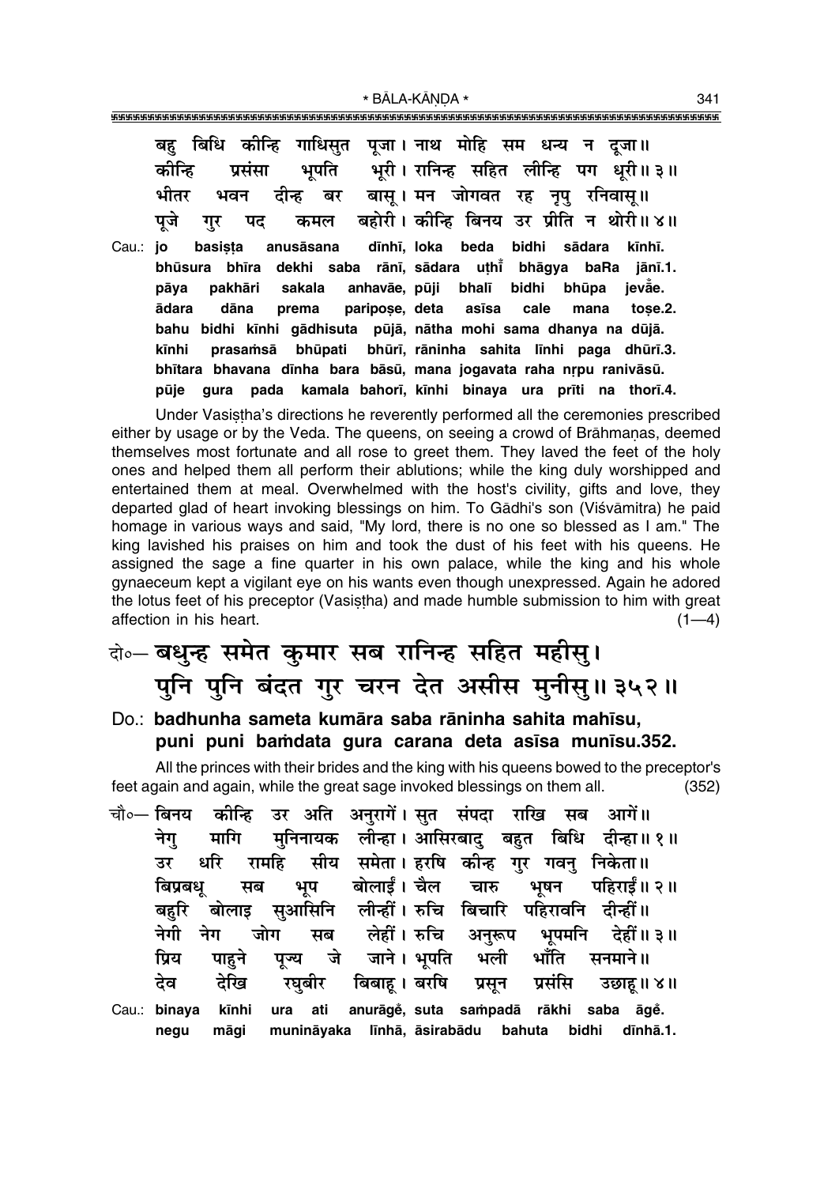बहु बिधि कीन्हि गाधिसुत पूजा। नाथ मोहि सम धन्य न दूजा॥
कीन्हि प्रसंसा भूपति भूरी। रानिन्ह सहित लीन्हि पग धूरी॥ ३॥
भीतर भवन दीन्ह बर बासू। मन जोगवत रह नृपु रनिवासू॥
पूजे गुर पद कमल बहोरी। कीन्हि बिनय उर प्रीति न थोरी॥ ४॥

Cau.: **jo basiṣṭa anusāsana dīnhī, loka beda bidhi sādara kīnhī.**
**bhūsura bhīra dekhi saba rānī, sādara uṭhī̃ bhāgya baRa jānī.1.**
**pāya pakhāri sakala anhavāe, pūji bhalī bidhi bhūpa jevā̃e.**
**ādara dāna prema paripoṣe, deta asīsa cale mana toṣe.2.**
**bahu bidhi kīnhi gādhisuta pūjā, nātha mohi sama dhanya na dūjā.**
**kīnhi prasaṁsā bhūpati bhūrī, rāninha sahita līnhi paga dhūrī.3.**
**bhītara bhavana dīnha bara bāsū, mana jogavata raha nṛpu ranivāsū.**
**pūje gura pada kamala bahorī, kīnhi binaya ura prīti na thorī.4.**

Under Vasiṣṭha's directions he reverently performed all the ceremonies prescribed either by usage or by the Veda. The queens, on seeing a crowd of Brāhmaṇas, deemed themselves most fortunate and all rose to greet them. They laved the feet of the holy ones and helped them all perform their ablutions; while the king duly worshipped and entertained them at meal. Overwhelmed with the host's civility, gifts and love, they departed glad of heart invoking blessings on him. To Gādhi's son (Viśvāmitra) he paid homage in various ways and said, "My lord, there is no one so blessed as I am." The king lavished his praises on him and took the dust of his feet with his queens. He assigned the sage a fine quarter in his own palace, while the king and his whole gynaeceum kept a vigilant eye on his wants even though unexpressed. Again he adored the lotus feet of his preceptor (Vasiṣṭha) and made humble submission to him with great affection in his heart. (1—4)

## दो०— बधुन्ह समेत कुमार सब रानिन्ह सहित महीसु। पुनि पुनि बंदत गुर चरन देत असीस मुनीसु॥ ३५२॥

### Do.: badhunha sameta kumāra saba rāninha sahita mahīsu, puni puni baṁdata gura carana deta asīsa munīsu.352.

All the princes with their brides and the king with his queens bowed to the preceptor's feet again and again, while the great sage invoked blessings on them all. (352)

चौ०— बिनय कीन्हि उर अति अनुरागें। सुत संपदा राखि सब आगें॥
नेगु मागि मुनिनायक लीन्हा। आसिरबादु बहुत बिधि दीन्हा॥ १॥
उर धरि रामहि सीय समेता। हरषि कीन्ह गुर गवनु निकेता॥
बिप्रबधू सब भूप बोलाईं। चैल चारु भूषन पहिराईं॥ २॥
बहुरि बोलाइ सुआसिनि लीन्हीं। रुचि बिचारि पहिरावनि दीन्हीं॥
नेगी नेग जोग सब लेहीं। रुचि अनुरूप भूपमनि देहीं॥ ३॥
प्रिय पाहुने पूज्य जे जाने। भूपति भली भाँति सनमाने॥
देव देखि रघुबीर बिबाहू। बरषि प्रसून प्रसंसि उछाहू॥ ४॥

Cau.: **binaya kīnhi ura ati anurāgẽ, suta saṁpadā rākhi saba āgẽ.**
**negu māgi munināyaka līnhā, āsirabādu bahuta bidhi dīnhā.1.**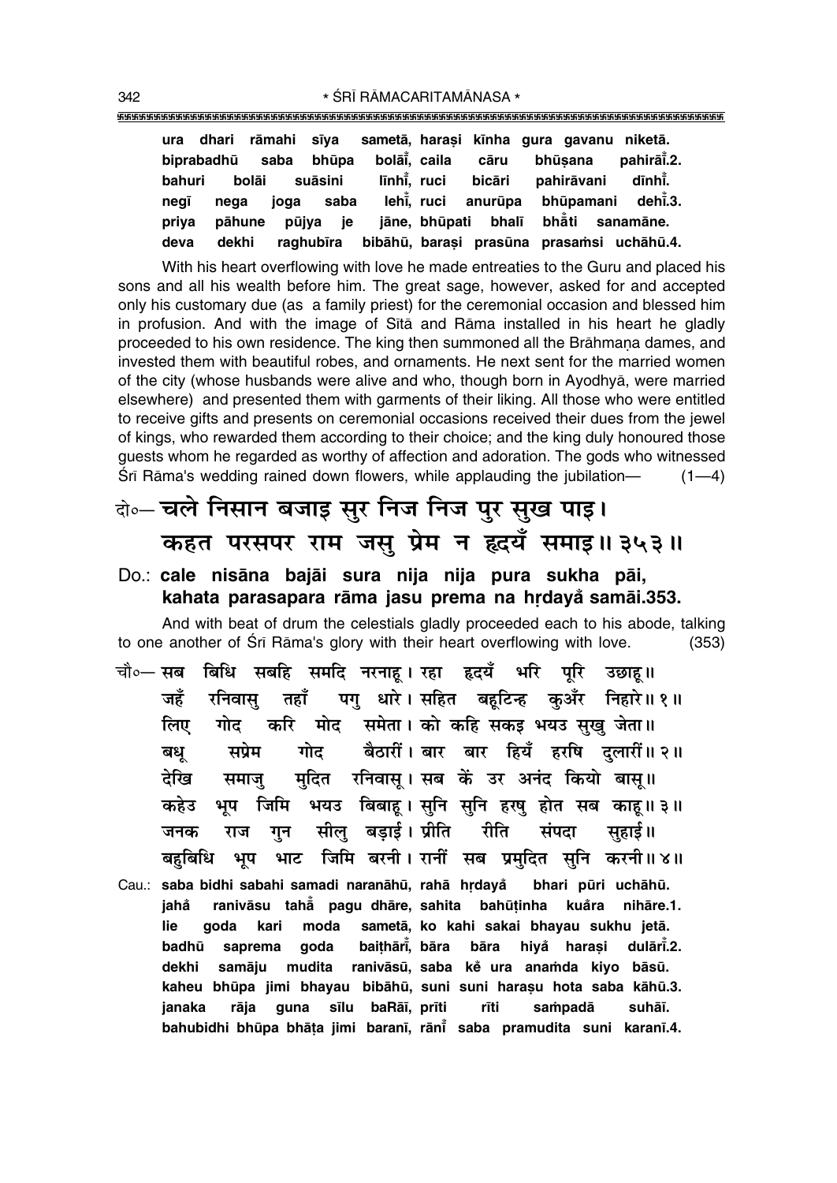ura dhari rāmahi sīya sametā, haraṣi kīnha gura gavanu niketā.
biprabadhū saba bhūpa bolāī̐, caila cāru bhūṣana pahirāī̐.2.
bahuri bolāi suāsini līnhī̐, ruci bicāri pahirāvani dīnhī̐.
negī nega joga saba lehī̐, ruci anurūpa bhūpamani dehī̐.3.
priya pāhune pūjya je jāne, bhūpati bhalī bhā̐ti sanamāne.
deva dekhi raghubīra bibāhū, baraṣi prasūna prasaṁsi uchāhū.4.

With his heart overflowing with love he made entreaties to the Guru and placed his sons and all his wealth before him. The great sage, however, asked for and accepted only his customary due (as a family priest) for the ceremonial occasion and blessed him in profusion. And with the image of Sītā and Rāma installed in his heart he gladly proceeded to his own residence. The king then summoned all the Brāhmaṇa dames, and invested them with beautiful robes, and ornaments. He next sent for the married women of the city (whose husbands were alive and who, though born in Ayodhyā, were married elsewhere) and presented them with garments of their liking. All those who were entitled to receive gifts and presents on ceremonial occasions received their dues from the jewel of kings, who rewarded them according to their choice; and the king duly honoured those guests whom he regarded as worthy of affection and adoration. The gods who witnessed Śrī Rāma's wedding rained down flowers, while applauding the jubilation— (1—4)

दो०— चले निसान बजाइ सुर निज निज पुर सुख पाइ।
कहत परसपर राम जसु प्रेम न हृदयँ समाइ॥ ३५३॥

Do.: **cale nisāna bajāi sura nija nija pura sukha pāi,**
**kahata parasapara rāma jasu prema na hṛdayā̐ samāi.353.**

And with beat of drum the celestials gladly proceeded each to his abode, talking to one another of Śrī Rāma's glory with their heart overflowing with love. (353)

चौ०— सब बिधि सबहि समदि नरनाहू। रहा हृदयँ भरि पूरि उछाहू॥
जहँ रनिवासु तहाँ पगु धारे। सहित बहूटिन्ह कुअँर निहारे॥ १॥
लिए गोद करि मोद समेता। को कहि सकइ भयउ सुखु जेता॥
बधू सप्रेम गोद बैठारीं। बार बार हियँ हरषि दुलारीं॥ २॥
देखि समाजु मुदित रनिवासू। सब कें उर अनंद कियो बासू॥
कहेउ भूप जिमि भयउ बिबाहू। सुनि सुनि हरषु होत सब काहू॥ ३॥
जनक राज गुन सीलु बड़ाई। प्रीति रीति संपदा सुहाई॥
बहुबिधि भूप भाट जिमि बरनी। रानीं सब प्रमुदित सुनि करनी॥ ४॥

Cau.: **saba bidhi sabahi samadi naranāhū, rahā hṛdayā̐ bhari pūri uchāhū.**
**jahā̐ ranivāsu tahā̐ pagu dhāre, sahita bahūṭinha kuā̐ra nihāre.1.**
**lie goda kari moda sametā, ko kahi sakai bhayau sukhu jetā.**
**badhū saprema goda baiṭhārī̐, bāra bāra hiyā̐ haraṣi dulārī̐.2.**
**dekhi samāju mudita ranivāsū, saba kē̐ ura anaṁda kiyo bāsū.**
**kaheu bhūpa jimi bhayau bibāhū, suni suni haraṣu hota saba kāhū.3.**
**janaka rāja guna sīlu baRāī, prīti rīti saṁpadā suhāī.**
**bahubidhi bhūpa bhāṭa jimi baranī, rānī̐ saba pramudita suni karanī.4.**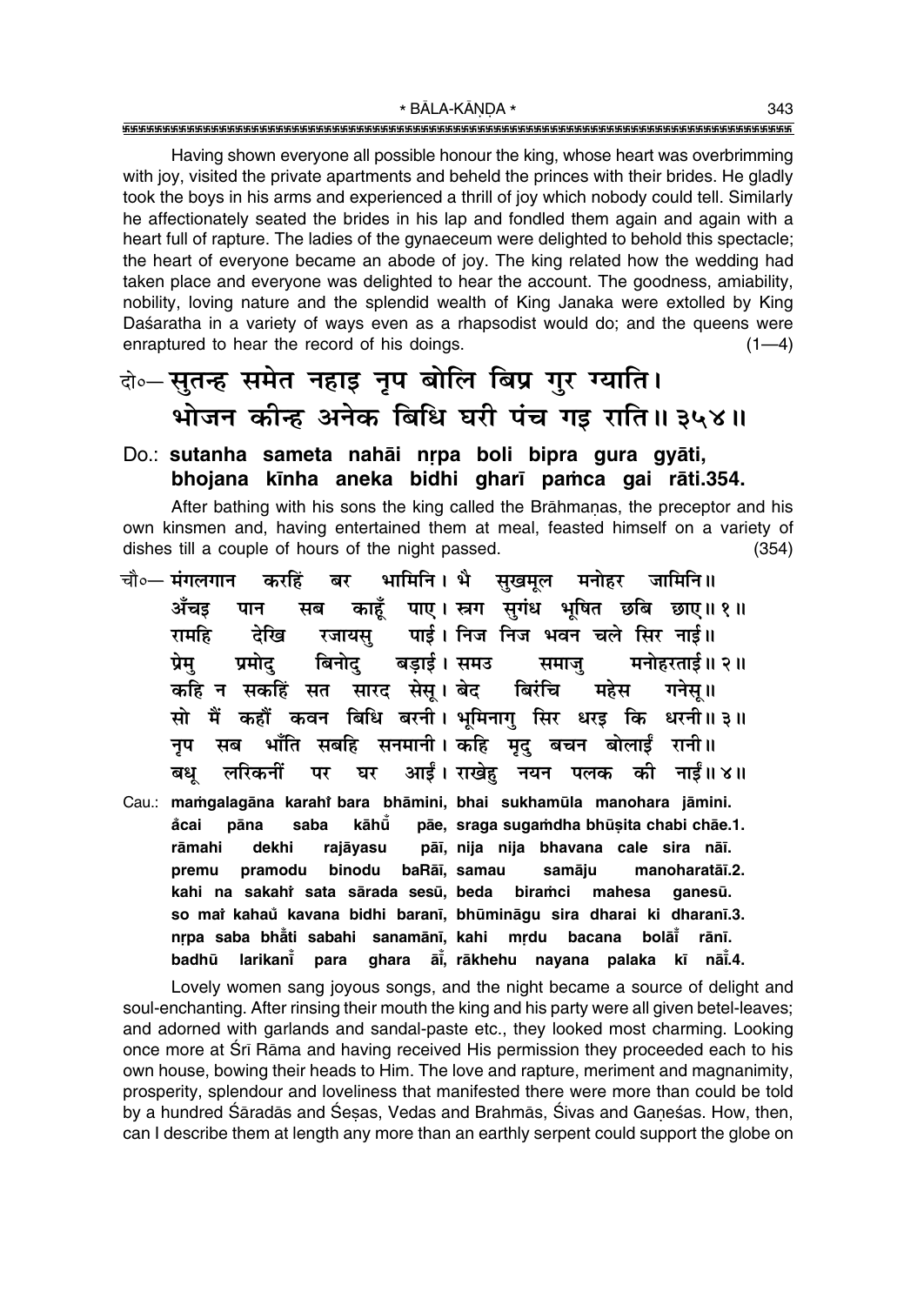Having shown everyone all possible honour the king, whose heart was overbrimming with joy, visited the private apartments and beheld the princes with their brides. He gladly took the boys in his arms and experienced a thrill of joy which nobody could tell. Similarly he affectionately seated the brides in his lap and fondled them again and again with a heart full of rapture. The ladies of the gynaeceum were delighted to behold this spectacle; the heart of everyone became an abode of joy. The king related how the wedding had taken place and everyone was delighted to hear the account. The goodness, amiability, nobility, loving nature and the splendid wealth of King Janaka were extolled by King Daśaratha in a variety of ways even as a rhapsodist would do; and the queens were enraptured to hear the record of his doings. (1—4)

## दो०— सुतन्ह समेत नहाइ नृप बोलि बिप्र गुर ग्याति। भोजन कीन्ह अनेक बिधि घरी पंच गइ राति॥ ३५४॥

**Do.: sutanha sameta nahāi nṛpa boli bipra gura gyāti, bhojana kīnha aneka bidhi gharī paṁca gai rāti.354.**

After bathing with his sons the king called the Brāhmaṇas, the preceptor and his own kinsmen and, having entertained them at meal, feasted himself on a variety of dishes till a couple of hours of the night passed. (354)

चौ०— मंगलगान करहिं बर भामिनि। भै सुखमूल मनोहर जामिनि॥
अँचइ पान सब काहूँ पाए। स्त्रग सुगंध भूषित छबि छाए॥ १॥
रामहि देखि रजायसु पाई। निज निज भवन चले सिर नाई॥
प्रेमु प्रमोदु बिनोदु बड़ाई। समउ समाजु मनोहरताई॥ २॥
कहि न सकहिं सत सारद सेसू। बेद बिरंचि महेस गनेसू॥
सो मैं कहौं कवन बिधि बरनी। भूमिनागु सिर धरइ कि धरनी॥ ३॥
नृप सब भाँति सबहि सनमानी। कहि मृदु बचन बोलाईं रानी॥
बधू लरिकनीं पर घर आईं। राखेहु नयन पलक की नाईं॥ ४॥

**Cau.: maṁgalagāna karahiṁ bara bhāmini, bhai sukhamūla manohara jāmini.
aँcai pāna saba kāhū̐ pāe, sraga sugaṁdha bhūṣita chabi chāe.1.
rāmahi dekhi rajāyasu pāī, nija nija bhavana cale sira nāī.
premu pramodu binodu baRāī, samau samāju manoharatāī.2.
kahi na sakahiṁ sata sārada sesū, beda biraṁci mahesa ganesū.
so maiṁ kahau̐ kavana bidhi baranī, bhūmināgu sira dharai ki dharanī.3.
nṛpa saba bhā̐ti sabahi sanamānī, kahi mṛdu bacana bolāī̐ rānī.
badhū larikanī̐ para ghara āī̐, rākhehu nayana palaka kī nāī̐.4.**

Lovely women sang joyous songs, and the night became a source of delight and soul-enchanting. After rinsing their mouth the king and his party were all given betel-leaves; and adorned with garlands and sandal-paste etc., they looked most charming. Looking once more at Śrī Rāma and having received His permission they proceeded each to his own house, bowing their heads to Him. The love and rapture, meriment and magnanimity, prosperity, splendour and loveliness that manifested there were more than could be told by a hundred Śāradās and Śeṣas, Vedas and Brahmās, Śivas and Gaṇeśas. How, then, can I describe them at length any more than an earthly serpent could support the globe on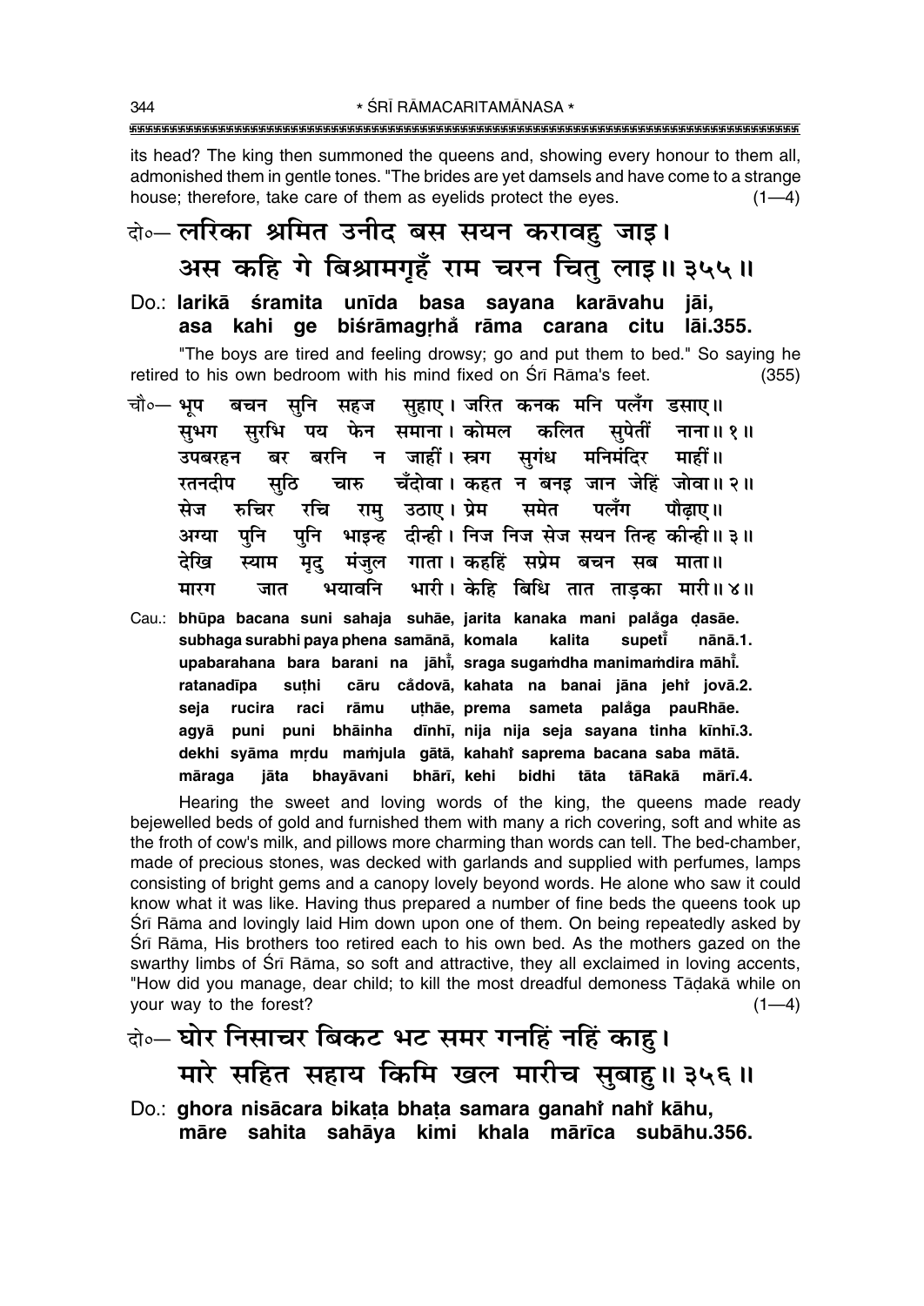its head? The king then summoned the queens and, showing every honour to them all, admonished them in gentle tones. "The brides are yet damsels and have come to a strange house; therefore, take care of them as eyelids protect the eyes. (1—4)

दो०— लरिका श्रमित उनीद बस सयन करावहु जाइ।
अस कहि गे बिश्रामगृहँ राम चरन चितु लाइ॥ ३५५॥

Do.: **larikā śramita unīda basa sayana karāvahu jāi,**
**asa kahi ge biśrāmagṛhå̐ rāma carana citu lāi.355.**

"The boys are tired and feeling drowsy; go and put them to bed." So saying he retired to his own bedroom with his mind fixed on Śrī Rāma's feet. (355)

चौ०— भूप बचन सुनि सहज सुहाए। जरित कनक मनि पलँग डसाए॥
सुभग सुरभि पय फेन समाना। कोमल कलित सुपेतीं नाना॥ १॥
उपबरहन बर बरनि न जाहीं। स्रग सुगंध मनिमंदिर माहीं॥
रतनदीप सुठि चारु चँदोवा। कहत न बनइ जान जेहिं जोवा॥ २॥
सेज रुचिर रचि रामु उठाए। प्रेम समेत पलँग पौढ़ाए॥
अग्या पुनि पुनि भाइन्ह दीन्ही। निज निज सेज सयन तिन्ह कीन्ही॥ ३॥
देखि स्याम मृदु मंजुल गाता। कहहिं सप्रेम बचन सब माता॥
मारग जात भयावनि भारी। केहि बिधि तात ताड़का मारी॥ ४॥

Cau.: **bhūpa bacana suni sahaja suhāe, jarita kanaka mani palå̐ga ḍasāe.**
**subhaga surabhi paya phena samānā, komala kalita supetī̐ nānā.1.**
**upabarahana bara barani na jāhī̐, sraga sugaṁdha manimaṁdira māhī̐.**
**ratanadīpa suṭhi cāru cå̐dovā, kahata na banai jāna jehi̐ jovā.2.**
**seja rucira raci rāmu uṭhāe, prema sameta palå̐ga pauRhāe.**
**agyā puni puni bhāinha dīnhī, nija nija seja sayana tinha kīnhī.3.**
**dekhi syāma mṛdu maṁjula gātā, kahahi̐ saprema bacana saba mātā.**
**māraga jāta bhayāvani bhārī, kehi bidhi tāta tāRakā mārī.4.**

Hearing the sweet and loving words of the king, the queens made ready bejewelled beds of gold and furnished them with many a rich covering, soft and white as the froth of cow's milk, and pillows more charming than words can tell. The bed-chamber, made of precious stones, was decked with garlands and supplied with perfumes, lamps consisting of bright gems and a canopy lovely beyond words. He alone who saw it could know what it was like. Having thus prepared a number of fine beds the queens took up Śrī Rāma and lovingly laid Him down upon one of them. On being repeatedly asked by Śrī Rāma, His brothers too retired each to his own bed. As the mothers gazed on the swarthy limbs of Śrī Rāma, so soft and attractive, they all exclaimed in loving accents, "How did you manage, dear child; to kill the most dreadful demoness Tāḍakā while on your way to the forest? (1—4)

दो०— घोर निसाचर बिकट भट समर गनहिं नहिं काहु।
मारे सहित सहाय किमि खल मारीच सुबाहु॥ ३५६॥

Do.: **ghora nisācara bikaṭa bhaṭa samara ganahi̐ nahi̐ kāhu,**
**māre sahita sahāya kimi khala mārīca subāhu.356.**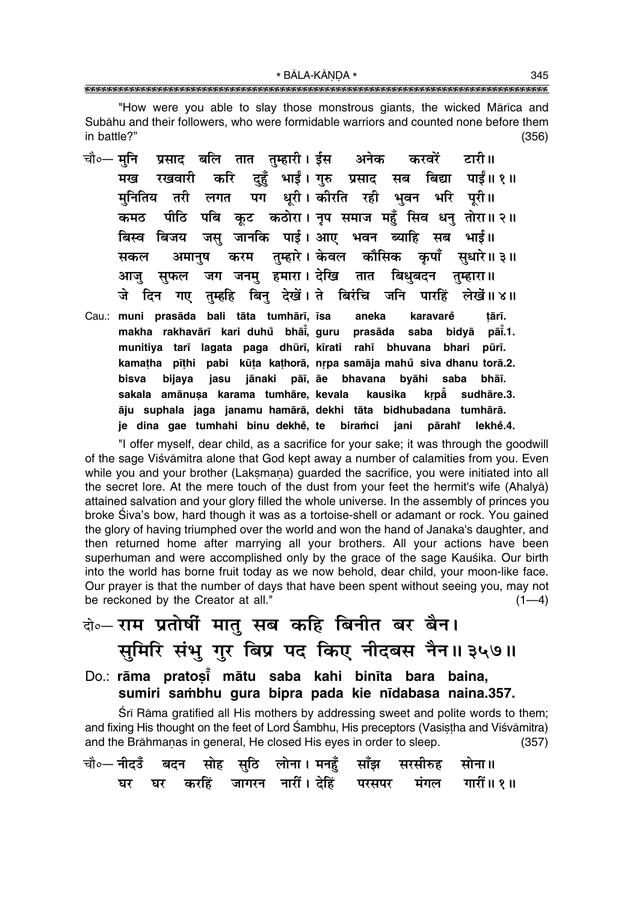"How were you able to slay those monstrous giants, the wicked Mārīca and Subāhu and their followers, who were formidable warriors and counted none before them in battle?" (356)

चौ०— मुनि प्रसाद बलि तात तुम्हारी। ईस अनेक करवरें टारी॥
मख रखवारी करि दुहुँ भाईं। गुरु प्रसाद सब बिद्या पाईं॥ १॥
मुनितिय तरी लगत पग धूरी। कीरति रही भुवन भरि पूरी॥
कमठ पीठि पबि कूट कठोरा। नृप समाज महुँ सिव धनु तोरा॥ २॥
बिस्व बिजय जसु जानकि पाई। आए भवन ब्याहि सब भाई॥
सकल अमानुष करम तुम्हारे। केवल कौसिक कृपाँ सुधारे॥ ३॥
आजु सुफल जग जनमु हमारा। देखि तात बिधुबदन तुम्हारा॥
जे दिन गए तुम्हहि बिनु देखें। ते बिरंचि जनि पारहिं लेखें॥ ४॥

Cau.: muni prasāda bali tāta tumhārī, īsa aneka karavarẽ ṭārī.
makha rakhavārī kari duhũ bhāī̃, guru prasāda saba bidyā pāī̃.1.
munitiya tarī lagata paga dhūrī, kīrati rahī bhuvana bhari pūrī.
kamaṭha pīṭhi pabi kūṭa kaṭhorā, nṛpa samāja mahũ siva dhanu torā.2.
bisva bijaya jasu jānaki pāī, āe bhavana byāhi saba bhāī.
sakala amānuṣa karama tumhāre, kevala kausika kṛpā̃ sudhāre.3.
āju suphala jaga janamu hamārā, dekhi tāta bidhubadana tumhārā.
je dina gae tumhahi binu dekhẽ, te biraṁci jani pārahĩ lekhẽ.4.

"I offer myself, dear child, as a sacrifice for your sake; it was through the goodwill of the sage Viśvāmitra alone that God kept away a number of calamities from you. Even while you and your brother (Lakṣmaṇa) guarded the sacrifice, you were initiated into all the secret lore. At the mere touch of the dust from your feet the hermit's wife (Ahalyā) attained salvation and your glory filled the whole universe. In the assembly of princes you broke Śiva's bow, hard though it was as a tortoise-shell or adamant or rock. You gained the glory of having triumphed over the world and won the hand of Janaka's daughter, and then returned home after marrying all your brothers. All your actions have been superhuman and were accomplished only by the grace of the sage Kauśika. Our birth into the world has borne fruit today as we now behold, dear child, your moon-like face. Our prayer is that the number of days that have been spent without seeing you, may not be reckoned by the Creator at all." (1—4)

दो०— राम प्रतोषीं मातु सब कहि बिनीत बर बैन।
सुमिरि संभु गुर बिप्र पद किए नीदबस नैन॥ ३५७॥

Do.: rāma pratoṣī̃ mātu saba kahi binīta bara baina,
sumiri saṁbhu gura bipra pada kie nīdabasa naina.357.

Śrī Rāma gratified all His mothers by addressing sweet and polite words to them; and fixing His thought on the feet of Lord Śambhu, His preceptors (Vasiṣṭha and Viśvāmitra) and the Brāhmaṇas in general, He closed His eyes in order to sleep. (357)

चौ०— नीदउँ बदन सोह सुठि लोना। मनहुँ साँझ सरसीरुह सोना॥
घर घर करहिं जागरन नारीं। देहिं परसपर मंगल गारीं॥ १॥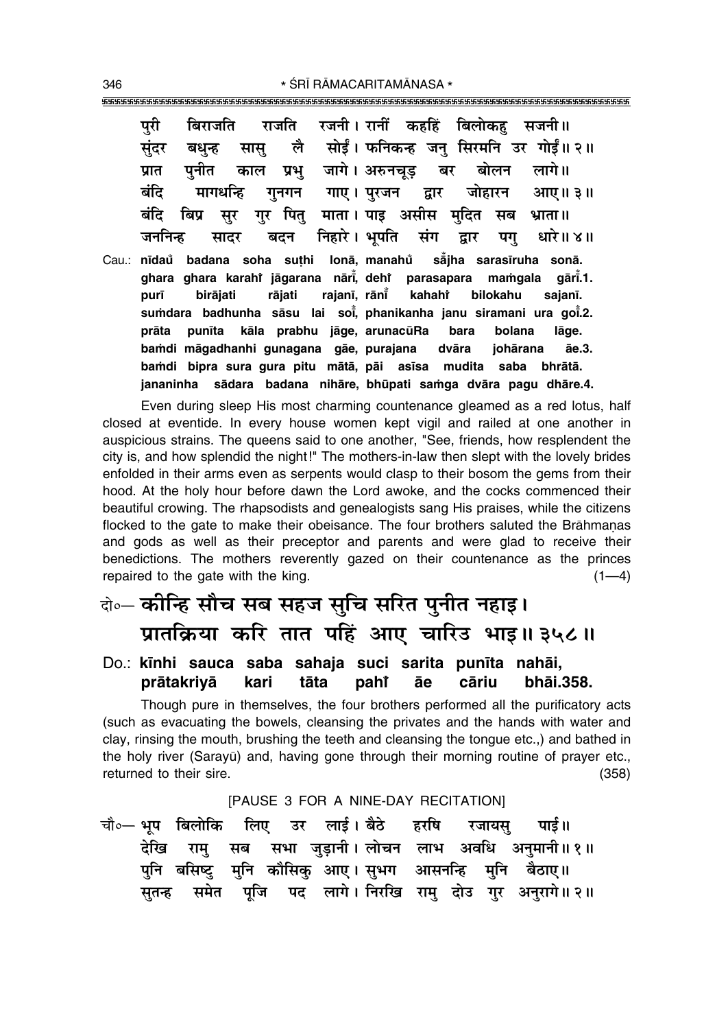पुरी बिराजति राजति रजनी। रानीं कहहिं बिलोकहु सजनी॥
सुंदर बधुन्ह सासु लै सोईं। फनिकन्ह जनु सिरमनि उर गोईं॥ २॥
प्रात पुनीत काल प्रभु जागे। अरुनचूड़ बर बोलन लागे॥
बंदि मागधन्हि गुनगन गाए। पुरजन द्वार जोहारन आए॥ ३॥
बंदि बिप्र सुर गुर पितु माता। पाइ असीस मुदित सब भ्राता॥
जननिन्ह सादर बदन निहारे। भूपति संग द्वार पगु धारे॥ ४॥

Cau.: nīdau̐ badana soha suṭhi lonā, manahu̐ sa̐jha sarasīruha sonā.
ghara ghara karahiṁ jāgarana nārīṁ, dehiṁ parasapara maṁgala gārīṁ.1.
purī birājati rājati rajanī, rānīṁ kahahiṁ bilokahu sajanī.
suṁdara badhunha sāsu lai soīṁ, phanikanha janu siramani ura goīṁ.2.
prāta punīta kāla prabhu jāge, arunacūRa bara bolana lāge.
baṁdi māgadhanhi gunagana gāe, purajana dvāra johārana āe.3.
baṁdi bipra sura gura pitu mātā, pāi asīsa mudita saba bhrātā.
jananinha sādara badana nihāre, bhūpati saṁga dvāra pagu dhāre.4.

Even during sleep His most charming countenance gleamed as a red lotus, half closed at eventide. In every house women kept vigil and railed at one another in auspicious strains. The queens said to one another, "See, friends, how resplendent the city is, and how splendid the night!" The mothers-in-law then slept with the lovely brides enfolded in their arms even as serpents would clasp to their bosom the gems from their hood. At the holy hour before dawn the Lord awoke, and the cocks commenced their beautiful crowing. The rhapsodists and genealogists sang His praises, while the citizens flocked to the gate to make their obeisance. The four brothers saluted the Brāhmaṇas and gods as well as their preceptor and parents and were glad to receive their benedictions. The mothers reverently gazed on their countenance as the princes repaired to the gate with the king. (1—4)

दो०— कीन्हि सौच सब सहज सुचि सरित पुनीत नहाइ।
प्रातक्रिया करि तात पहिं आए चारिउ भाइ॥ ३५८॥

Do.: kīnhi sauca saba sahaja suci sarita punīta nahāi,
prātakriyā kari tāta pahiṁ āe cāriu bhāi.358.

Though pure in themselves, the four brothers performed all the purificatory acts (such as evacuating the bowels, cleansing the privates and the hands with water and clay, rinsing the mouth, brushing the teeth and cleansing the tongue etc.,) and bathed in the holy river (Sarayū) and, having gone through their morning routine of prayer etc., returned to their sire. (358)

[PAUSE 3 FOR A NINE-DAY RECITATION]

चौ०— भूप बिलोकि लिए उर लाई। बैठे हरषि रजायसु पाई॥
देखि रामु सब सभा जुड़ानी। लोचन लाभ अवधि अनुमानी॥ १॥
पुनि बसिष्टु मुनि कौसिकु आए। सुभग आसनन्हि मुनि बैठाए॥
सुतन्ह समेत पूजि पद लागे। निरखि रामु दोउ गुर अनुरागे॥ २॥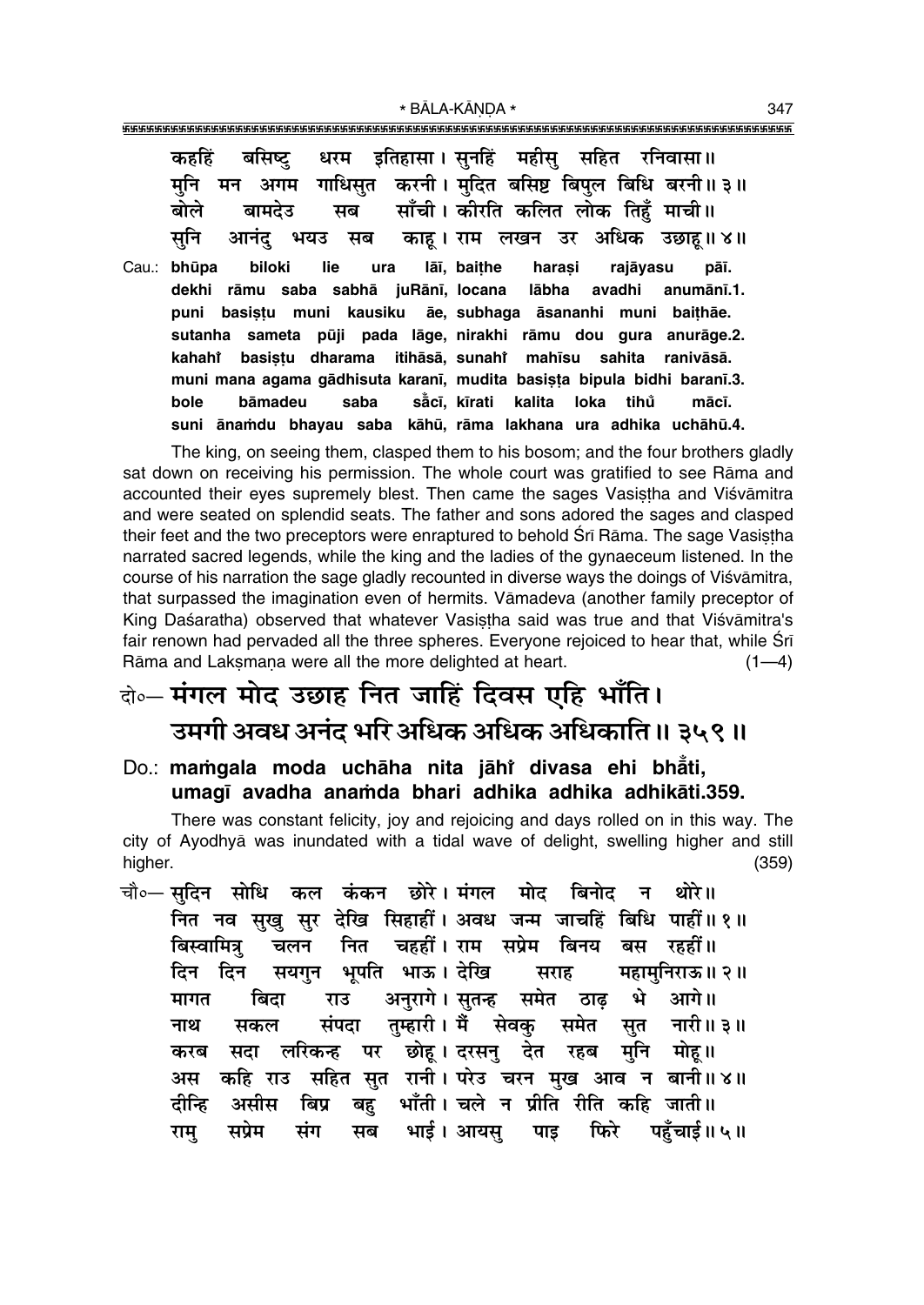कहहिं बसिष्टु धरम इतिहासा। सुनहिं महीसु सहित रनिवासा॥
मुनि मन अगम गाधिसुत करनी। मुदित बसिष्ट बिपुल बिधि बरनी॥ ३॥
बोले बामदेउ सब साँची। कीरति कलित लोक तिहुँ माची॥
सुनि आनंदु भयउ सब काहू। राम लखन उर अधिक उछाहू॥ ४॥

Cau.: **bhūpa biloki lie ura lāī, baiṭhe harasi rajāyasu pāī.**
**dekhi rāmu saba sabhā juRānī, locana lābha avadhi anumānī.1.**
**puni basiṣṭu muni kausiku āe, subhaga āsananhi muni baiṭhāe.**
**sutanha sameta pūji pada lāge, nirakhi rāmu dou gura anurāge.2.**
**kahahiṁ basiṣṭu dharama itihāsā, sunahiṁ mahīsu sahita ranivāsā.**
**muni mana agama gādhisuta karanī, mudita basiṣṭa bipula bidhi baranī.3.**
**bole bāmadeu saba sācī, kīrati kalita loka tihū̐ mācī.**
**suni ānaṁdu bhayau saba kāhū, rāma lakhana ura adhika uchāhū.4.**

The king, on seeing them, clasped them to his bosom; and the four brothers gladly sat down on receiving his permission. The whole court was gratified to see Rāma and accounted their eyes supremely blest. Then came the sages Vasiṣṭha and Viśvāmitra and were seated on splendid seats. The father and sons adored the sages and clasped their feet and the two preceptors were enraptured to behold Śrī Rāma. The sage Vasiṣṭha narrated sacred legends, while the king and the ladies of the gynaeceum listened. In the course of his narration the sage gladly recounted in diverse ways the doings of Viśvāmitra, that surpassed the imagination even of hermits. Vāmadeva (another family preceptor of King Daśaratha) observed that whatever Vasiṣṭha said was true and that Viśvāmitra's fair renown had pervaded all the three spheres. Everyone rejoiced to hear that, while Śrī Rāma and Lakṣmaṇa were all the more delighted at heart. (1—4)

दो०— मंगल मोद उछाह नित जाहिं दिवस एहि भाँति।
उमगी अवध अनंद भरि अधिक अधिक अधिकाति॥ ३५९॥

Do.: **maṁgala moda uchāha nita jāhiṁ divasa ehi bhā̐ti,**
**umagī avadha anaṁda bhari adhika adhika adhikāti.359.**

There was constant felicity, joy and rejoicing and days rolled on in this way. The city of Ayodhyā was inundated with a tidal wave of delight, swelling higher and still higher. (359)

चौ०— सुदिन सोधि कल कंकन छोरे। मंगल मोद बिनोद न थोरे॥
नित नव सुखु सुर देखि सिहाहीं। अवध जन्म जाचहिं बिधि पाहीं॥ १॥
बिस्वामित्रु चलन नित चहहीं। राम सप्रेम बिनय बस रहहीं॥
दिन दिन सयगुन भूपति भाऊ। देखि सराह महामुनिराऊ॥ २॥
मागत बिदा राउ अनुरागे। सुतन्ह समेत ठाढ़ भे आगे॥
नाथ सकल संपदा तुम्हारी। मैं सेवकु समेत सुत नारी॥ ३॥
करब सदा लरिकन्ह पर छोहू। दरसनु देत रहब मुनि मोहू॥
अस कहि राउ सहित सुत रानी। परेउ चरन मुख आव न बानी॥ ४॥
दीन्हि असीस बिप्र बहु भाँती। चले न प्रीति रीति कहि जाती॥
रामु सप्रेम संग सब भाई। आयसु पाइ फिरे पहुँचाई॥ ५॥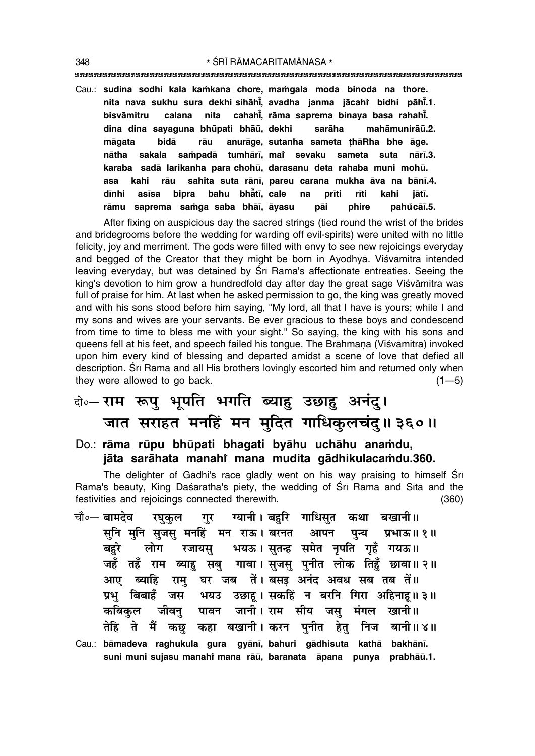Cau.: **sudina sodhi kala kaṁkana chore, maṁgala moda binoda na thore.**
**nita nava sukhu sura dekhi sihāhi̐, avadha janma jācahi̐ bidhi pāhi̐.1.**
**bisvāmitru calana nita cahahi̐, rāma saprema binaya basa rahahi̐.**
**dina dina sayaguna bhūpati bhāū, dekhi sarāha mahāmunirāū.2.**
**māgata bidā rāu anurāge, sutanha sameta ṭhāRha bhe āge.**
**nātha sakala saṁpadā tumhārī, mai̐ sevaku sameta suta nārī.3.**
**karaba sadā larikanha para chohū, darasanu deta rahaba muni mohū.**
**asa kahi rāu sahita suta rānī, pareu carana mukha āva na bānī.4.**
**dīnhi asīsa bipra bahu bhā̐tī, cale na prīti rīti kahi jātī.**
**rāmu saprema saṁga saba bhāī, āyasu pāi phire pahu̐cāī.5.**

After fixing on auspicious day the sacred strings (tied round the wrist of the brides and bridegrooms before the wedding for warding off evil-spirits) were united with no little felicity, joy and merriment. The gods were filled with envy to see new rejoicings everyday and begged of the Creator that they might be born in Ayodhyā. Viśvāmitra intended leaving everyday, but was detained by Śrī Rāma's affectionate entreaties. Seeing the king's devotion to him grow a hundredfold day after day the great sage Viśvāmitra was full of praise for him. At last when he asked permission to go, the king was greatly moved and with his sons stood before him saying, "My lord, all that I have is yours; while I and my sons and wives are your servants. Be ever gracious to these boys and condescend from time to time to bless me with your sight." So saying, the king with his sons and queens fell at his feet, and speech failed his tongue. The Brāhmaṇa (Viśvāmitra) invoked upon him every kind of blessing and departed amidst a scene of love that defied all description. Śrī Rāma and all His brothers lovingly escorted him and returned only when they were allowed to go back. (1—5)

## दो०— राम रूपु भूपति भगति ब्याहु उछाहु अनंदु। जात सराहत मनहिं मन मुदित गाधिकुलचंदु॥ ३६०॥

Do.: **rāma rūpu bhūpati bhagati byāhu uchāhu anaṁdu,**
**jāta sarāhata manahi̐ mana mudita gādhikulacaṁdu.360.**

The delighter of Gādhi's race gladly went on his way praising to himself Śrī Rāma's beauty, King Daśaratha's piety, the wedding of Śrī Rāma and Sītā and the festivities and rejoicings connected therewith. (360)

चौ०— बामदेव रघुकुल गुर ग्यानी। बहुरि गाधिसुत कथा बखानी॥
सुनि मुनि सुजसु मनहिं मन राऊ। बरनत आपन पुन्य प्रभाऊ॥ १॥
बहुरे लोग रजायसु भयऊ। सुतन्ह समेत नृपति गृहँ गयऊ॥
जहँ तहँ राम ब्याहु सबु गावा। सुजसु पुनीत लोक तिहुँ छावा॥ २॥
आए ब्याहि रामु घर जब तें। बसइ अनंद अवध सब तब तें॥
प्रभु बिबाहँ जस भयउ उछाहू। सकहिं न बरनि गिरा अहिनाहू॥ ३॥
कबिकुल जीवनु पावन जानी। राम सीय जसु मंगल खानी॥
तेहि ते मैं कछु कहा बखानी। करन पुनीत हेतु निज बानी॥ ४॥

Cau.: **bāmadeva raghukula gura gyānī, bahuri gādhisuta kathā bakhānī.**
**suni muni sujasu manahi̐ mana rāū, baranata āpana punya prabhāū.1.**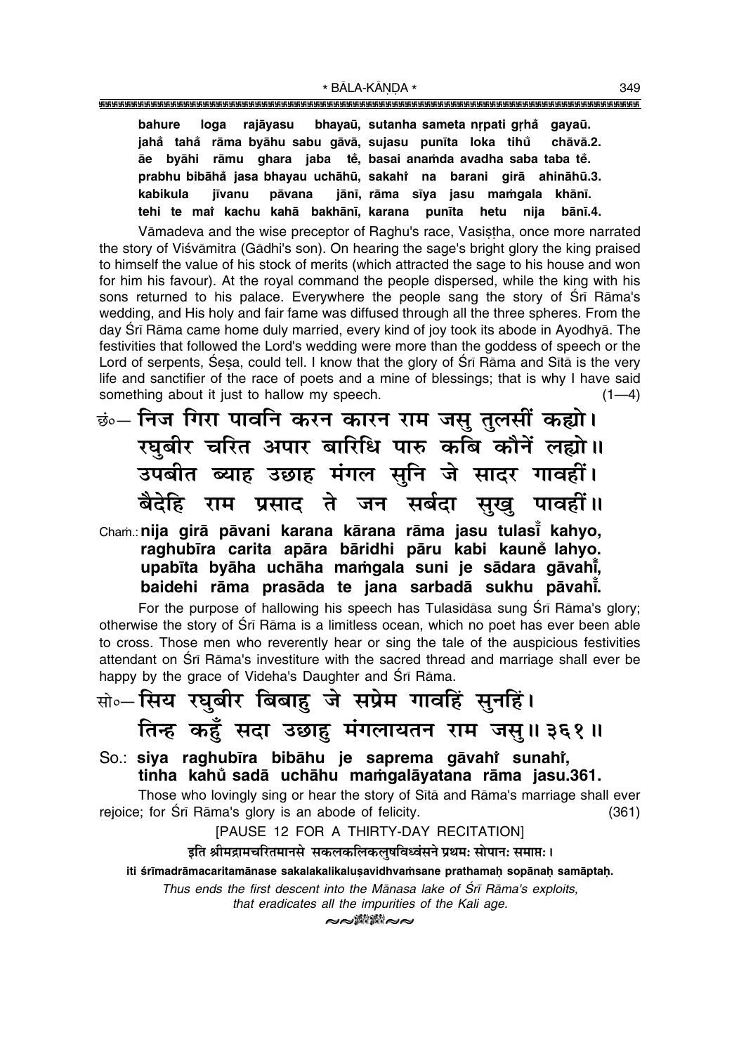**bahure loga rajāyasu bhayaū, sutanha sameta nṛpati gṛhå gayaū.**
**jahå tahå rāma byāhu sabu gāvā, sujasu punīta loka tihů chāvā.2.**
**āe byāhi rāmu ghara jaba tẽ, basai anaṁda avadha saba taba tẽ.**
**prabhu bibāhå jasa bhayau uchāhū, sakahiṁ na barani girā ahināhū.3.**
**kabikula jīvanu pāvana jānī, rāma sīya jasu maṁgala khānī.**
**tehi te maiṁ kachu kahā bakhānī, karana punīta hetu nija bānī.4.**

Vāmadeva and the wise preceptor of Raghu's race, Vasiṣṭha, once more narrated the story of Viśvāmitra (Gādhi's son). On hearing the sage's bright glory the king praised to himself the value of his stock of merits (which attracted the sage to his house and won for him his favour). At the royal command the people dispersed, while the king with his sons returned to his palace. Everywhere the people sang the story of Śrī Rāma's wedding, and His holy and fair fame was diffused through all the three spheres. From the day Śrī Rāma came home duly married, every kind of joy took its abode in Ayodhyā. The festivities that followed the Lord's wedding were more than the goddess of speech or the Lord of serpents, Śeṣa, could tell. I know that the glory of Śrī Rāma and Sītā is the very life and sanctifier of the race of poets and a mine of blessings; that is why I have said something about it just to hallow my speech. (1—4)

छं०— निज गिरा पावनि करन कारन राम जसु तुलसीं कह्यो।
रघुबीर चरित अपार बारिधि पारु कबि कौनें लह्यो॥
उपबीत ब्याह उछाह मंगल सुनि जे सादर गावहीं।
बैदेहि राम प्रसाद ते जन सर्बदा सुखु पावहीं॥

Chaṁ.: **nija girā pāvani karana kārana rāma jasu tulasī̃ kahyo,**
**raghubīra carita apāra bāridhi pāru kabi kaunẽ lahyo.**
**upabīta byāha uchāha maṁgala suni je sādara gāvahī̃,**
**baidehi rāma prasāda te jana sarbadā sukhu pāvahī̃.**

For the purpose of hallowing his speech has Tulasīdāsa sung Śrī Rāma's glory; otherwise the story of Śrī Rāma is a limitless ocean, which no poet has ever been able to cross. Those men who reverently hear or sing the tale of the auspicious festivities attendant on Śrī Rāma's investiture with the sacred thread and marriage shall ever be happy by the grace of Videha's Daughter and Śrī Rāma.

सो०— सिय रघुबीर बिबाहु जे सप्रेम गावहिं सुनहिं।
तिन्ह कहुँ सदा उछाहु मंगलायतन राम जसु॥ ३६१॥

So.: **siya raghubīra bibāhu je saprema gāvahiṁ sunahiṁ,**
**tinha kahů sadā uchāhu maṁgalāyatana rāma jasu.361.**

Those who lovingly sing or hear the story of Sītā and Rāma's marriage shall ever rejoice; for Śrī Rāma's glory is an abode of felicity. (361)

[PAUSE 12 FOR A THIRTY-DAY RECITATION]

इति श्रीमद्रामचरितमानसे सकलकलिकलुषविध्वंसने प्रथमः सोपानः समाप्तः।

**iti śrīmadrāmacaritamānase sakalakalikaluṣavidhvaṁsane prathamaḥ sopānaḥ samāptaḥ.**

*Thus ends the first descent into the Mānasa lake of Śrī Rāma's exploits, that eradicates all the impurities of the Kali age.*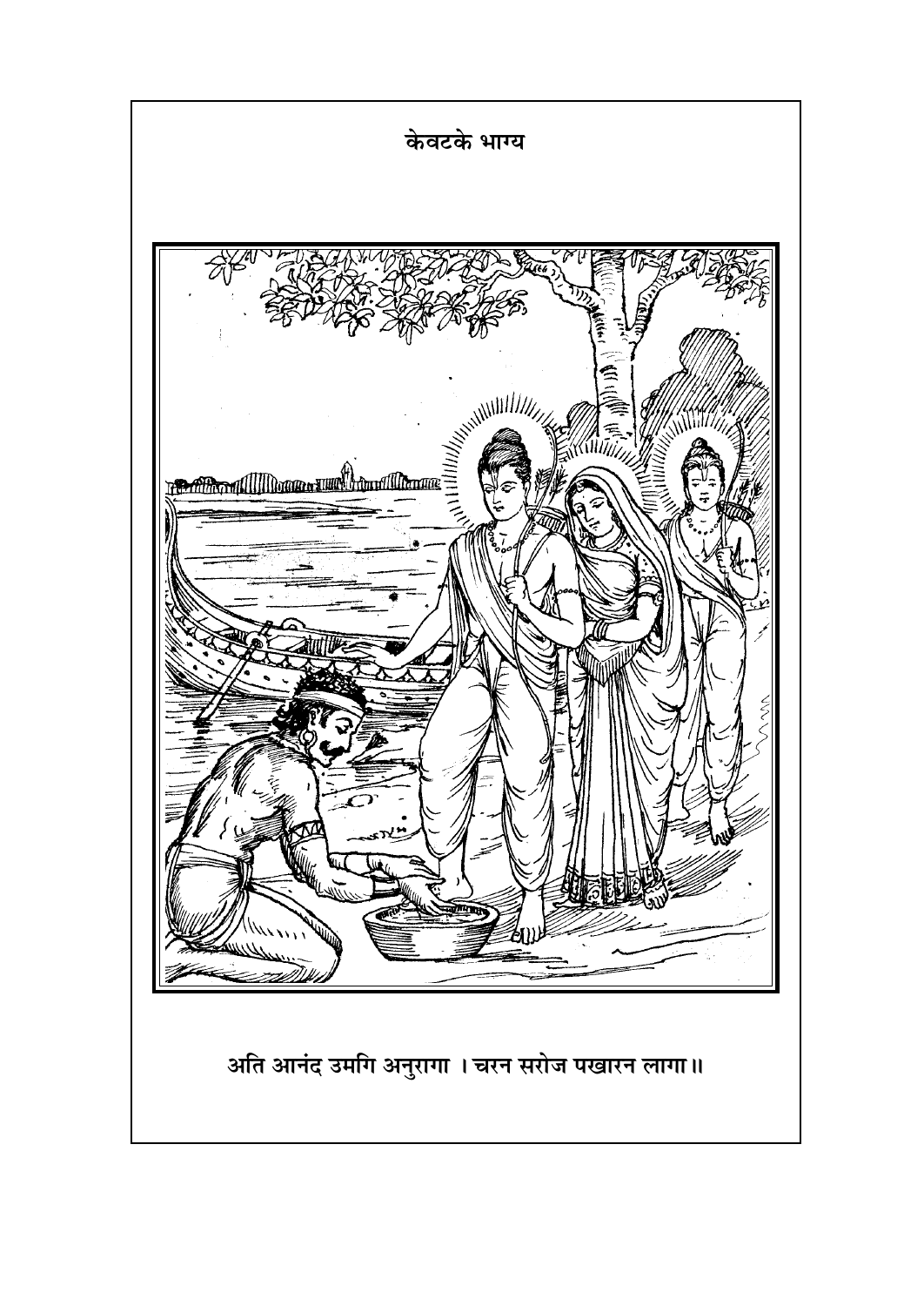# केवटके भाग्य

अति आनंद उमगि अनुरागा । चरन सरोज पखारन लागा॥